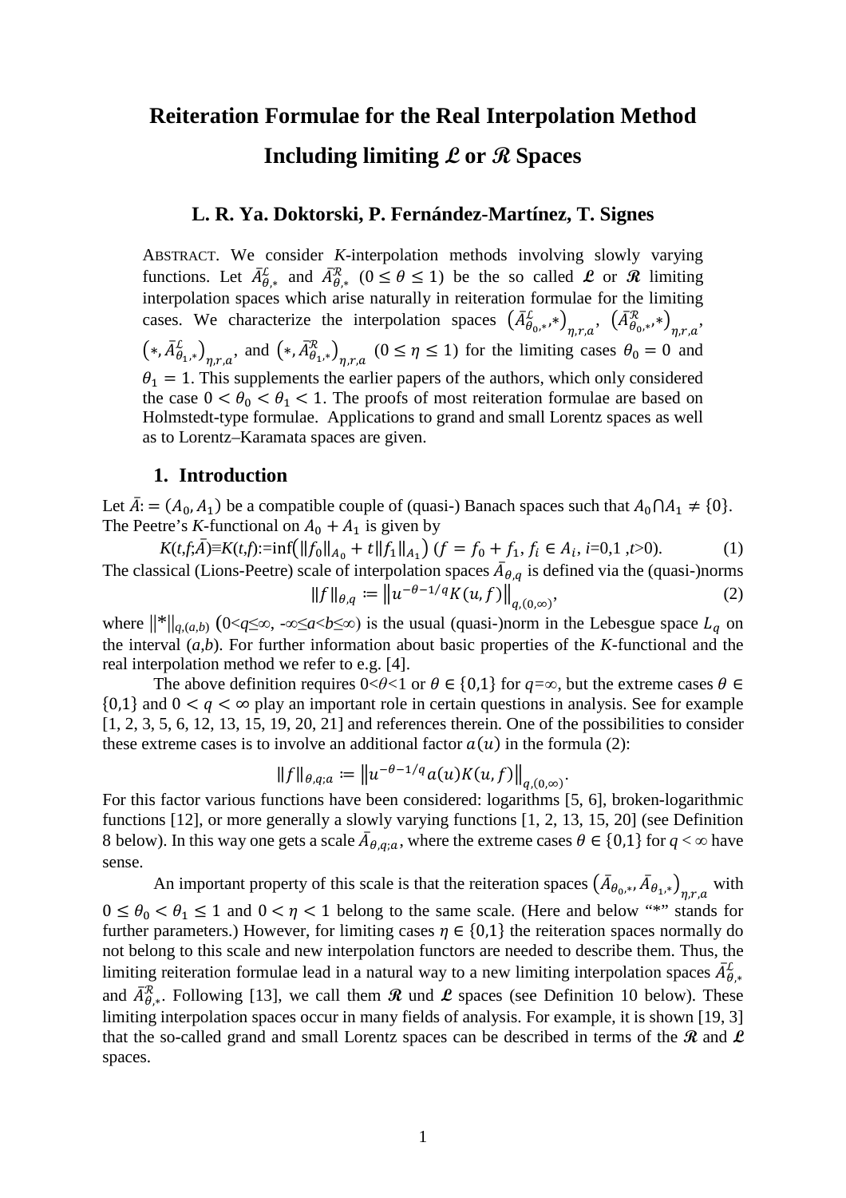# Reiteration Formulae for the Real Interpolation Method Including limiting $\mathcal{L}$ or $\mathcal{R}$ Spaces

### L. R. Ya. Doktorski, P. Fernández-Martínez, T. Signes

ABSTRACT. We consider *K*-interpolation methods involving slowly varying functions. Let $\bar{A}^{\mathcal{L}}_{\theta,*}$ and $\bar{A}^{\mathcal{R}}_{\theta,*}$ $(0 \le \theta \le 1)$ be the so called $\mathcal{L}$ or $\mathcal{R}$ limiting interpolation spaces which arise naturally in reiteration formulae for the limiting cases. We characterize the interpolation spaces $\left(\bar{A}^{\mathcal{L}}_{\theta_0,*},*\right)_{\eta,r,a}$, $\left(\bar{A}^{\mathcal{R}}_{\theta_0,*},*\right)_{\eta,r,a}$, $\left(*,\bar{A}^{\mathcal{L}}_{\theta_1,*}\right)_{\eta,r,a}$, and $\left(*,\bar{A}^{\mathcal{R}}_{\theta_1,*}\right)_{\eta,r,a}$ $(0 \le \eta \le 1)$ for the limiting cases $\theta_0 = 0$ and $\theta_1 = 1$. This supplements the earlier papers of the authors, which only considered the case $0 < \theta_0 < \theta_1 < 1$. The proofs of most reiteration formulae are based on Holmstedt-type formulae. Applications to grand and small Lorentz spaces as well as to Lorentz–Karamata spaces are given.

## 1. Introduction

Let $\bar{A} := (A_0, A_1)$ be a compatible couple of (quasi-) Banach spaces such that $A_0 \cap A_1 \ne \{0\}$. The Peetre's *K*-functional on $A_0 + A_1$ is given by

$$K(t,f;\bar{A}) \equiv K(t,f) := \inf\left(\|f_0\|_{A_0} + t\|f_1\|_{A_1}\right) \; (f = f_0 + f_1,\, f_i \in A_i,\, i=0,1,\, t>0). \tag{1}$$

The classical (Lions-Peetre) scale of interpolation spaces $\bar{A}_{\theta,q}$ is defined via the (quasi-)norms

$$\|f\|_{\theta,q} := \left\|u^{-\theta-1/q}K(u,f)\right\|_{q,(0,\infty)}, \tag{2}$$

where $\|*\|_{q,(a,b)}$ $(0<q\le\infty,\ -\infty\le a<b\le\infty)$ is the usual (quasi-)norm in the Lebesgue space $L_q$ on the interval $(a,b)$. For further information about basic properties of the *K*-functional and the real interpolation method we refer to e.g. [4].

The above definition requires $0<\theta<1$ or $\theta \in \{0,1\}$ for $q=\infty$, but the extreme cases $\theta \in \{0,1\}$ and $0 < q < \infty$ play an important role in certain questions in analysis. See for example [1, 2, 3, 5, 6, 12, 13, 15, 19, 20, 21] and references therein. One of the possibilities to consider these extreme cases is to involve an additional factor $a(u)$ in the formula (2):

$$\|f\|_{\theta,q;a} := \left\|u^{-\theta-1/q}a(u)K(u,f)\right\|_{q,(0,\infty)}.$$

For this factor various functions have been considered: logarithms [5, 6], broken-logarithmic functions [12], or more generally a slowly varying functions [1, 2, 13, 15, 20] (see Definition 8 below). In this way one gets a scale $\bar{A}_{\theta,q;a}$, where the extreme cases $\theta \in \{0,1\}$ for $q < \infty$ have sense.

An important property of this scale is that the reiteration spaces $\left(\bar{A}_{\theta_0,*},\bar{A}_{\theta_1,*}\right)_{\eta,r,a}$ with $0 \le \theta_0 < \theta_1 \le 1$ and $0 < \eta < 1$ belong to the same scale. (Here and below "*" stands for further parameters.) However, for limiting cases $\eta \in \{0,1\}$ the reiteration spaces normally do not belong to this scale and new interpolation functors are needed to describe them. Thus, the limiting reiteration formulae lead in a natural way to a new limiting interpolation spaces $\bar{A}^{\mathcal{L}}_{\theta,*}$ and $\bar{A}^{\mathcal{R}}_{\theta,*}$. Following [13], we call them $\mathcal{R}$ und $\mathcal{L}$ spaces (see Definition 10 below). These limiting interpolation spaces occur in many fields of analysis. For example, it is shown [19, 3] that the so-called grand and small Lorentz spaces can be described in terms of the $\mathcal{R}$ and $\mathcal{L}$ spaces.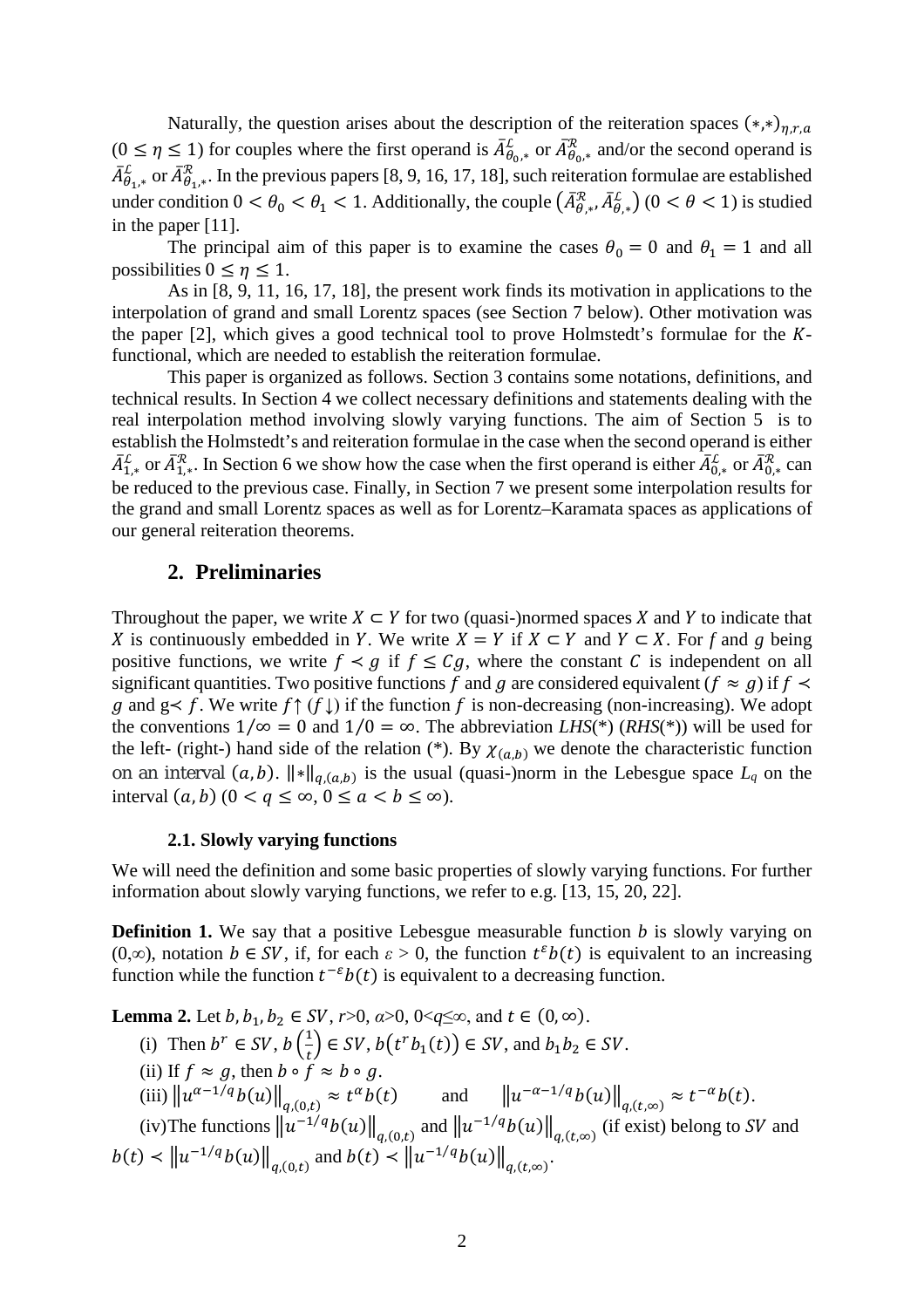Naturally, the question arises about the description of the reiteration spaces $(*,*)_{\eta,r,a}$ $(0 \le \eta \le 1)$ for couples where the first operand is $\bar{A}^{\mathcal{L}}_{\theta_0,*}$ or $\bar{A}^{\mathcal{R}}_{\theta_0,*}$ and/or the second operand is $\bar{A}^{\mathcal{L}}_{\theta_1,*}$ or $\bar{A}^{\mathcal{R}}_{\theta_1,*}$. In the previous papers [8, 9, 16, 17, 18], such reiteration formulae are established under condition $0 < \theta_0 < \theta_1 < 1$. Additionally, the couple $\left(\bar{A}^{\mathcal{R}}_{\theta,*}, \bar{A}^{\mathcal{L}}_{\theta,*}\right)$ $(0 < \theta < 1)$ is studied in the paper [11].

The principal aim of this paper is to examine the cases $\theta_0 = 0$ and $\theta_1 = 1$ and all possibilities $0 \le \eta \le 1$.

As in [8, 9, 11, 16, 17, 18], the present work finds its motivation in applications to the interpolation of grand and small Lorentz spaces (see Section 7 below). Other motivation was the paper [2], which gives a good technical tool to prove Holmstedt's formulae for the $K$-functional, which are needed to establish the reiteration formulae.

This paper is organized as follows. Section 3 contains some notations, definitions, and technical results. In Section 4 we collect necessary definitions and statements dealing with the real interpolation method involving slowly varying functions. The aim of Section 5 is to establish the Holmstedt's and reiteration formulae in the case when the second operand is either $\bar{A}^{\mathcal{L}}_{1,*}$ or $\bar{A}^{\mathcal{R}}_{1,*}$. In Section 6 we show how the case when the first operand is either $\bar{A}^{\mathcal{L}}_{0,*}$ or $\bar{A}^{\mathcal{R}}_{0,*}$ can be reduced to the previous case. Finally, in Section 7 we present some interpolation results for the grand and small Lorentz spaces as well as for Lorentz–Karamata spaces as applications of our general reiteration theorems.

## 2. Preliminaries

Throughout the paper, we write $X \subset Y$ for two (quasi-)normed spaces $X$ and $Y$ to indicate that $X$ is continuously embedded in $Y$. We write $X = Y$ if $X \subset Y$ and $Y \subset X$. For $f$ and $g$ being positive functions, we write $f \prec g$ if $f \le Cg$, where the constant $C$ is independent on all significant quantities. Two positive functions $f$ and $g$ are considered equivalent ($f \approx g$) if $f \prec g$ and $g \prec f$. We write $f\uparrow$ ($f\downarrow$) if the function $f$ is non-decreasing (non-increasing). We adopt the conventions $1/\infty = 0$ and $1/0 = \infty$. The abbreviation *LHS*(\*) (*RHS*(\*)) will be used for the left- (right-) hand side of the relation (\*). By $\chi_{(a,b)}$ we denote the characteristic function on an interval $(a,b)$. $\|*\|_{q,(a,b)}$ is the usual (quasi-)norm in the Lebesgue space $L_q$ on the interval $(a,b)$ $(0 < q \le \infty,\ 0 \le a < b \le \infty)$.

### 2.1. Slowly varying functions

We will need the definition and some basic properties of slowly varying functions. For further information about slowly varying functions, we refer to e.g. [13, 15, 20, 22].

**Definition 1.** We say that a positive Lebesgue measurable function $b$ is slowly varying on $(0,\infty)$, notation $b \in SV$, if, for each $\varepsilon > 0$, the function $t^{\varepsilon} b(t)$ is equivalent to an increasing function while the function $t^{-\varepsilon} b(t)$ is equivalent to a decreasing function.

**Lemma 2.** Let $b, b_1, b_2 \in SV$, $r>0$, $\alpha>0$, $0<q\le\infty$, and $t \in (0,\infty)$.

(i) Then $b^r \in SV$, $b\left(\frac{1}{t}\right) \in SV$, $b\left(t^r b_1(t)\right) \in SV$, and $b_1 b_2 \in SV$.

(ii) If $f \approx g$, then $b \circ f \approx b \circ g$.

(iii) $\left\|u^{\alpha-1/q} b(u)\right\|_{q,(0,t)} \approx t^{\alpha} b(t)$ and $\left\|u^{-\alpha-1/q} b(u)\right\|_{q,(t,\infty)} \approx t^{-\alpha} b(t)$.

(iv) The functions $\left\|u^{-1/q} b(u)\right\|_{q,(0,t)}$ and $\left\|u^{-1/q} b(u)\right\|_{q,(t,\infty)}$ (if exist) belong to $SV$ and $b(t) \prec \left\|u^{-1/q} b(u)\right\|_{q,(0,t)}$ and $b(t) \prec \left\|u^{-1/q} b(u)\right\|_{q,(t,\infty)}$.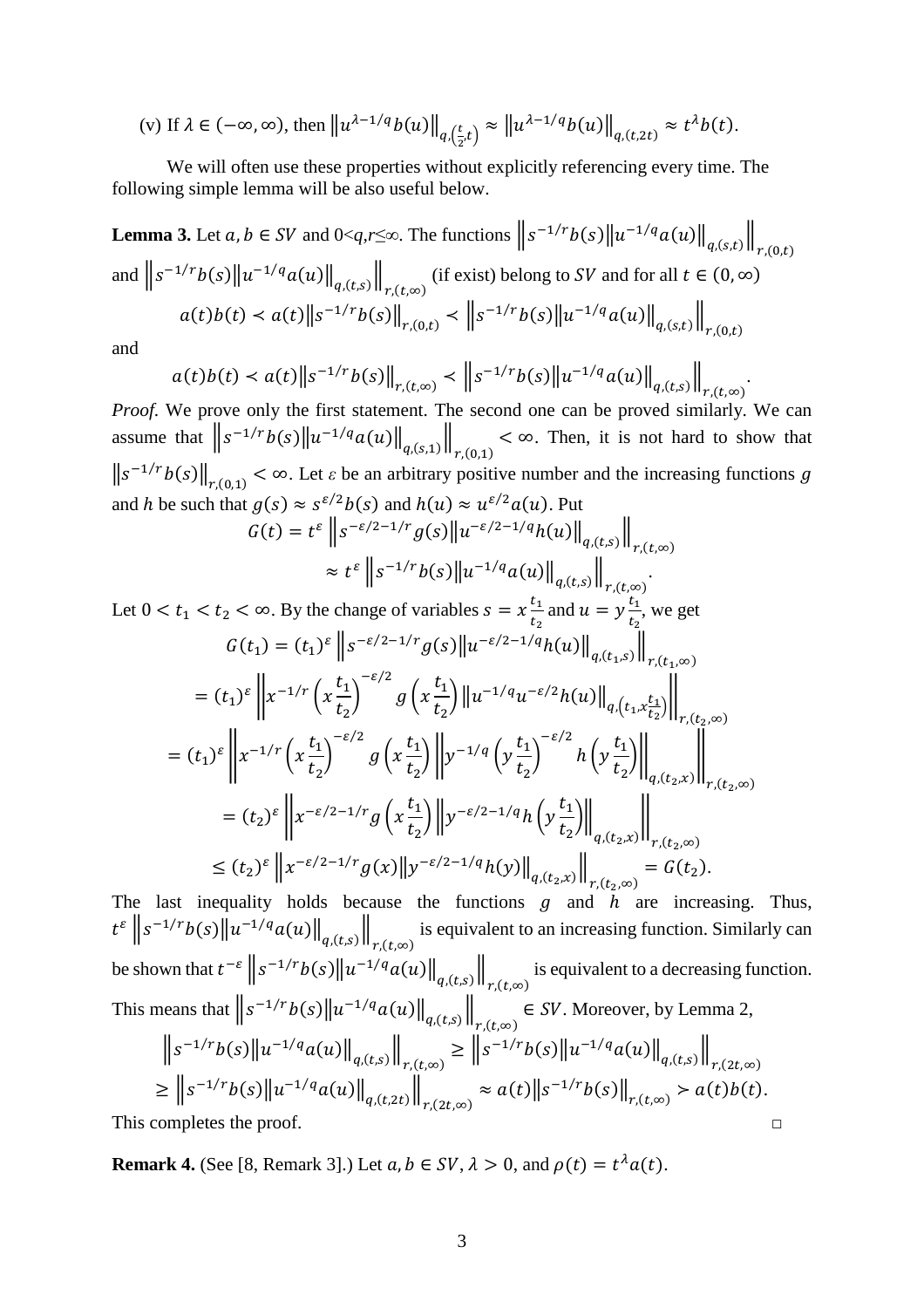(v) If $\lambda \in (-\infty, \infty)$, then $\left\|u^{\lambda-1/q}b(u)\right\|_{q,\left(\frac{t}{2},t\right)} \approx \left\|u^{\lambda-1/q}b(u)\right\|_{q,(t,2t)} \approx t^{\lambda}b(t)$.

We will often use these properties without explicitly referencing every time. The following simple lemma will be also useful below.

**Lemma 3.** Let $a, b \in SV$ and $0<q,r\leq\infty$. The functions $\left\| s^{-1/r}b(s)\left\|u^{-1/q}a(u)\right\|_{q,(s,t)}\right\|_{r,(0,t)}$ and $\left\| s^{-1/r}b(s)\left\|u^{-1/q}a(u)\right\|_{q,(t,s)}\right\|_{r,(t,\infty)}$ (if exist) belong to $SV$ and for all $t \in (0,\infty)$

$$a(t)b(t) \prec a(t)\left\|s^{-1/r}b(s)\right\|_{r,(0,t)} \prec \left\| s^{-1/r}b(s)\left\|u^{-1/q}a(u)\right\|_{q,(s,t)}\right\|_{r,(0,t)}$$

and

$$a(t)b(t) \prec a(t)\left\|s^{-1/r}b(s)\right\|_{r,(t,\infty)} \prec \left\| s^{-1/r}b(s)\left\|u^{-1/q}a(u)\right\|_{q,(t,s)}\right\|_{r,(t,\infty)}.$$

*Proof.* We prove only the first statement. The second one can be proved similarly. We can assume that $\left\| s^{-1/r}b(s)\left\|u^{-1/q}a(u)\right\|_{q,(s,1)}\right\|_{r,(0,1)} < \infty$. Then, it is not hard to show that $\left\|s^{-1/r}b(s)\right\|_{r,(0,1)} < \infty$. Let $\varepsilon$ be an arbitrary positive number and the increasing functions $g$ and $h$ be such that $g(s) \approx s^{\varepsilon/2}b(s)$ and $h(u) \approx u^{\varepsilon/2}a(u)$. Put

$$G(t) = t^{\varepsilon}\left\| s^{-\varepsilon/2-1/r}g(s)\left\|u^{-\varepsilon/2-1/q}h(u)\right\|_{q,(t,s)}\right\|_{r,(t,\infty)}$$
$$\approx t^{\varepsilon}\left\| s^{-1/r}b(s)\left\|u^{-1/q}a(u)\right\|_{q,(t,s)}\right\|_{r,(t,\infty)}.$$

Let $0 < t_1 < t_2 < \infty$. By the change of variables $s = x\frac{t_1}{t_2}$ and $u = y\frac{t_1}{t_2}$, we get

$$G(t_1) = (t_1)^{\varepsilon}\left\| s^{-\varepsilon/2-1/r}g(s)\left\|u^{-\varepsilon/2-1/q}h(u)\right\|_{q,(t_1,s)}\right\|_{r,(t_1,\infty)}$$
$$= (t_1)^{\varepsilon}\left\| x^{-1/r}\left(x\frac{t_1}{t_2}\right)^{-\varepsilon/2} g\left(x\frac{t_1}{t_2}\right)\left\|u^{-1/q}u^{-\varepsilon/2}h(u)\right\|_{q,\left(t_1,x\frac{t_1}{t_2}\right)}\right\|_{r,(t_2,\infty)}$$
$$= (t_1)^{\varepsilon}\left\| x^{-1/r}\left(x\frac{t_1}{t_2}\right)^{-\varepsilon/2} g\left(x\frac{t_1}{t_2}\right)\left\|y^{-1/q}\left(y\frac{t_1}{t_2}\right)^{-\varepsilon/2}h\left(y\frac{t_1}{t_2}\right)\right\|_{q,(t_2,x)}\right\|_{r,(t_2,\infty)}$$
$$= (t_2)^{\varepsilon}\left\| x^{-\varepsilon/2-1/r} g\left(x\frac{t_1}{t_2}\right)\left\|y^{-\varepsilon/2-1/q}h\left(y\frac{t_1}{t_2}\right)\right\|_{q,(t_2,x)}\right\|_{r,(t_2,\infty)}$$
$$\leq (t_2)^{\varepsilon}\left\| x^{-\varepsilon/2-1/r} g(x)\left\|y^{-\varepsilon/2-1/q}h(y)\right\|_{q,(t_2,x)}\right\|_{r,(t_2,\infty)} = G(t_2).$$

The last inequality holds because the functions $g$ and $h$ are increasing. Thus, $t^{\varepsilon}\left\| s^{-1/r}b(s)\left\|u^{-1/q}a(u)\right\|_{q,(t,s)}\right\|_{r,(t,\infty)}$ is equivalent to an increasing function. Similarly can be shown that $t^{-\varepsilon}\left\| s^{-1/r}b(s)\left\|u^{-1/q}a(u)\right\|_{q,(t,s)}\right\|_{r,(t,\infty)}$ is equivalent to a decreasing function. This means that $\left\| s^{-1/r}b(s)\left\|u^{-1/q}a(u)\right\|_{q,(t,s)}\right\|_{r,(t,\infty)} \in SV$. Moreover, by Lemma 2,

$$\left\| s^{-1/r}b(s)\left\|u^{-1/q}a(u)\right\|_{q,(t,s)}\right\|_{r,(t,\infty)} \geq \left\| s^{-1/r}b(s)\left\|u^{-1/q}a(u)\right\|_{q,(t,s)}\right\|_{r,(2t,\infty)}$$
$$\geq \left\| s^{-1/r}b(s)\left\|u^{-1/q}a(u)\right\|_{q,(t,2t)}\right\|_{r,(2t,\infty)} \approx a(t)\left\|s^{-1/r}b(s)\right\|_{r,(t,\infty)} \succ a(t)b(t).$$

This completes the proof. □

**Remark 4.** (See [8, Remark 3].) Let $a, b \in SV$, $\lambda > 0$, and $\rho(t) = t^{\lambda}a(t)$.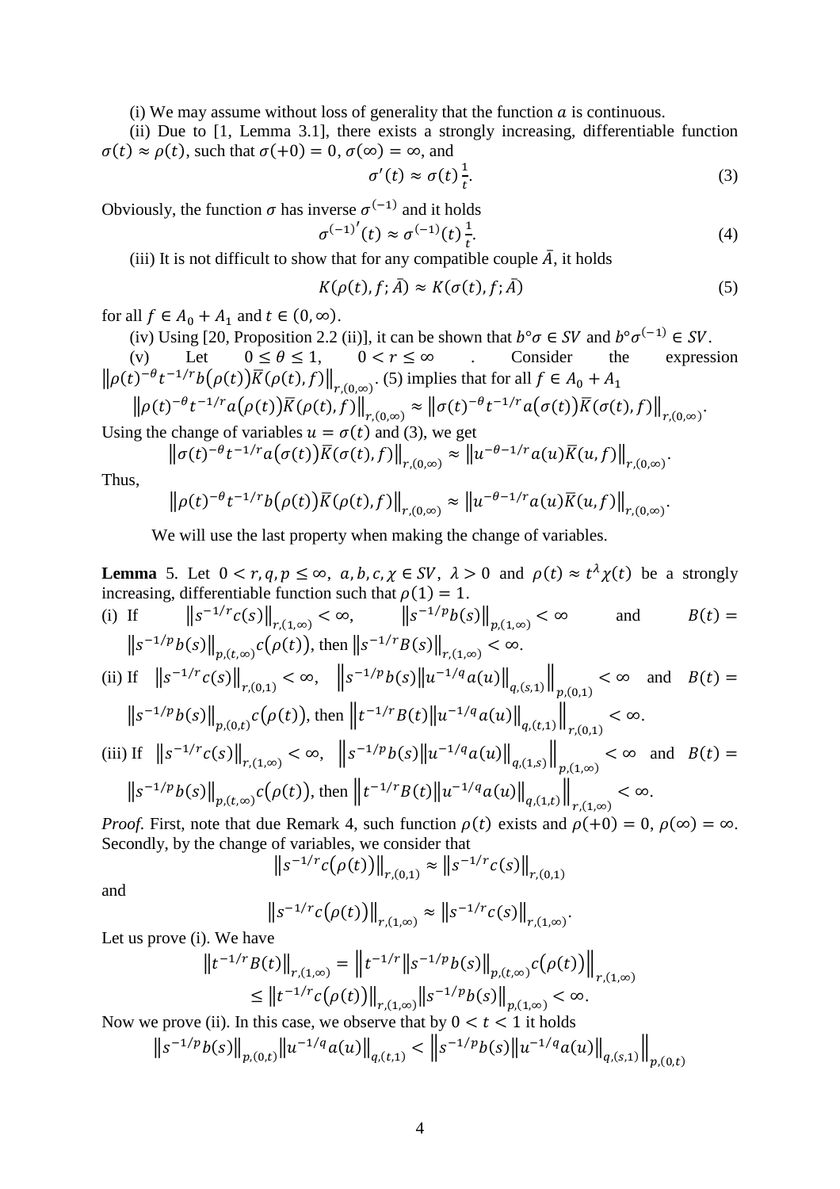(i) We may assume without loss of generality that the function $a$ is continuous.

(ii) Due to [1, Lemma 3.1], there exists a strongly increasing, differentiable function $\sigma(t) \approx \rho(t)$, such that $\sigma(+0) = 0$, $\sigma(\infty) = \infty$, and

$$\sigma'(t) \approx \sigma(t)\frac{1}{t}. \tag{3}$$

Obviously, the function $\sigma$ has inverse $\sigma^{(-1)}$ and it holds

$$\sigma^{(-1)'}(t) \approx \sigma^{(-1)}(t)\frac{1}{t}. \tag{4}$$

(iii) It is not difficult to show that for any compatible couple $\bar{A}$, it holds

$$K(\rho(t), f; \bar{A}) \approx K(\sigma(t), f; \bar{A}) \tag{5}$$

for all $f \in A_0 + A_1$ and $t \in (0, \infty)$.

(iv) Using [20, Proposition 2.2 (ii)], it can be shown that $b^\circ\sigma \in SV$ and $b^\circ\sigma^{(-1)} \in SV$.

(v) Let $0 \le \theta \le 1$, $0 < r \le \infty$ . Consider the expression $\left\|\rho(t)^{-\theta} t^{-1/r} b(\rho(t)) \bar{K}(\rho(t), f)\right\|_{r,(0,\infty)}$. (5) implies that for all $f \in A_0 + A_1$

$$\left\|\rho(t)^{-\theta} t^{-1/r} a(\rho(t)) \bar{K}(\rho(t), f)\right\|_{r,(0,\infty)} \approx \left\|\sigma(t)^{-\theta} t^{-1/r} a(\sigma(t)) \bar{K}(\sigma(t), f)\right\|_{r,(0,\infty)}.$$

Using the change of variables $u = \sigma(t)$ and (3), we get

$$\left\|\sigma(t)^{-\theta} t^{-1/r} a(\sigma(t)) \bar{K}(\sigma(t), f)\right\|_{r,(0,\infty)} \approx \left\|u^{-\theta-1/r} a(u) \bar{K}(u, f)\right\|_{r,(0,\infty)}.$$

Thus,

$$\left\|\rho(t)^{-\theta} t^{-1/r} b(\rho(t)) \bar{K}(\rho(t), f)\right\|_{r,(0,\infty)} \approx \left\|u^{-\theta-1/r} a(u) \bar{K}(u, f)\right\|_{r,(0,\infty)}.$$

We will use the last property when making the change of variables.

**Lemma** 5. Let $0 < r, q, p \le \infty$, $a, b, c, \chi \in SV$, $\lambda > 0$ and $\rho(t) \approx t^\lambda \chi(t)$ be a strongly increasing, differentiable function such that $\rho(1) = 1$.

(i) If $\left\|s^{-1/r} c(s)\right\|_{r,(1,\infty)} < \infty$, $\left\|s^{-1/p} b(s)\right\|_{p,(1,\infty)} < \infty$ and $B(t) = \left\|s^{-1/p} b(s)\right\|_{p,(t,\infty)} c(\rho(t))$, then $\left\|s^{-1/r} B(s)\right\|_{r,(1,\infty)} < \infty$.

(ii) If $\left\|s^{-1/r} c(s)\right\|_{r,(0,1)} < \infty$, $\left\|s^{-1/p} b(s) \left\|u^{-1/q} a(u)\right\|_{q,(s,1)}\right\|_{p,(0,1)} < \infty$ and $B(t) = \left\|s^{-1/p} b(s)\right\|_{p,(0,t)} c(\rho(t))$, then $\left\|t^{-1/r} B(t) \left\|u^{-1/q} a(u)\right\|_{q,(t,1)}\right\|_{r,(0,1)} < \infty$.

(iii) If $\left\|s^{-1/r} c(s)\right\|_{r,(1,\infty)} < \infty$, $\left\|s^{-1/p} b(s) \left\|u^{-1/q} a(u)\right\|_{q,(1,s)}\right\|_{p,(1,\infty)} < \infty$ and $B(t) = \left\|s^{-1/p} b(s)\right\|_{p,(t,\infty)} c(\rho(t))$, then $\left\|t^{-1/r} B(t) \left\|u^{-1/q} a(u)\right\|_{q,(1,t)}\right\|_{r,(1,\infty)} < \infty$.

*Proof.* First, note that due Remark 4, such function $\rho(t)$ exists and $\rho(+0) = 0$, $\rho(\infty) = \infty$. Secondly, by the change of variables, we consider that

$$\left\|s^{-1/r} c(\rho(t))\right\|_{r,(0,1)} \approx \left\|s^{-1/r} c(s)\right\|_{r,(0,1)}$$

and

$$\left\|s^{-1/r} c(\rho(t))\right\|_{r,(1,\infty)} \approx \left\|s^{-1/r} c(s)\right\|_{r,(1,\infty)}.$$

Let us prove (i). We have

$$\left\|t^{-1/r} B(t)\right\|_{r,(1,\infty)} = \left\|t^{-1/r} \left\|s^{-1/p} b(s)\right\|_{p,(t,\infty)} c(\rho(t))\right\|_{r,(1,\infty)}$$
$$\le \left\|t^{-1/r} c(\rho(t))\right\|_{r,(1,\infty)} \left\|s^{-1/p} b(s)\right\|_{p,(1,\infty)} < \infty.$$

Now we prove (ii). In this case, we observe that by $0 < t < 1$ it holds

$$\left\|s^{-1/p} b(s)\right\|_{p,(0,t)} \left\|u^{-1/q} a(u)\right\|_{q,(t,1)} < \left\|s^{-1/p} b(s) \left\|u^{-1/q} a(u)\right\|_{q,(s,1)}\right\|_{p,(0,t)}$$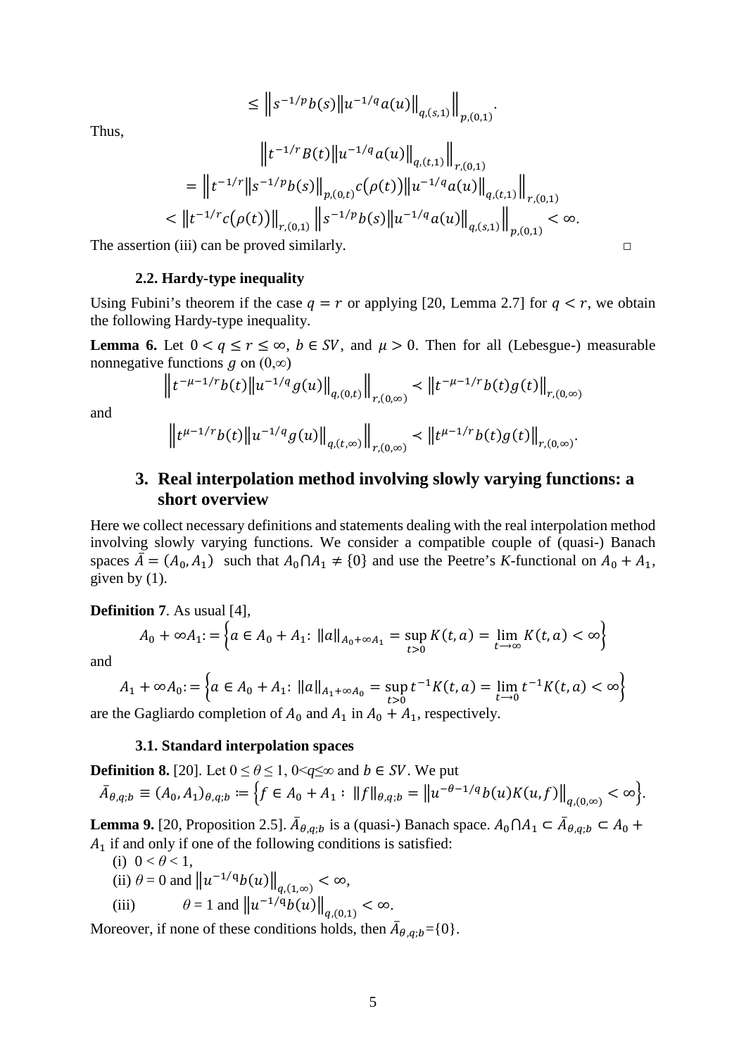$$\leq \left\| s^{-1/p} b(s) \left\| u^{-1/q} a(u) \right\|_{q,(s,1)} \right\|_{p,(0,1)}.$$

Thus,

$$\left\| t^{-1/r} B(t) \left\| u^{-1/q} a(u) \right\|_{q,(t,1)} \right\|_{r,(0,1)}$$
$$= \left\| t^{-1/r} \left\| s^{-1/p} b(s) \right\|_{p,(0,t)} c(\rho(t)) \left\| u^{-1/q} a(u) \right\|_{q,(t,1)} \right\|_{r,(0,1)}$$
$$< \left\| t^{-1/r} c(\rho(t)) \right\|_{r,(0,1)} \left\| s^{-1/p} b(s) \left\| u^{-1/q} a(u) \right\|_{q,(s,1)} \right\|_{p,(0,1)} < \infty.$$

The assertion (iii) can be proved similarly. □

### 2.2. Hardy-type inequality

Using Fubini's theorem if the case $q = r$ or applying [20, Lemma 2.7] for $q < r$, we obtain the following Hardy-type inequality.

**Lemma 6.** Let $0 < q \leq r \leq \infty$, $b \in SV$, and $\mu > 0$. Then for all (Lebesgue-) measurable nonnegative functions $g$ on $(0,\infty)$

$$\left\| t^{-\mu-1/r} b(t) \left\| u^{-1/q} g(u) \right\|_{q,(0,t)} \right\|_{r,(0,\infty)} \prec \left\| t^{-\mu-1/r} b(t) g(t) \right\|_{r,(0,\infty)}$$

and

$$\left\| t^{\mu-1/r} b(t) \left\| u^{-1/q} g(u) \right\|_{q,(t,\infty)} \right\|_{r,(0,\infty)} \prec \left\| t^{\mu-1/r} b(t) g(t) \right\|_{r,(0,\infty)}.$$

## 3. Real interpolation method involving slowly varying functions: a short overview

Here we collect necessary definitions and statements dealing with the real interpolation method involving slowly varying functions. We consider a compatible couple of (quasi-) Banach spaces $\bar{A} = (A_0, A_1)$ such that $A_0 \cap A_1 \neq \{0\}$ and use the Peetre's *K*-functional on $A_0 + A_1$, given by (1).

**Definition 7**. As usual [4],

$$A_0 + \infty A_1 := \left\{ a \in A_0 + A_1 \colon \|a\|_{A_0 + \infty A_1} = \sup_{t>0} K(t,a) = \lim_{t \to \infty} K(t,a) < \infty \right\}$$

and

$$A_1 + \infty A_0 := \left\{ a \in A_0 + A_1 \colon \|a\|_{A_1 + \infty A_0} = \sup_{t>0} t^{-1} K(t,a) = \lim_{t \to 0} t^{-1} K(t,a) < \infty \right\}$$

are the Gagliardo completion of $A_0$ and $A_1$ in $A_0 + A_1$, respectively.

### 3.1. Standard interpolation spaces

**Definition 8.** [20]. Let $0 \leq \theta \leq 1$, $0 < q \leq \infty$ and $b \in SV$. We put

$$\bar{A}_{\theta,q;b} \equiv (A_0, A_1)_{\theta,q;b} := \left\{ f \in A_0 + A_1 : \|f\|_{\theta,q;b} = \left\| u^{-\theta-1/q} b(u) K(u,f) \right\|_{q,(0,\infty)} < \infty \right\}.$$

**Lemma 9.** [20, Proposition 2.5]. $\bar{A}_{\theta,q;b}$ is a (quasi-) Banach space. $A_0 \cap A_1 \subset \bar{A}_{\theta,q;b} \subset A_0 + A_1$ if and only if one of the following conditions is satisfied:

(i) $0 < \theta < 1$,

(ii) $\theta = 0$ and $\left\| u^{-1/q} b(u) \right\|_{q,(1,\infty)} < \infty$,

(iii) $\theta = 1$ and $\left\| u^{-1/q} b(u) \right\|_{q,(0,1)} < \infty$.

Moreover, if none of these conditions holds, then $\bar{A}_{\theta,q;b} = \{0\}$.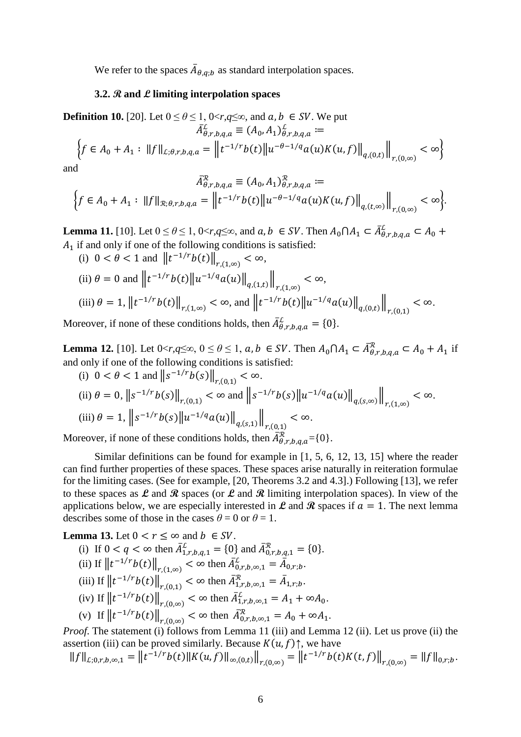We refer to the spaces $\bar{A}_{\theta,q;b}$ as standard interpolation spaces.

### 3.2. $\mathcal{R}$ and $\mathcal{L}$ limiting interpolation spaces

**Definition 10.** [20]. Let $0 \le \theta \le 1$, $0<r,q\le\infty$, and $a, b \in SV$. We put

$$\bar{A}^{\mathcal{L}}_{\theta,r,b,q,a} \equiv (A_0, A_1)^{\mathcal{L}}_{\theta,r,b,q,a} :=$$

$$\left\{f \in A_0 + A_1 : \|f\|_{\mathcal{L};\theta,r,b,q,a} = \left\| t^{-1/r} b(t) \left\| u^{-\theta-1/q} a(u) K(u,f) \right\|_{q,(0,t)} \right\|_{r,(0,\infty)} < \infty \right\}$$

and

$$\bar{A}^{\mathcal{R}}_{\theta,r,b,q,a} \equiv (A_0, A_1)^{\mathcal{R}}_{\theta,r,b,q,a} :=$$

$$\left\{f \in A_0 + A_1 : \|f\|_{\mathcal{R};\theta,r,b,q,a} = \left\| t^{-1/r} b(t) \left\| u^{-\theta-1/q} a(u) K(u,f) \right\|_{q,(t,\infty)} \right\|_{r,(0,\infty)} < \infty \right\}.$$

**Lemma 11.** [10]. Let $0 \le \theta \le 1$, $0<r,q\le\infty$, and $a, b \in SV$. Then $A_0 \cap A_1 \subset \bar{A}^{\mathcal{L}}_{\theta,r,b,q,a} \subset A_0 + A_1$ if and only if one of the following conditions is satisfied:

(i) $0 < \theta < 1$ and $\left\| t^{-1/r} b(t) \right\|_{r,(1,\infty)} < \infty$,

(ii) $\theta = 0$ and $\left\| t^{-1/r} b(t) \left\| u^{-1/q} a(u) \right\|_{q,(1,t)} \right\|_{r,(1,\infty)} < \infty$,

(iii) $\theta = 1$, $\left\| t^{-1/r} b(t) \right\|_{r,(1,\infty)} < \infty$, and $\left\| t^{-1/r} b(t) \left\| u^{-1/q} a(u) \right\|_{q,(0,t)} \right\|_{r,(0,1)} < \infty$.

Moreover, if none of these conditions holds, then $\bar{A}^{\mathcal{L}}_{\theta,r,b,q,a} = \{0\}$.

**Lemma 12.** [10]. Let $0<r,q\le\infty$, $0 \le \theta \le 1$, $a, b \in SV$. Then $A_0 \cap A_1 \subset \bar{A}^{\mathcal{R}}_{\theta,r,b,q,a} \subset A_0 + A_1$ if and only if one of the following conditions is satisfied:

(i) $0 < \theta < 1$ and $\left\| s^{-1/r} b(s) \right\|_{r,(0,1)} < \infty$.

(ii) $\theta = 0$, $\left\| s^{-1/r} b(s) \right\|_{r,(0,1)} < \infty$ and $\left\| s^{-1/r} b(s) \left\| u^{-1/q} a(u) \right\|_{q,(s,\infty)} \right\|_{r,(1,\infty)} < \infty$.

(iii) $\theta = 1$, $\left\| s^{-1/r} b(s) \left\| u^{-1/q} a(u) \right\|_{q,(s,1)} \right\|_{r,(0,1)} < \infty$.

Moreover, if none of these conditions holds, then $\bar{A}^{\mathcal{R}}_{\theta,r,b,q,a} = \{0\}$.

Similar definitions can be found for example in [1, 5, 6, 12, 13, 15] where the reader can find further properties of these spaces. These spaces arise naturally in reiteration formulae for the limiting cases. (See for example, [20, Theorems 3.2 and 4.3].) Following [13], we refer to these spaces as $\mathcal{L}$ and $\mathcal{R}$ spaces (or $\mathcal{L}$ and $\mathcal{R}$ limiting interpolation spaces). In view of the applications below, we are especially interested in $\mathcal{L}$ and $\mathcal{R}$ spaces if $a = 1$. The next lemma describes some of those in the cases $\theta = 0$ or $\theta = 1$.

**Lemma 13.** Let $0 < r \le \infty$ and $b \in SV$.

(i) If $0 < q < \infty$ then $\bar{A}^{\mathcal{L}}_{1,r,b,q,1} = \{0\}$ and $\bar{A}^{\mathcal{R}}_{0,r,b,q,1} = \{0\}$.

(ii) If $\left\| t^{-1/r} b(t) \right\|_{r,(1,\infty)} < \infty$ then $\bar{A}^{\mathcal{L}}_{0,r,b,\infty,1} = \bar{A}_{0,r;b}$.

(iii) If $\left\| t^{-1/r} b(t) \right\|_{r,(0,1)} < \infty$ then $\bar{A}^{\mathcal{R}}_{1,r,b,\infty,1} = \bar{A}_{1,r;b}$.

(iv) If $\left\| t^{-1/r} b(t) \right\|_{r,(0,\infty)} < \infty$ then $\bar{A}^{\mathcal{L}}_{1,r,b,\infty,1} = A_1 + \infty A_0$.

(v) If $\left\| t^{-1/r} b(t) \right\|_{r,(0,\infty)} < \infty$ then $\bar{A}^{\mathcal{R}}_{0,r,b,\infty,1} = A_0 + \infty A_1$.

*Proof.* The statement (i) follows from Lemma 11 (iii) and Lemma 12 (ii). Let us prove (ii) the assertion (iii) can be proved similarly. Because $K(u,f)\uparrow$, we have

$$\|f\|_{\mathcal{L};0,r,b,\infty,1} = \left\| t^{-1/r} b(t) \|K(u,f)\|_{\infty,(0,t)} \right\|_{r,(0,\infty)} = \left\| t^{-1/r} b(t) K(t,f) \right\|_{r,(0,\infty)} = \|f\|_{0,r;b}.$$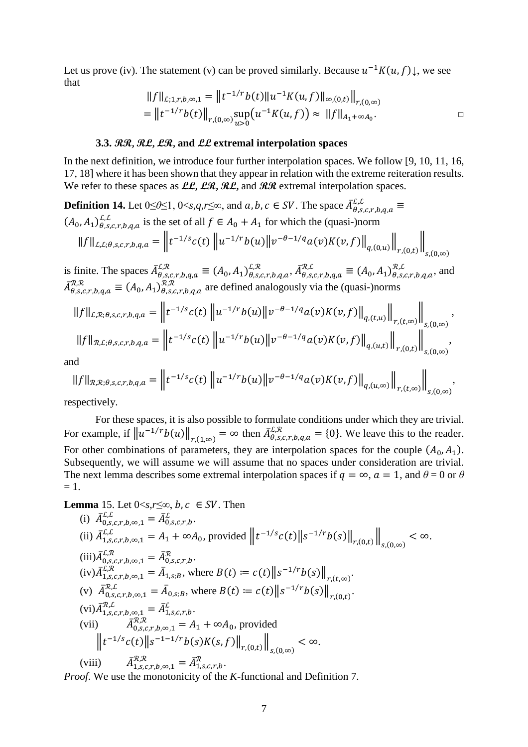Let us prove (iv). The statement (v) can be proved similarly. Because $u^{-1}K(u,f)\downarrow$, we see that

$$\|f\|_{\mathcal{L};1,r,b,\infty,1} = \left\|t^{-1/r}b(t)\|u^{-1}K(u,f)\|_{\infty,(0,t)}\right\|_{r,(0,\infty)}$$
$$= \left\|t^{-1/r}b(t)\right\|_{r,(0,\infty)}\sup_{u>0}\left(u^{-1}K(u,f)\right) \approx \|f\|_{A_1+\infty A_0}. \qquad \square$$

### 3.3. $\mathcal{RR}$, $\mathcal{RL}$, $\mathcal{LR}$, and $\mathcal{LL}$ extremal interpolation spaces

In the next definition, we introduce four further interpolation spaces. We follow [9, 10, 11, 16, 17, 18] where it has been shown that they appear in relation with the extreme reiteration results. We refer to these spaces as $\mathcal{LL}$, $\mathcal{LR}$, $\mathcal{RL}$, and $\mathcal{RR}$ extremal interpolation spaces.

**Definition 14.** Let $0\le\theta\le 1$, $0<s,q,r\le\infty$, and $a,b,c\in SV$. The space $\bar{A}^{\mathcal{L},\mathcal{L}}_{\theta,s,c,r,b,q,a} \equiv (A_0,A_1)^{\mathcal{L},\mathcal{L}}_{\theta,s,c,r,b,q,a}$ is the set of all $f\in A_0+A_1$ for which the (quasi-)norm

$$\|f\|_{\mathcal{L},\mathcal{L};\theta,s,c,r,b,q,a} = \left\|t^{-1/s}c(t)\left\|u^{-1/r}b(u)\left\|v^{-\theta-1/q}a(v)K(v,f)\right\|_{q,(0,u)}\right\|_{r,(0,t)}\right\|_{s,(0,\infty)}$$

is finite. The spaces $\bar{A}^{\mathcal{L},\mathcal{R}}_{\theta,s,c,r,b,q,a} \equiv (A_0,A_1)^{\mathcal{L},\mathcal{R}}_{\theta,s,c,r,b,q,a}$, $\bar{A}^{\mathcal{R},\mathcal{L}}_{\theta,s,c,r,b,q,a} \equiv (A_0,A_1)^{\mathcal{R},\mathcal{L}}_{\theta,s,c,r,b,q,a}$, and $\bar{A}^{\mathcal{R},\mathcal{R}}_{\theta,s,c,r,b,q,a} \equiv (A_0,A_1)^{\mathcal{R},\mathcal{R}}_{\theta,s,c,r,b,q,a}$ are defined analogously via the (quasi-)norms

$$\|f\|_{\mathcal{L},\mathcal{R};\theta,s,c,r,b,q,a} = \left\|t^{-1/s}c(t)\left\|u^{-1/r}b(u)\left\|v^{-\theta-1/q}a(v)K(v,f)\right\|_{q,(t,u)}\right\|_{r,(t,\infty)}\right\|_{s,(0,\infty)},$$

$$\|f\|_{\mathcal{R},\mathcal{L};\theta,s,c,r,b,q,a} = \left\|t^{-1/s}c(t)\left\|u^{-1/r}b(u)\left\|v^{-\theta-1/q}a(v)K(v,f)\right\|_{q,(u,t)}\right\|_{r,(0,t)}\right\|_{s,(0,\infty)},$$

and

$$\|f\|_{\mathcal{R},\mathcal{R};\theta,s,c,r,b,q,a} = \left\|t^{-1/s}c(t)\left\|u^{-1/r}b(u)\left\|v^{-\theta-1/q}a(v)K(v,f)\right\|_{q,(u,\infty)}\right\|_{r,(t,\infty)}\right\|_{s,(0,\infty)},$$

respectively.

For these spaces, it is also possible to formulate conditions under which they are trivial. For example, if $\left\|u^{-1/r}b(u)\right\|_{r,(1,\infty)} = \infty$ then $\bar{A}^{\mathcal{L},\mathcal{R}}_{\theta,s,c,r,b,q,a} = \{0\}$. We leave this to the reader. For other combinations of parameters, they are interpolation spaces for the couple $(A_0,A_1)$. Subsequently, we will assume we will assume that no spaces under consideration are trivial. The next lemma describes some extremal interpolation spaces if $q=\infty$, $a=1$, and $\theta=0$ or $\theta=1$.

**Lemma** 15. Let $0<s,r\le\infty$, $b,c\in SV$. Then

(i) $\bar{A}^{\mathcal{L},\mathcal{L}}_{0,s,c,r,b,\infty,1} = \bar{A}^{\mathcal{L}}_{0,s,c,r,b}$.

(ii) $\bar{A}^{\mathcal{L},\mathcal{L}}_{1,s,c,r,b,\infty,1} = A_1+\infty A_0$, provided $\left\|t^{-1/s}c(t)\left\|s^{-1/r}b(s)\right\|_{r,(0,t)}\right\|_{s,(0,\infty)} < \infty$.

(iii) $\bar{A}^{\mathcal{L},\mathcal{R}}_{0,s,c,r,b,\infty,1} = \bar{A}^{\mathcal{R}}_{0,s,c,r,b}$.

(iv) $\bar{A}^{\mathcal{L},\mathcal{R}}_{1,s,c,r,b,\infty,1} = \bar{A}_{1,s;B}$, where $B(t) := c(t)\left\|s^{-1/r}b(s)\right\|_{r,(t,\infty)}$.

(v) $\bar{A}^{\mathcal{R},\mathcal{L}}_{0,s,c,r,b,\infty,1} = \bar{A}_{0,s;B}$, where $B(t) := c(t)\left\|s^{-1/r}b(s)\right\|_{r,(0,t)}$.

(vi) $\bar{A}^{\mathcal{R},\mathcal{L}}_{1,s,c,r,b,\infty,1} = \bar{A}^{\mathcal{L}}_{1,s,c,r,b}$.

(vii) $\bar{A}^{\mathcal{R},\mathcal{R}}_{0,s,c,r,b,\infty,1} = A_1+\infty A_0$, provided $\left\|t^{-1/s}c(t)\left\|s^{-1-1/r}b(s)K(s,f)\right\|_{r,(0,t)}\right\|_{s,(0,\infty)} < \infty$.

(viii) $\bar{A}^{\mathcal{R},\mathcal{R}}_{1,s,c,r,b,\infty,1} = \bar{A}^{\mathcal{R}}_{1,s,c,r,b}$.

*Proof.* We use the monotonicity of the *K*-functional and Definition 7.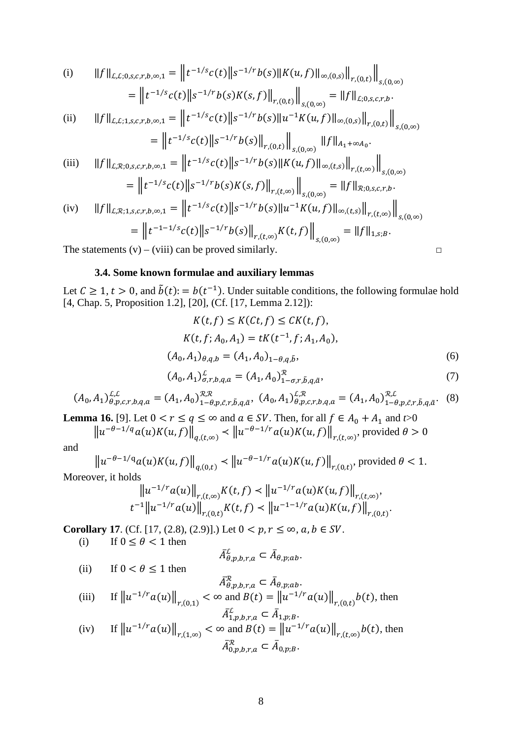(i) $$\|f\|_{\mathcal{L},\mathcal{L};0,s,c,r,b,\infty,1} = \left\| t^{-1/s}c(t) \left\| s^{-1/r}b(s) \|K(u,f)\|_{\infty,(0,s)} \right\|_{r,(0,t)} \right\|_{s,(0,\infty)}$$
$$= \left\| t^{-1/s}c(t) \left\| s^{-1/r}b(s) K(s,f) \right\|_{r,(0,t)} \right\|_{s,(0,\infty)} = \|f\|_{\mathcal{L};0,s,c,r,b}.$$

(ii) $$\|f\|_{\mathcal{L},\mathcal{L};1,s,c,r,b,\infty,1} = \left\| t^{-1/s}c(t) \left\| s^{-1/r}b(s) \|u^{-1}K(u,f)\|_{\infty,(0,s)} \right\|_{r,(0,t)} \right\|_{s,(0,\infty)}$$
$$= \left\| t^{-1/s}c(t) \left\| s^{-1/r}b(s) \right\|_{r,(0,t)} \right\|_{s,(0,\infty)} \|f\|_{A_1+\infty A_0}.$$

(iii) $$\|f\|_{\mathcal{L},\mathcal{R};0,s,c,r,b,\infty,1} = \left\| t^{-1/s}c(t) \left\| s^{-1/r}b(s) \|K(u,f)\|_{\infty,(t,s)} \right\|_{r,(t,\infty)} \right\|_{s,(0,\infty)}$$
$$= \left\| t^{-1/s}c(t) \left\| s^{-1/r}b(s) K(s,f) \right\|_{r,(t,\infty)} \right\|_{s,(0,\infty)} = \|f\|_{\mathcal{R};0,s,c,r,b}.$$

(iv) $$\|f\|_{\mathcal{L},\mathcal{R};1,s,c,r,b,\infty,1} = \left\| t^{-1/s}c(t) \left\| s^{-1/r}b(s) \|u^{-1}K(u,f)\|_{\infty,(t,s)} \right\|_{r,(t,\infty)} \right\|_{s,(0,\infty)}$$
$$= \left\| t^{-1-1/s}c(t) \left\| s^{-1/r}b(s) \right\|_{r,(t,\infty)} K(t,f) \right\|_{s,(0,\infty)} = \|f\|_{1,s;B}.$$

The statements (v) – (viii) can be proved similarly. □

### 3.4. Some known formulae and auxiliary lemmas

Let $C \geq 1$, $t > 0$, and $\tilde{b}(t) := b(t^{-1})$. Under suitable conditions, the following formulas hold [4, Chap. 5, Proposition 1.2], [20], (Cf. [17, Lemma 2.12]):

$$K(t,f) \leq K(Ct,f) \leq CK(t,f),$$
$$K(t,f;A_0,A_1) = tK(t^{-1},f;A_1,A_0),$$
$$(A_0,A_1)_{\theta,q,b} = (A_1,A_0)_{1-\theta,q,\tilde{b}}, \tag{6}$$
$$(A_0,A_1)^{\mathcal{L}}_{\sigma,r,b,q,a} = (A_1,A_0)^{\mathcal{R}}_{1-\sigma,r,\tilde{b},q,\tilde{a}}, \tag{7}$$
$$(A_0,A_1)^{\mathcal{L},\mathcal{L}}_{\theta,p,c,r,b,q,a} = (A_1,A_0)^{\mathcal{R},\mathcal{R}}_{1-\theta,p,\tilde{c},r,\tilde{b},q,\tilde{a}},\ (A_0,A_1)^{\mathcal{L},\mathcal{R}}_{\theta,p,c,r,b,q,a} = (A_1,A_0)^{\mathcal{R},\mathcal{L}}_{1-\theta,p,\tilde{c},r,\tilde{b},q,\tilde{a}}. \tag{8}$$

**Lemma 16.** [9]. Let $0 < r \leq q \leq \infty$ and $a \in SV$. Then, for all $f \in A_0 + A_1$ and $t>0$

$$\left\| u^{-\theta-1/q}a(u)K(u,f) \right\|_{q,(t,\infty)} \prec \left\| u^{-\theta-1/r}a(u)K(u,f) \right\|_{r,(t,\infty)}, \text{ provided } \theta > 0$$

and

$$\left\| u^{-\theta-1/q}a(u)K(u,f) \right\|_{q,(0,t)} \prec \left\| u^{-\theta-1/r}a(u)K(u,f) \right\|_{r,(0,t)}, \text{ provided } \theta < 1.$$

Moreover, it holds

$$\left\| u^{-1/r}a(u) \right\|_{r,(t,\infty)} K(t,f) \prec \left\| u^{-1/r}a(u)K(u,f) \right\|_{r,(t,\infty)},$$
$$t^{-1}\left\| u^{-1/r}a(u) \right\|_{r,(0,t)} K(t,f) \prec \left\| u^{-1-1/r}a(u)K(u,f) \right\|_{r,(0,t)}.$$

**Corollary 17**. (Cf. [17, (2.8), (2.9)].) Let $0 < p, r \leq \infty$, $a, b \in SV$.

(i) If $0 \leq \theta < 1$ then
$$\bar{A}^{\mathcal{L}}_{\theta,p,b,r,a} \subset \bar{A}_{\theta,p;ab}.$$

(ii) If $0 < \theta \leq 1$ then
$$\bar{A}^{\mathcal{R}}_{\theta,p,b,r,a} \subset \bar{A}_{\theta,p;ab}.$$

(iii) If $\left\| u^{-1/r}a(u) \right\|_{r,(0,1)} < \infty$ and $B(t) = \left\| u^{-1/r}a(u) \right\|_{r,(0,t)} b(t)$, then
$$\bar{A}^{\mathcal{L}}_{1,p,b,r,a} \subset \bar{A}_{1,p;B}.$$

(iv) If $\left\| u^{-1/r}a(u) \right\|_{r,(1,\infty)} < \infty$ and $B(t) = \left\| u^{-1/r}a(u) \right\|_{r,(t,\infty)} b(t)$, then
$$\bar{A}^{\mathcal{R}}_{0,p,b,r,a} \subset \bar{A}_{0,p;B}.$$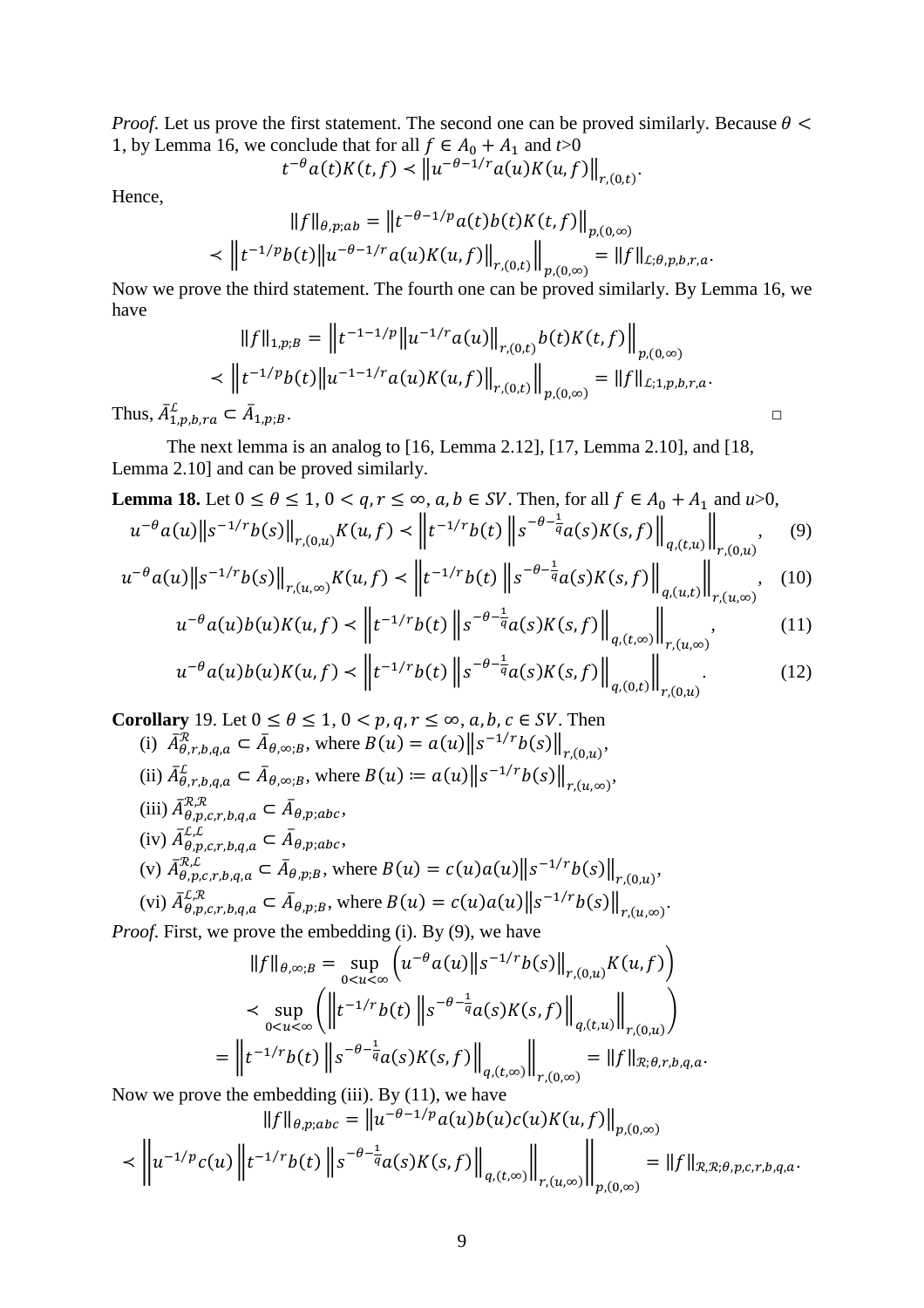*Proof.* Let us prove the first statement. The second one can be proved similarly. Because $\theta < 1$, by Lemma 16, we conclude that for all $f \in A_0 + A_1$ and $t>0$

$$t^{-\theta} a(t) K(t,f) \prec \left\| u^{-\theta-1/r} a(u) K(u,f) \right\|_{r,(0,t)}.$$

Hence,

$$\|f\|_{\theta,p;ab} = \left\| t^{-\theta-1/p} a(t) b(t) K(t,f) \right\|_{p,(0,\infty)}$$

$$\prec \left\| t^{-1/p} b(t) \left\| u^{-\theta-1/r} a(u) K(u,f) \right\|_{r,(0,t)} \right\|_{p,(0,\infty)} = \|f\|_{\mathcal{L};\theta,p,b,r,a}.$$

Now we prove the third statement. The fourth one can be proved similarly. By Lemma 16, we have

$$\|f\|_{1,p;B} = \left\| t^{-1-1/p} \left\| u^{-1/r} a(u) \right\|_{r,(0,t)} b(t) K(t,f) \right\|_{p,(0,\infty)}$$

$$\prec \left\| t^{-1/p} b(t) \left\| u^{-1-1/r} a(u) K(u,f) \right\|_{r,(0,t)} \right\|_{p,(0,\infty)} = \|f\|_{\mathcal{L};1,p,b,r,a}.$$

Thus, $\bar{A}^{\mathcal{L}}_{1,p,b,ra} \subset \bar{A}_{1,p;B}$. □

The next lemma is an analog to [16, Lemma 2.12], [17, Lemma 2.10], and [18, Lemma 2.10] and can be proved similarly.

**Lemma 18.** Let $0 \le \theta \le 1$, $0 < q, r \le \infty$, $a, b \in SV$. Then, for all $f \in A_0 + A_1$ and $u>0$,

$$u^{-\theta} a(u) \left\| s^{-1/r} b(s) \right\|_{r,(0,u)} K(u,f) \prec \left\| t^{-1/r} b(t) \left\| s^{-\theta-\frac{1}{q}} a(s) K(s,f) \right\|_{q,(t,u)} \right\|_{r,(0,u)}, \tag{9}$$

$$u^{-\theta} a(u) \left\| s^{-1/r} b(s) \right\|_{r,(u,\infty)} K(u,f) \prec \left\| t^{-1/r} b(t) \left\| s^{-\theta-\frac{1}{q}} a(s) K(s,f) \right\|_{q,(u,t)} \right\|_{r,(u,\infty)}, \tag{10}$$

$$u^{-\theta} a(u) b(u) K(u,f) \prec \left\| t^{-1/r} b(t) \left\| s^{-\theta-\frac{1}{q}} a(s) K(s,f) \right\|_{q,(t,\infty)} \right\|_{r,(u,\infty)}, \tag{11}$$

$$u^{-\theta} a(u) b(u) K(u,f) \prec \left\| t^{-1/r} b(t) \left\| s^{-\theta-\frac{1}{q}} a(s) K(s,f) \right\|_{q,(0,t)} \right\|_{r,(0,u)}. \tag{12}$$

**Corollary** 19. Let $0 \le \theta \le 1$, $0 < p, q, r \le \infty$, $a, b, c \in SV$. Then

(i) $\bar{A}^{\mathcal{R}}_{\theta,r,b,q,a} \subset \bar{A}_{\theta,\infty;B}$, where $B(u) = a(u) \left\| s^{-1/r} b(s) \right\|_{r,(0,u)}$,

(ii) $\bar{A}^{\mathcal{L}}_{\theta,r,b,q,a} \subset \bar{A}_{\theta,\infty;B}$, where $B(u) \coloneqq a(u) \left\| s^{-1/r} b(s) \right\|_{r,(u,\infty)}$,

(iii) $\bar{A}^{\mathcal{R},\mathcal{R}}_{\theta,p,c,r,b,q,a} \subset \bar{A}_{\theta,p;abc}$,

(iv) $\bar{A}^{\mathcal{L},\mathcal{L}}_{\theta,p,c,r,b,q,a} \subset \bar{A}_{\theta,p;abc}$,

(v) $\bar{A}^{\mathcal{R},\mathcal{L}}_{\theta,p,c,r,b,q,a} \subset \bar{A}_{\theta,p;B}$, where $B(u) = c(u) a(u) \left\| s^{-1/r} b(s) \right\|_{r,(0,u)}$,

(vi) $\bar{A}^{\mathcal{L},\mathcal{R}}_{\theta,p,c,r,b,q,a} \subset \bar{A}_{\theta,p;B}$, where $B(u) = c(u) a(u) \left\| s^{-1/r} b(s) \right\|_{r,(u,\infty)}$.

*Proof.* First, we prove the embedding (i). By (9), we have

$$\|f\|_{\theta,\infty;B} = \sup_{0<u<\infty} \left( u^{-\theta} a(u) \left\| s^{-1/r} b(s) \right\|_{r,(0,u)} K(u,f) \right)$$

$$\prec \sup_{0<u<\infty} \left( \left\| t^{-1/r} b(t) \left\| s^{-\theta-\frac{1}{q}} a(s) K(s,f) \right\|_{q,(t,u)} \right\|_{r,(0,u)} \right)$$

$$= \left\| t^{-1/r} b(t) \left\| s^{-\theta-\frac{1}{q}} a(s) K(s,f) \right\|_{q,(t,\infty)} \right\|_{r,(0,\infty)} = \|f\|_{\mathcal{R};\theta,r,b,q,a}.$$

Now we prove the embedding (iii). By (11), we have

$$\|f\|_{\theta,p;abc} = \left\| u^{-\theta-1/p} a(u) b(u) c(u) K(u,f) \right\|_{p,(0,\infty)}$$

$$\prec \left\| u^{-1/p} c(u) \left\| t^{-1/r} b(t) \left\| s^{-\theta-\frac{1}{q}} a(s) K(s,f) \right\|_{q,(t,\infty)} \right\|_{r,(u,\infty)} \right\|_{p,(0,\infty)} = \|f\|_{\mathcal{R},\mathcal{R};\theta,p,c,r,b,q,a}.$$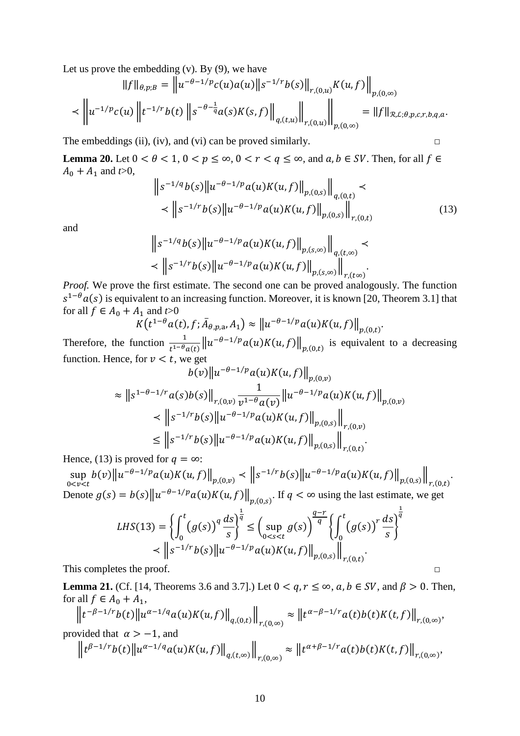Let us prove the embedding (v). By (9), we have

$$\|f\|_{\theta,p;B} = \left\| u^{-\theta-1/p} c(u) a(u) \left\| s^{-1/r} b(s) \right\|_{r,(0,u)} K(u,f) \right\|_{p,(0,\infty)}$$

$$\prec \left\| u^{-1/p} c(u) \left\| t^{-1/r} b(t) \left\| s^{-\theta-\frac{1}{q}} a(s) K(s,f) \right\|_{q,(t,u)} \right\|_{r,(0,u)} \right\|_{p,(0,\infty)} = \|f\|_{\mathcal{R},\mathcal{L};\theta,p,c,r,b,q,a}.$$

The embeddings (ii), (iv), and (vi) can be proved similarly. □

**Lemma 20.** Let $0<\theta<1$, $0<p\le\infty$, $0<r<q\le\infty$, and $a,b\in SV$. Then, for all $f\in A_0+A_1$ and $t>0$,

$$\left\| s^{-1/q} b(s) \left\| u^{-\theta-1/p} a(u) K(u,f) \right\|_{p,(0,s)} \right\|_{q,(0,t)} \prec$$
$$\prec \left\| s^{-1/r} b(s) \left\| u^{-\theta-1/p} a(u) K(u,f) \right\|_{p,(0,s)} \right\|_{r,(0,t)} \tag{13}$$

and

$$\left\| s^{-1/q} b(s) \left\| u^{-\theta-1/p} a(u) K(u,f) \right\|_{p,(s,\infty)} \right\|_{q,(t,\infty)} \prec$$
$$\prec \left\| s^{-1/r} b(s) \left\| u^{-\theta-1/p} a(u) K(u,f) \right\|_{p,(s,\infty)} \right\|_{r,(t\infty)}.$$

*Proof.* We prove the first estimate. The second one can be proved analogously. The function $s^{1-\theta}a(s)$ is equivalent to an increasing function. Moreover, it is known [20, Theorem 3.1] that for all $f\in A_0+A_1$ and $t>0$

$$K\left(t^{1-\theta}a(t), f; \bar{A}_{\theta,p,a}, A_1\right) \approx \left\| u^{-\theta-1/p} a(u) K(u,f) \right\|_{p,(0,t)}.$$

Therefore, the function $\frac{1}{t^{1-\theta}a(t)} \left\| u^{-\theta-1/p} a(u) K(u,f) \right\|_{p,(0,t)}$ is equivalent to a decreasing function. Hence, for $v<t$, we get

$$b(v) \left\| u^{-\theta-1/p} a(u) K(u,f) \right\|_{p,(0,v)}$$

$$\approx \left\| s^{1-\theta-1/r} a(s) b(s) \right\|_{r,(0,v)} \frac{1}{v^{1-\theta} a(v)} \left\| u^{-\theta-1/p} a(u) K(u,f) \right\|_{p,(0,v)}$$

$$\prec \left\| s^{-1/r} b(s) \left\| u^{-\theta-1/p} a(u) K(u,f) \right\|_{p,(0,s)} \right\|_{r,(0,v)}$$

$$\le \left\| s^{-1/r} b(s) \left\| u^{-\theta-1/p} a(u) K(u,f) \right\|_{p,(0,s)} \right\|_{r,(0,t)}.$$

Hence, (13) is proved for $q=\infty$:

$$\sup_{0<v<t} b(v) \left\| u^{-\theta-1/p} a(u) K(u,f) \right\|_{p,(0,v)} \prec \left\| s^{-1/r} b(s) \left\| u^{-\theta-1/p} a(u) K(u,f) \right\|_{p,(0,s)} \right\|_{r,(0,t)}.$$

Denote $g(s) = b(s) \left\| u^{-\theta-1/p} a(u) K(u,f) \right\|_{p,(0,s)}$. If $q<\infty$ using the last estimate, we get

$$LHS(13) = \left\{ \int_0^t \left(g(s)\right)^q \frac{ds}{s} \right\}^{\frac{1}{q}} \le \left( \sup_{0<s<t} g(s) \right)^{\frac{q-r}{q}} \left\{ \int_0^t \left(g(s)\right)^r \frac{ds}{s} \right\}^{\frac{1}{q}}$$
$$\prec \left\| s^{-1/r} b(s) \left\| u^{-\theta-1/p} a(u) K(u,f) \right\|_{p,(0,s)} \right\|_{r,(0,t)}.$$

This completes the proof. □

**Lemma 21.** (Cf. [14, Theorems 3.6 and 3.7].) Let $0<q,r\le\infty$, $a,b\in SV$, and $\beta>0$. Then, for all $f\in A_0+A_1$,

$$\left\| t^{-\beta-1/r} b(t) \left\| u^{\alpha-1/q} a(u) K(u,f) \right\|_{q,(0,t)} \right\|_{r,(0,\infty)} \approx \left\| t^{\alpha-\beta-1/r} a(t) b(t) K(t,f) \right\|_{r,(0,\infty)},$$

provided that $\alpha>-1$, and

$$\left\| t^{\beta-1/r} b(t) \left\| u^{\alpha-1/q} a(u) K(u,f) \right\|_{q,(t,\infty)} \right\|_{r,(0,\infty)} \approx \left\| t^{\alpha+\beta-1/r} a(t) b(t) K(t,f) \right\|_{r,(0,\infty)},$$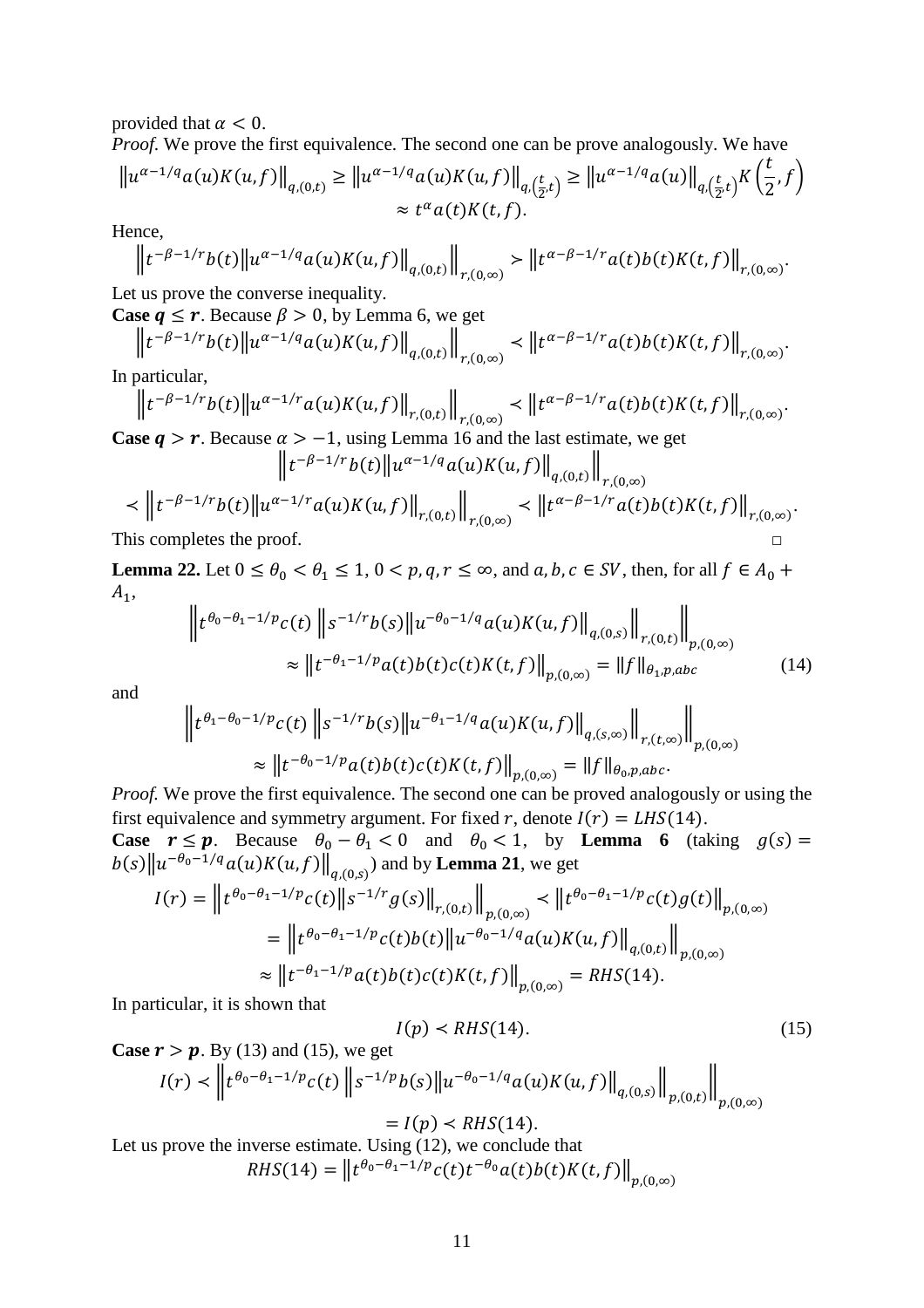provided that $\alpha < 0$.

*Proof.* We prove the first equivalence. The second one can be prove analogously. We have

$$\left\|u^{\alpha-1/q}a(u)K(u,f)\right\|_{q,(0,t)} \geq \left\|u^{\alpha-1/q}a(u)K(u,f)\right\|_{q,\left(\frac{t}{2},t\right)} \geq \left\|u^{\alpha-1/q}a(u)\right\|_{q,\left(\frac{t}{2},t\right)}K\left(\frac{t}{2},f\right)$$
$$\approx t^{\alpha}a(t)K(t,f).$$

Hence,

$$\left\|t^{-\beta-1/r}b(t)\left\|u^{\alpha-1/q}a(u)K(u,f)\right\|_{q,(0,t)}\right\|_{r,(0,\infty)} \succ \left\|t^{\alpha-\beta-1/r}a(t)b(t)K(t,f)\right\|_{r,(0,\infty)}.$$

Let us prove the converse inequality.

**Case $q \leq r$.** Because $\beta > 0$, by Lemma 6, we get

$$\left\|t^{-\beta-1/r}b(t)\left\|u^{\alpha-1/q}a(u)K(u,f)\right\|_{q,(0,t)}\right\|_{r,(0,\infty)} \prec \left\|t^{\alpha-\beta-1/r}a(t)b(t)K(t,f)\right\|_{r,(0,\infty)}.$$

In particular,

$$\left\|t^{-\beta-1/r}b(t)\left\|u^{\alpha-1/r}a(u)K(u,f)\right\|_{r,(0,t)}\right\|_{r,(0,\infty)} \prec \left\|t^{\alpha-\beta-1/r}a(t)b(t)K(t,f)\right\|_{r,(0,\infty)}.$$

**Case $q > r$.** Because $\alpha > -1$, using Lemma 16 and the last estimate, we get

$$\left\|t^{-\beta-1/r}b(t)\left\|u^{\alpha-1/q}a(u)K(u,f)\right\|_{q,(0,t)}\right\|_{r,(0,\infty)}$$
$$\prec \left\|t^{-\beta-1/r}b(t)\left\|u^{\alpha-1/r}a(u)K(u,f)\right\|_{r,(0,t)}\right\|_{r,(0,\infty)} \prec \left\|t^{\alpha-\beta-1/r}a(t)b(t)K(t,f)\right\|_{r,(0,\infty)}.$$

This completes the proof. □

**Lemma 22.** Let $0 \leq \theta_0 < \theta_1 \leq 1$, $0 < p,q,r \leq \infty$, and $a,b,c \in SV$, then, for all $f \in A_0 + A_1$,

$$\left\|t^{\theta_0-\theta_1-1/p}c(t)\left\|s^{-1/r}b(s)\left\|u^{-\theta_0-1/q}a(u)K(u,f)\right\|_{q,(0,s)}\right\|_{r,(0,t)}\right\|_{p,(0,\infty)}$$
$$\approx \left\|t^{-\theta_1-1/p}a(t)b(t)c(t)K(t,f)\right\|_{p,(0,\infty)} = \|f\|_{\theta_1,p,abc} \tag{14}$$

and

$$\left\|t^{\theta_1-\theta_0-1/p}c(t)\left\|s^{-1/r}b(s)\left\|u^{-\theta_1-1/q}a(u)K(u,f)\right\|_{q,(s,\infty)}\right\|_{r,(t,\infty)}\right\|_{p,(0,\infty)}$$
$$\approx \left\|t^{-\theta_0-1/p}a(t)b(t)c(t)K(t,f)\right\|_{p,(0,\infty)} = \|f\|_{\theta_0,p,abc}.$$

*Proof.* We prove the first equivalence. The second one can be proved analogously or using the first equivalence and symmetry argument. For fixed $r$, denote $I(r) = LHS(14)$.

**Case $r \leq p$.** Because $\theta_0 - \theta_1 < 0$ and $\theta_0 < 1$, by **Lemma 6** (taking $g(s) = b(s)\left\|u^{-\theta_0-1/q}a(u)K(u,f)\right\|_{q,(0,s)}$) and by **Lemma 21**, we get

$$I(r) = \left\|t^{\theta_0-\theta_1-1/p}c(t)\left\|s^{-1/r}g(s)\right\|_{r,(0,t)}\right\|_{p,(0,\infty)} \prec \left\|t^{\theta_0-\theta_1-1/p}c(t)g(t)\right\|_{p,(0,\infty)}$$
$$= \left\|t^{\theta_0-\theta_1-1/p}c(t)b(t)\left\|u^{-\theta_0-1/q}a(u)K(u,f)\right\|_{q,(0,t)}\right\|_{p,(0,\infty)}$$
$$\approx \left\|t^{-\theta_1-1/p}a(t)b(t)c(t)K(t,f)\right\|_{p,(0,\infty)} = RHS(14).$$

In particular, it is shown that

$$I(p) \prec RHS(14). \tag{15}$$

**Case $r > p$.** By (13) and (15), we get

$$I(r) \prec \left\|t^{\theta_0-\theta_1-1/p}c(t)\left\|s^{-1/p}b(s)\left\|u^{-\theta_0-1/q}a(u)K(u,f)\right\|_{q,(0,s)}\right\|_{p,(0,t)}\right\|_{p,(0,\infty)}$$
$$= I(p) \prec RHS(14).$$

Let us prove the inverse estimate. Using (12), we conclude that

$$RHS(14) = \left\|t^{\theta_0-\theta_1-1/p}c(t)t^{-\theta_0}a(t)b(t)K(t,f)\right\|_{p,(0,\infty)}$$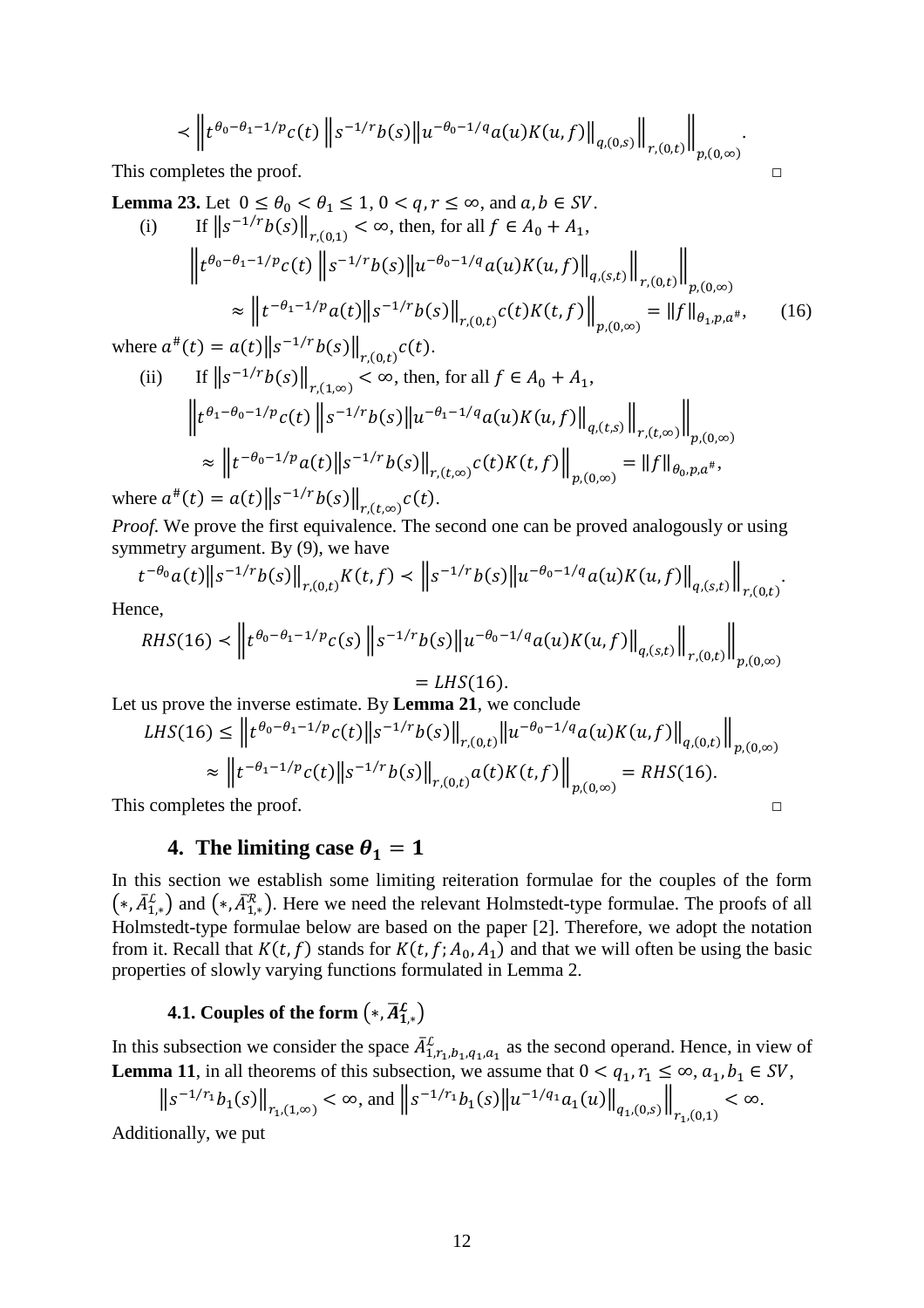$$\prec \left\| t^{\theta_0-\theta_1-1/p} c(t) \left\| s^{-1/r} b(s) \left\| u^{-\theta_0-1/q} a(u) K(u,f) \right\|_{q,(0,s)} \right\|_{r,(0,t)} \right\|_{p,(0,\infty)}.$$

This completes the proof. □

**Lemma 23.** Let $0 \le \theta_0 < \theta_1 \le 1$, $0 < q, r \le \infty$, and $a, b \in SV$.

(i) If $\left\| s^{-1/r} b(s) \right\|_{r,(0,1)} < \infty$, then, for all $f \in A_0 + A_1$,

$$\left\| t^{\theta_0-\theta_1-1/p} c(t) \left\| s^{-1/r} b(s) \left\| u^{-\theta_0-1/q} a(u) K(u,f) \right\|_{q,(s,t)} \right\|_{r,(0,t)} \right\|_{p,(0,\infty)} \approx \left\| t^{-\theta_1-1/p} a(t) \left\| s^{-1/r} b(s) \right\|_{r,(0,t)} c(t) K(t,f) \right\|_{p,(0,\infty)} = \|f\|_{\theta_1,p,a^\#}, \tag{16}$$

where $a^\#(t) = a(t) \left\| s^{-1/r} b(s) \right\|_{r,(0,t)} c(t)$.

(ii) If $\left\| s^{-1/r} b(s) \right\|_{r,(1,\infty)} < \infty$, then, for all $f \in A_0 + A_1$,

$$\left\| t^{\theta_1-\theta_0-1/p} c(t) \left\| s^{-1/r} b(s) \left\| u^{-\theta_1-1/q} a(u) K(u,f) \right\|_{q,(t,s)} \right\|_{r,(t,\infty)} \right\|_{p,(0,\infty)} \approx \left\| t^{-\theta_0-1/p} a(t) \left\| s^{-1/r} b(s) \right\|_{r,(t,\infty)} c(t) K(t,f) \right\|_{p,(0,\infty)} = \|f\|_{\theta_0,p,a^\#},$$

where $a^\#(t) = a(t) \left\| s^{-1/r} b(s) \right\|_{r,(t,\infty)} c(t)$.

*Proof.* We prove the first equivalence. The second one can be proved analogously or using symmetry argument. By (9), we have

$$t^{-\theta_0} a(t) \left\| s^{-1/r} b(s) \right\|_{r,(0,t)} K(t,f) \prec \left\| s^{-1/r} b(s) \left\| u^{-\theta_0-1/q} a(u) K(u,f) \right\|_{q,(s,t)} \right\|_{r,(0,t)}.$$

Hence,

$$RHS(16) \prec \left\| t^{\theta_0-\theta_1-1/p} c(s) \left\| s^{-1/r} b(s) \left\| u^{-\theta_0-1/q} a(u) K(u,f) \right\|_{q,(s,t)} \right\|_{r,(0,t)} \right\|_{p,(0,\infty)} = LHS(16).$$

Let us prove the inverse estimate. By **Lemma 21**, we conclude

$$LHS(16) \le \left\| t^{\theta_0-\theta_1-1/p} c(t) \left\| s^{-1/r} b(s) \right\|_{r,(0,t)} \left\| u^{-\theta_0-1/q} a(u) K(u,f) \right\|_{q,(0,t)} \right\|_{p,(0,\infty)} \approx \left\| t^{-\theta_1-1/p} c(t) \left\| s^{-1/r} b(s) \right\|_{r,(0,t)} a(t) K(t,f) \right\|_{p,(0,\infty)} = RHS(16).$$

This completes the proof. □

## 4. The limiting case $\theta_1 = 1$

In this section we establish some limiting reiteration formulae for the couples of the form $(*, \bar{A}^{\mathcal{L}}_{1,*})$ and $(*, \bar{A}^{\mathcal{R}}_{1,*})$. Here we need the relevant Holmstedt-type formulae. The proofs of all Holmstedt-type formulae below are based on the paper [2]. Therefore, we adopt the notation from it. Recall that $K(t,f)$ stands for $K(t,f;A_0,A_1)$ and that we will often be using the basic properties of slowly varying functions formulated in Lemma 2.

### 4.1. Couples of the form $(*, \bar{A}^{\mathcal{L}}_{1,*})$

In this subsection we consider the space $\bar{A}^{\mathcal{L}}_{1,r_1,b_1,q_1,a_1}$ as the second operand. Hence, in view of **Lemma 11**, in all theorems of this subsection, we assume that $0 < q_1, r_1 \le \infty$, $a_1, b_1 \in SV$,

$$\left\| s^{-1/r_1} b_1(s) \right\|_{r_1,(1,\infty)} < \infty, \text{ and } \left\| s^{-1/r_1} b_1(s) \left\| u^{-1/q_1} a_1(u) \right\|_{q_1,(0,s)} \right\|_{r_1,(0,1)} < \infty.$$

Additionally, we put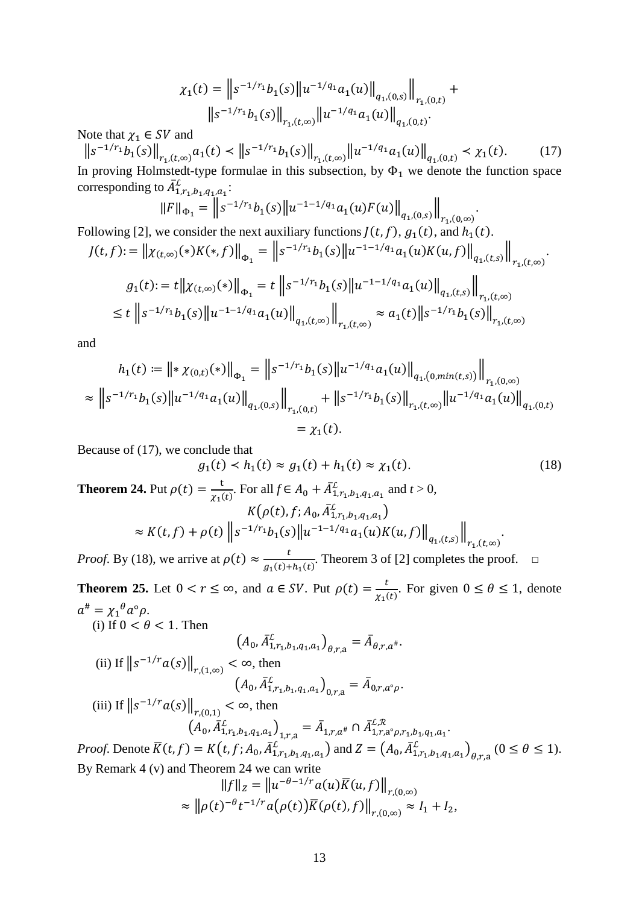$$\chi_1(t) = \left\| s^{-1/r_1} b_1(s) \left\| u^{-1/q_1} a_1(u) \right\|_{q_1,(0,s)} \right\|_{r_1,(0,t)} + \left\| s^{-1/r_1} b_1(s) \right\|_{r_1,(t,\infty)} \left\| u^{-1/q_1} a_1(u) \right\|_{q_1,(0,t)}.$$

Note that $\chi_1 \in SV$ and

$$\left\| s^{-1/r_1} b_1(s) \right\|_{r_1,(t,\infty)} a_1(t) \prec \left\| s^{-1/r_1} b_1(s) \right\|_{r_1,(t,\infty)} \left\| u^{-1/q_1} a_1(u) \right\|_{q_1,(0,t)} \prec \chi_1(t). \tag{17}$$

In proving Holmstedt-type formulae in this subsection, by $\Phi_1$ we denote the function space corresponding to $\bar{A}^{\mathcal{L}}_{1,r_1,b_1,q_1,a_1}$:

$$\|F\|_{\Phi_1} = \left\| s^{-1/r_1} b_1(s) \left\| u^{-1-1/q_1} a_1(u) F(u) \right\|_{q_1,(0,s)} \right\|_{r_1,(0,\infty)}.$$

Following [2], we consider the next auxiliary functions $J(t,f)$, $g_1(t)$, and $h_1(t)$.

$$J(t,f) := \left\| \chi_{(t,\infty)}(*) K(*,f) \right\|_{\Phi_1} = \left\| s^{-1/r_1} b_1(s) \left\| u^{-1-1/q_1} a_1(u) K(u,f) \right\|_{q_1,(t,s)} \right\|_{r_1,(t,\infty)}.$$

$$g_1(t) := t \left\| \chi_{(t,\infty)}(*) \right\|_{\Phi_1} = t \left\| s^{-1/r_1} b_1(s) \left\| u^{-1-1/q_1} a_1(u) \right\|_{q_1,(t,s)} \right\|_{r_1,(t,\infty)}$$

$$\le t \left\| s^{-1/r_1} b_1(s) \left\| u^{-1-1/q_1} a_1(u) \right\|_{q_1,(t,\infty)} \right\|_{r_1,(t,\infty)} \approx a_1(t) \left\| s^{-1/r_1} b_1(s) \right\|_{r_1,(t,\infty)}$$

and

$$h_1(t) := \left\| * \, \chi_{(0,t)}(*) \right\|_{\Phi_1} = \left\| s^{-1/r_1} b_1(s) \left\| u^{-1/q_1} a_1(u) \right\|_{q_1,(0,\min(t,s))} \right\|_{r_1,(0,\infty)}$$

$$\approx \left\| s^{-1/r_1} b_1(s) \left\| u^{-1/q_1} a_1(u) \right\|_{q_1,(0,s)} \right\|_{r_1,(0,t)} + \left\| s^{-1/r_1} b_1(s) \right\|_{r_1,(t,\infty)} \left\| u^{-1/q_1} a_1(u) \right\|_{q_1,(0,t)}$$

$$= \chi_1(t).$$

Because of (17), we conclude that

$$g_1(t) \prec h_1(t) \approx g_1(t) + h_1(t) \approx \chi_1(t). \tag{18}$$

**Theorem 24.** Put $\rho(t) = \frac{t}{\chi_1(t)}$. For all $f \in A_0 + \bar{A}^{\mathcal{L}}_{1,r_1,b_1,q_1,a_1}$ and $t > 0$,

$$K\left(\rho(t), f; A_0, \bar{A}^{\mathcal{L}}_{1,r_1,b_1,q_1,a_1}\right)$$
$$\approx K(t,f) + \rho(t) \left\| s^{-1/r_1} b_1(s) \left\| u^{-1-1/q_1} a_1(u) K(u,f) \right\|_{q_1,(t,s)} \right\|_{r_1,(t,\infty)}.$$

*Proof.* By (18), we arrive at $\rho(t) \approx \frac{t}{g_1(t)+h_1(t)}$. Theorem 3 of [2] completes the proof. □

**Theorem 25.** Let $0 < r \le \infty$, and $a \in SV$. Put $\rho(t) = \frac{t}{\chi_1(t)}$. For given $0 \le \theta \le 1$, denote $a^{\#} = \chi_1{}^{\theta} a \circ \rho$.

(i) If $0 < \theta < 1$. Then

$$\left(A_0, \bar{A}^{\mathcal{L}}_{1,r_1,b_1,q_1,a_1}\right)_{\theta,r,\mathrm{a}} = \bar{A}_{\theta,r,a^{\#}}.$$

(ii) If $\left\| s^{-1/r} a(s) \right\|_{r,(1,\infty)} < \infty$, then

$$\left(A_0, \bar{A}^{\mathcal{L}}_{1,r_1,b_1,q_1,a_1}\right)_{0,r,\mathrm{a}} = \bar{A}_{0,r,a \circ \rho}.$$

(iii) If $\left\| s^{-1/r} a(s) \right\|_{r,(0,1)} < \infty$, then

$$\left(A_0, \bar{A}^{\mathcal{L}}_{1,r_1,b_1,q_1,a_1}\right)_{1,r,\mathrm{a}} = \bar{A}_{1,r,a^{\#}} \cap \bar{A}^{\mathcal{L},\mathcal{R}}_{1,r,\mathrm{a} \circ \rho, r_1,b_1,q_1,a_1}.$$

*Proof.* Denote $\bar{K}(t,f) = K\left(t,f; A_0, \bar{A}^{\mathcal{L}}_{1,r_1,b_1,q_1,a_1}\right)$ and $Z = \left(A_0, \bar{A}^{\mathcal{L}}_{1,r_1,b_1,q_1,a_1}\right)_{\theta,r,\mathrm{a}}$ $(0 \le \theta \le 1)$. By Remark 4 (v) and Theorem 24 we can write

$$\|f\|_Z = \left\| u^{-\theta-1/r} a(u) \bar{K}(u,f) \right\|_{r,(0,\infty)}$$
$$\approx \left\| \rho(t)^{-\theta} t^{-1/r} a(\rho(t)) \bar{K}(\rho(t), f) \right\|_{r,(0,\infty)} \approx I_1 + I_2,$$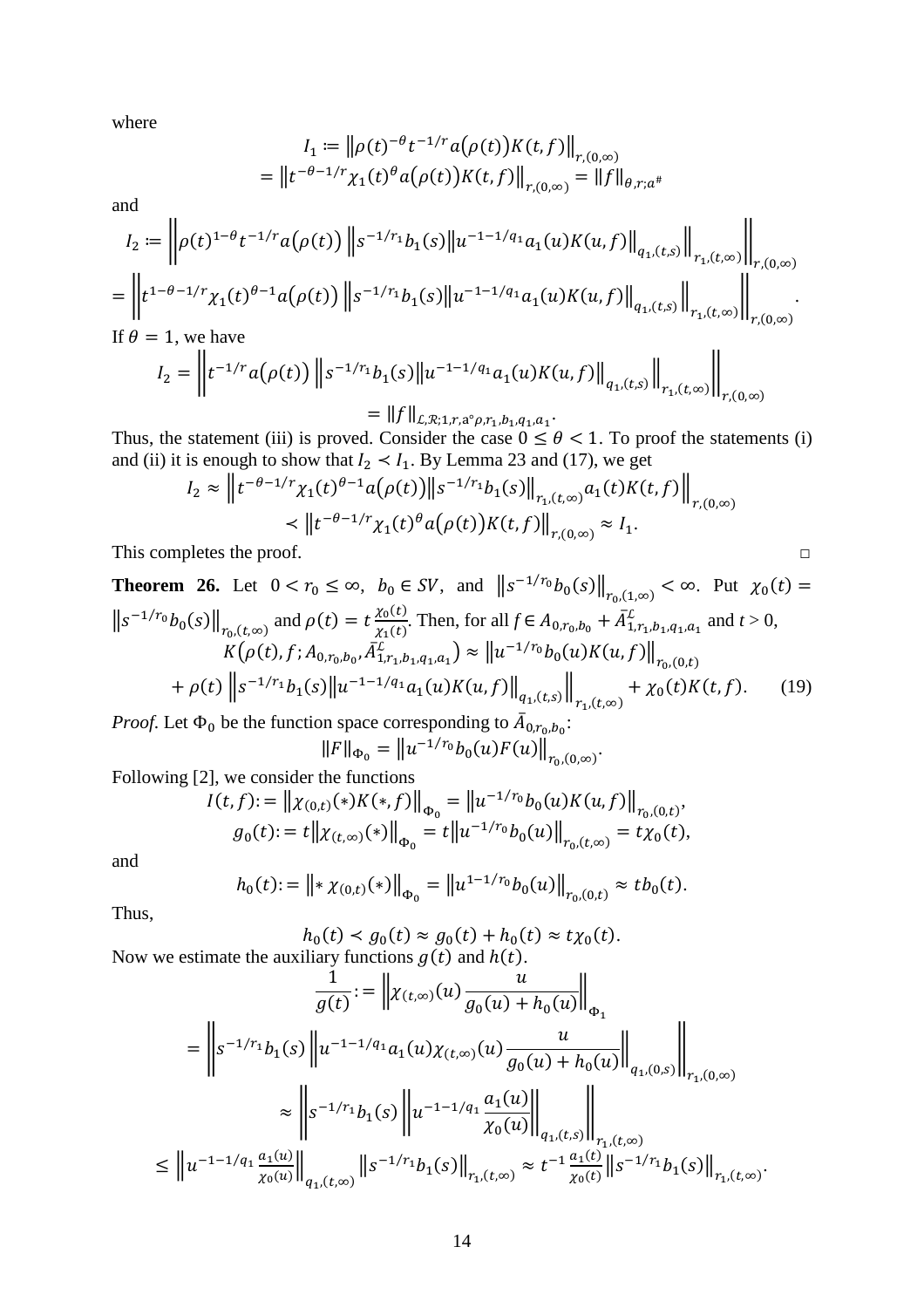where

$$I_1 := \left\|\rho(t)^{-\theta} t^{-1/r} a\big(\rho(t)\big) K(t,f)\right\|_{r,(0,\infty)}$$
$$= \left\|t^{-\theta-1/r} \chi_1(t)^{\theta} a\big(\rho(t)\big) K(t,f)\right\|_{r,(0,\infty)} = \|f\|_{\theta,r;a^{\#}}$$

and

$$I_2 := \left\|\rho(t)^{1-\theta} t^{-1/r} a\big(\rho(t)\big) \left\|s^{-1/r_1} b_1(s) \left\|u^{-1-1/q_1} a_1(u) K(u,f)\right\|_{q_1,(t,s)}\right\|_{r_1,(t,\infty)}\right\|_{r,(0,\infty)}$$
$$= \left\|t^{1-\theta-1/r} \chi_1(t)^{\theta-1} a\big(\rho(t)\big) \left\|s^{-1/r_1} b_1(s) \left\|u^{-1-1/q_1} a_1(u) K(u,f)\right\|_{q_1,(t,s)}\right\|_{r_1,(t,\infty)}\right\|_{r,(0,\infty)}.$$

If $\theta = 1$, we have

$$I_2 = \left\|t^{-1/r} a\big(\rho(t)\big) \left\|s^{-1/r_1} b_1(s) \left\|u^{-1-1/q_1} a_1(u) K(u,f)\right\|_{q_1,(t,s)}\right\|_{r_1,(t,\infty)}\right\|_{r,(0,\infty)}$$
$$= \|f\|_{\mathcal{L},\mathcal{R};1,r,a\circ\rho,r_1,b_1,q_1,a_1}.$$

Thus, the statement (iii) is proved. Consider the case $0 \le \theta < 1$. To proof the statements (i) and (ii) it is enough to show that $I_2 \prec I_1$. By Lemma 23 and (17), we get

$$I_2 \approx \left\|t^{-\theta-1/r} \chi_1(t)^{\theta-1} a\big(\rho(t)\big) \left\|s^{-1/r_1} b_1(s)\right\|_{r_1,(t,\infty)} a_1(t) K(t,f)\right\|_{r,(0,\infty)}$$
$$\prec \left\|t^{-\theta-1/r} \chi_1(t)^{\theta} a\big(\rho(t)\big) K(t,f)\right\|_{r,(0,\infty)} \approx I_1.$$

This completes the proof. □

**Theorem 26.** Let $0 < r_0 \le \infty$, $b_0 \in SV$, and $\left\|s^{-1/r_0} b_0(s)\right\|_{r_0,(1,\infty)} < \infty$. Put $\chi_0(t) = \left\|s^{-1/r_0} b_0(s)\right\|_{r_0,(t,\infty)}$ and $\rho(t) = t\frac{\chi_0(t)}{\chi_1(t)}$. Then, for all $f \in A_{0,r_0,b_0} + \bar{A}^{\mathcal{L}}_{1,r_1,b_1,q_1,a_1}$ and $t > 0$,

$$K\big(\rho(t), f; A_{0,r_0,b_0}, \bar{A}^{\mathcal{L}}_{1,r_1,b_1,q_1,a_1}\big) \approx \left\|u^{-1/r_0} b_0(u) K(u,f)\right\|_{r_0,(0,t)}$$
$$+ \rho(t) \left\|s^{-1/r_1} b_1(s) \left\|u^{-1-1/q_1} a_1(u) K(u,f)\right\|_{q_1,(t,s)}\right\|_{r_1,(t,\infty)} + \chi_0(t) K(t,f). \qquad (19)$$

*Proof.* Let $\Phi_0$ be the function space corresponding to $\bar{A}_{0,r_0,b_0}$:

$$\|F\|_{\Phi_0} = \left\|u^{-1/r_0} b_0(u) F(u)\right\|_{r_0,(0,\infty)}.$$

Following [2], we consider the functions

$$I(t,f) := \left\|\chi_{(0,t)}(*) K(*,f)\right\|_{\Phi_0} = \left\|u^{-1/r_0} b_0(u) K(u,f)\right\|_{r_0,(0,t)},$$
$$g_0(t) := t\left\|\chi_{(t,\infty)}(*)\right\|_{\Phi_0} = t\left\|u^{-1/r_0} b_0(u)\right\|_{r_0,(t,\infty)} = t\chi_0(t),$$

and

$$h_0(t) := \left\|* \, \chi_{(0,t)}(*)\right\|_{\Phi_0} = \left\|u^{1-1/r_0} b_0(u)\right\|_{r_0,(0,t)} \approx t b_0(t).$$

Thus,

$$h_0(t) \prec g_0(t) \approx g_0(t) + h_0(t) \approx t\chi_0(t).$$

Now we estimate the auxiliary functions $g(t)$ and $h(t)$.

$$\frac{1}{g(t)} := \left\|\chi_{(t,\infty)}(u) \frac{u}{g_0(u) + h_0(u)}\right\|_{\Phi_1}$$
$$= \left\|s^{-1/r_1} b_1(s) \left\|u^{-1-1/q_1} a_1(u) \chi_{(t,\infty)}(u) \frac{u}{g_0(u) + h_0(u)}\right\|_{q_1,(0,s)}\right\|_{r_1,(0,\infty)}$$
$$\approx \left\|s^{-1/r_1} b_1(s) \left\|u^{-1-1/q_1} \frac{a_1(u)}{\chi_0(u)}\right\|_{q_1,(t,s)}\right\|_{r_1,(t,\infty)}$$
$$\le \left\|u^{-1-1/q_1} \frac{a_1(u)}{\chi_0(u)}\right\|_{q_1,(t,\infty)} \left\|s^{-1/r_1} b_1(s)\right\|_{r_1,(t,\infty)} \approx t^{-1} \frac{a_1(t)}{\chi_0(t)} \left\|s^{-1/r_1} b_1(s)\right\|_{r_1,(t,\infty)}.$$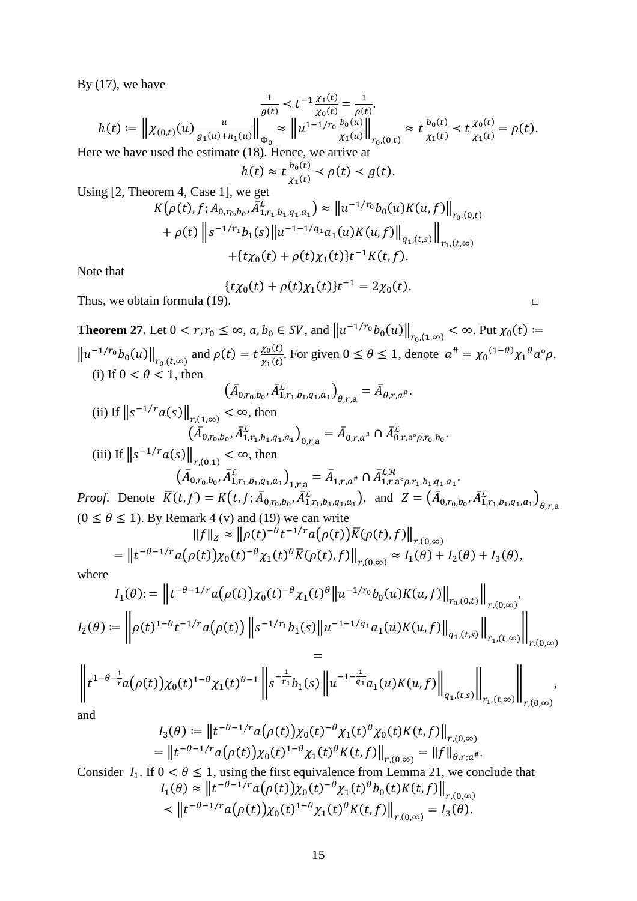By (17), we have

$$\frac{1}{g(t)} \prec t^{-1}\frac{\chi_1(t)}{\chi_0(t)} = \frac{1}{\rho(t)}.$$

$$h(t) := \left\| \chi_{(0,t)}(u)\frac{u}{g_1(u)+h_1(u)} \right\|_{\Phi_0} \approx \left\| u^{1-1/r_0}\frac{b_0(u)}{\chi_1(u)} \right\|_{r_0,(0,t)} \approx t\frac{b_0(t)}{\chi_1(t)} \prec t\frac{\chi_0(t)}{\chi_1(t)} = \rho(t).$$

Here we have used the estimate (18). Hence, we arrive at

$$h(t) \approx t\frac{b_0(t)}{\chi_1(t)} \prec \rho(t) \prec g(t).$$

Using [2, Theorem 4, Case 1], we get

$$K\big(\rho(t), f; A_{0,r_0,b_0}, \bar{A}^{\mathcal{L}}_{1,r_1,b_1,q_1,a_1}\big) \approx \left\| u^{-1/r_0} b_0(u) K(u,f) \right\|_{r_0,(0,t)}$$
$$+ \rho(t)\left\| s^{-1/r_1} b_1(s) \left\| u^{-1-1/q_1} a_1(u) K(u,f) \right\|_{q_1,(t,s)} \right\|_{r_1,(t,\infty)}$$
$$+ \{t\chi_0(t) + \rho(t)\chi_1(t)\} t^{-1} K(t,f).$$

Note that

$$\{t\chi_0(t) + \rho(t)\chi_1(t)\} t^{-1} = 2\chi_0(t).$$

Thus, we obtain formula (19). □

**Theorem 27.** Let $0 < r, r_0 \le \infty$, $a, b_0 \in SV$, and $\left\| u^{-1/r_0} b_0(u) \right\|_{r_0,(1,\infty)} < \infty$. Put $\chi_0(t) := \left\| u^{-1/r_0} b_0(u) \right\|_{r_0,(t,\infty)}$ and $\rho(t) = t\frac{\chi_0(t)}{\chi_1(t)}$. For given $0 \le \theta \le 1$, denote $a^{\#} = \chi_0{}^{(1-\theta)}\chi_1{}^{\theta} a \circ \rho$.

(i) If $0 < \theta < 1$, then

$$\big(\bar{A}_{0,r_0,b_0}, \bar{A}^{\mathcal{L}}_{1,r_1,b_1,q_1,a_1}\big)_{\theta,r,\mathrm{a}} = \bar{A}_{\theta,r,a^{\#}}.$$

(ii) If $\left\| s^{-1/r} a(s) \right\|_{r,(1,\infty)} < \infty$, then

$$\big(\bar{A}_{0,r_0,b_0}, \bar{A}^{\mathcal{L}}_{1,r_1,b_1,q_1,a_1}\big)_{0,r,\mathrm{a}} = \bar{A}_{0,r,a^{\#}} \cap \bar{A}^{\mathcal{L}}_{0,r,\mathrm{a}\circ\rho,r_0,b_0}.$$

(iii) If $\left\| s^{-1/r} a(s) \right\|_{r,(0,1)} < \infty$, then

$$\big(\bar{A}_{0,r_0,b_0}, \bar{A}^{\mathcal{L}}_{1,r_1,b_1,q_1,a_1}\big)_{1,r,\mathrm{a}} = \bar{A}_{1,r,a^{\#}} \cap \bar{A}^{\mathcal{L},\mathcal{R}}_{1,r,\mathrm{a}\circ\rho,r_1,b_1,q_1,a_1}.$$

*Proof.* Denote $\bar{K}(t,f) = K\big(t,f; \bar{A}_{0,r_0,b_0}, \bar{A}^{\mathcal{L}}_{1,r_1,b_1,q_1,a_1}\big)$, and $Z = \big(\bar{A}_{0,r_0,b_0}, \bar{A}^{\mathcal{L}}_{1,r_1,b_1,q_1,a_1}\big)_{\theta,r,\mathrm{a}}$ $(0 \le \theta \le 1)$. By Remark 4 (v) and (19) we can write

$$\|f\|_Z \approx \left\| \rho(t)^{-\theta} t^{-1/r} a\big(\rho(t)\big) \bar{K}(\rho(t), f) \right\|_{r,(0,\infty)}$$
$$= \left\| t^{-\theta-1/r} a\big(\rho(t)\big) \chi_0(t)^{-\theta} \chi_1(t)^{\theta} \bar{K}(\rho(t), f) \right\|_{r,(0,\infty)} \approx I_1(\theta) + I_2(\theta) + I_3(\theta),$$

where

$$I_1(\theta) := \left\| t^{-\theta-1/r} a\big(\rho(t)\big) \chi_0(t)^{-\theta} \chi_1(t)^{\theta} \left\| u^{-1/r_0} b_0(u) K(u,f) \right\|_{r_0,(0,t)} \right\|_{r,(0,\infty)},$$

$$I_2(\theta) := \left\| \rho(t)^{1-\theta} t^{-1/r} a\big(\rho(t)\big) \left\| s^{-1/r_1} b_1(s) \left\| u^{-1-1/q_1} a_1(u) K(u,f) \right\|_{q_1,(t,s)} \right\|_{r_1,(t,\infty)} \right\|_{r,(0,\infty)}$$
$$=$$
$$\left\| t^{1-\theta-\frac{1}{r}} a\big(\rho(t)\big) \chi_0(t)^{1-\theta} \chi_1(t)^{\theta-1} \left\| s^{-\frac{1}{r_1}} b_1(s) \left\| u^{-1-\frac{1}{q_1}} a_1(u) K(u,f) \right\|_{q_1,(t,s)} \right\|_{r_1,(t,\infty)} \right\|_{r,(0,\infty)},$$

and

$$I_3(\theta) := \left\| t^{-\theta-1/r} a\big(\rho(t)\big) \chi_0(t)^{-\theta} \chi_1(t)^{\theta} \chi_0(t) K(t,f) \right\|_{r,(0,\infty)}$$
$$= \left\| t^{-\theta-1/r} a\big(\rho(t)\big) \chi_0(t)^{1-\theta} \chi_1(t)^{\theta} K(t,f) \right\|_{r,(0,\infty)} = \|f\|_{\theta,r;a^{\#}}.$$

Consider $I_1$. If $0 < \theta \le 1$, using the first equivalence from Lemma 21, we conclude that

$$I_1(\theta) \approx \left\| t^{-\theta-1/r} a\big(\rho(t)\big) \chi_0(t)^{-\theta} \chi_1(t)^{\theta} b_0(t) K(t,f) \right\|_{r,(0,\infty)}$$
$$\prec \left\| t^{-\theta-1/r} a\big(\rho(t)\big) \chi_0(t)^{1-\theta} \chi_1(t)^{\theta} K(t,f) \right\|_{r,(0,\infty)} = I_3(\theta).$$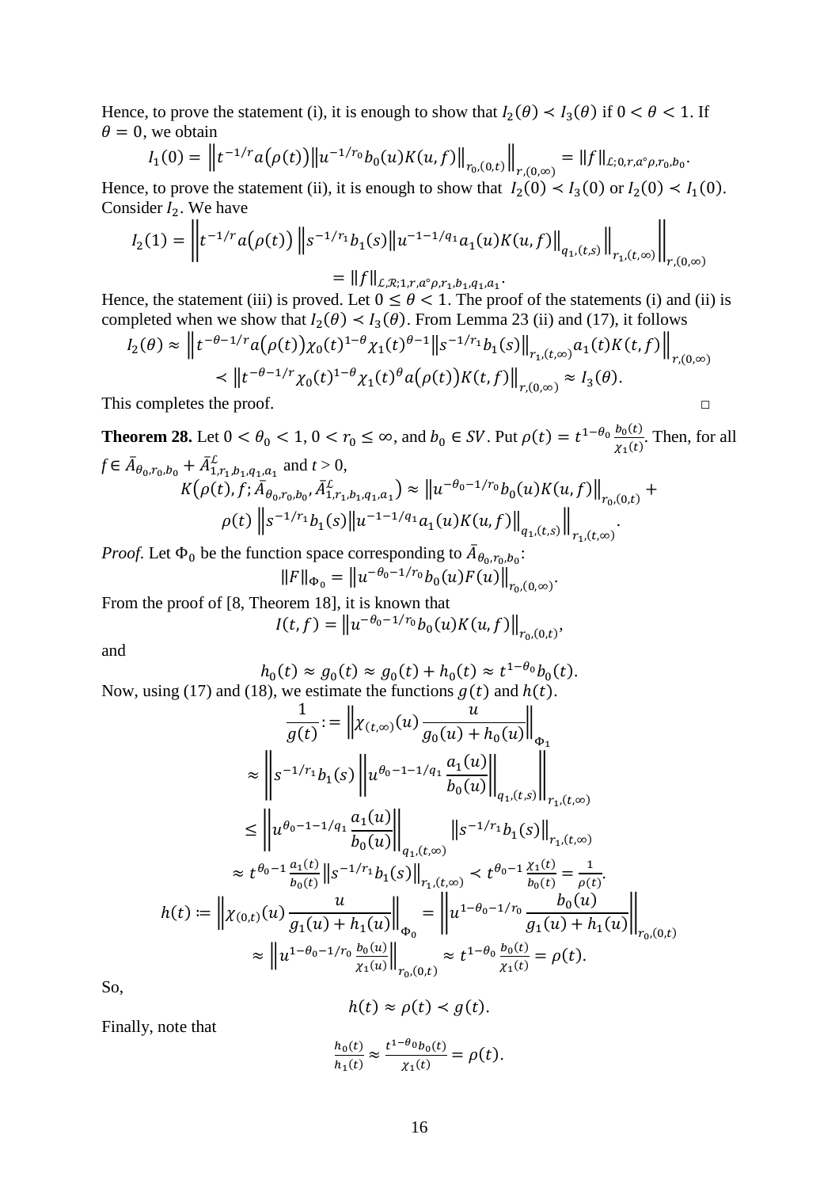Hence, to prove the statement (i), it is enough to show that $I_2(\theta) \prec I_3(\theta)$ if $0 < \theta < 1$. If $\theta = 0$, we obtain

$$I_1(0) = \left\| t^{-1/r} a(\rho(t)) \left\| u^{-1/r_0} b_0(u) K(u,f) \right\|_{r_0,(0,t)} \right\|_{r,(0,\infty)} = \|f\|_{\mathcal{L};0,r,a\circ\rho,r_0,b_0}.$$

Hence, to prove the statement (ii), it is enough to show that $I_2(0) \prec I_3(0)$ or $I_2(0) \prec I_1(0)$. Consider $I_2$. We have

$$I_2(1) = \left\| t^{-1/r} a(\rho(t)) \left\| s^{-1/r_1} b_1(s) \left\| u^{-1-1/q_1} a_1(u) K(u,f) \right\|_{q_1,(t,s)} \right\|_{r_1,(t,\infty)} \right\|_{r,(0,\infty)}$$

$$= \|f\|_{\mathcal{L},\mathcal{R};1,r,a\circ\rho,r_1,b_1,q_1,a_1}.$$

Hence, the statement (iii) is proved. Let $0 \le \theta < 1$. The proof of the statements (i) and (ii) is completed when we show that $I_2(\theta) \prec I_3(\theta)$. From Lemma 23 (ii) and (17), it follows

$$I_2(\theta) \approx \left\| t^{-\theta-1/r} a(\rho(t)) \chi_0(t)^{1-\theta} \chi_1(t)^{\theta-1} \left\| s^{-1/r_1} b_1(s) \right\|_{r_1,(t,\infty)} a_1(t) K(t,f) \right\|_{r,(0,\infty)}$$

$$\prec \left\| t^{-\theta-1/r} \chi_0(t)^{1-\theta} \chi_1(t)^{\theta} a(\rho(t)) K(t,f) \right\|_{r,(0,\infty)} \approx I_3(\theta).$$

This completes the proof. □

**Theorem 28.** Let $0 < \theta_0 < 1$, $0 < r_0 \le \infty$, and $b_0 \in SV$. Put $\rho(t) = t^{1-\theta_0} \frac{b_0(t)}{\chi_1(t)}$. Then, for all $f \in \bar{A}_{\theta_0,r_0,b_0} + \bar{A}^{\mathcal{L}}_{1,r_1,b_1,q_1,a_1}$ and $t > 0$,

$$K\left(\rho(t), f; \bar{A}_{\theta_0,r_0,b_0}, \bar{A}^{\mathcal{L}}_{1,r_1,b_1,q_1,a_1}\right) \approx \left\| u^{-\theta_0-1/r_0} b_0(u) K(u,f) \right\|_{r_0,(0,t)} +$$

$$\rho(t) \left\| s^{-1/r_1} b_1(s) \left\| u^{-1-1/q_1} a_1(u) K(u,f) \right\|_{q_1,(t,s)} \right\|_{r_1,(t,\infty)}.$$

*Proof.* Let $\Phi_0$ be the function space corresponding to $\bar{A}_{\theta_0,r_0,b_0}$:

$$\|F\|_{\Phi_0} = \left\| u^{-\theta_0-1/r_0} b_0(u) F(u) \right\|_{r_0,(0,\infty)}.$$

From the proof of [8, Theorem 18], it is known that

$$I(t,f) = \left\| u^{-\theta_0-1/r_0} b_0(u) K(u,f) \right\|_{r_0,(0,t)},$$

and

$$h_0(t) \approx g_0(t) \approx g_0(t) + h_0(t) \approx t^{1-\theta_0} b_0(t).$$

Now, using (17) and (18), we estimate the functions $g(t)$ and $h(t)$.

$$\frac{1}{g(t)} := \left\| \chi_{(t,\infty)}(u) \frac{u}{g_0(u) + h_0(u)} \right\|_{\Phi_1}$$

$$\approx \left\| s^{-1/r_1} b_1(s) \left\| u^{\theta_0-1-1/q_1} \frac{a_1(u)}{b_0(u)} \right\|_{q_1,(t,s)} \right\|_{r_1,(t,\infty)}$$

$$\le \left\| u^{\theta_0-1-1/q_1} \frac{a_1(u)}{b_0(u)} \right\|_{q_1,(t,\infty)} \left\| s^{-1/r_1} b_1(s) \right\|_{r_1,(t,\infty)}$$

$$\approx t^{\theta_0-1} \frac{a_1(t)}{b_0(t)} \left\| s^{-1/r_1} b_1(s) \right\|_{r_1,(t,\infty)} \prec t^{\theta_0-1} \frac{\chi_1(t)}{b_0(t)} = \frac{1}{\rho(t)}.$$

$$h(t) := \left\| \chi_{(0,t)}(u) \frac{u}{g_1(u) + h_1(u)} \right\|_{\Phi_0} = \left\| u^{1-\theta_0-1/r_0} \frac{b_0(u)}{g_1(u) + h_1(u)} \right\|_{r_0,(0,t)}$$

$$\approx \left\| u^{1-\theta_0-1/r_0} \frac{b_0(u)}{\chi_1(u)} \right\|_{r_0,(0,t)} \approx t^{1-\theta_0} \frac{b_0(t)}{\chi_1(t)} = \rho(t).$$

So,

$$h(t) \approx \rho(t) \prec g(t).$$

Finally, note that

$$\frac{h_0(t)}{h_1(t)} \approx \frac{t^{1-\theta_0} b_0(t)}{\chi_1(t)} = \rho(t).$$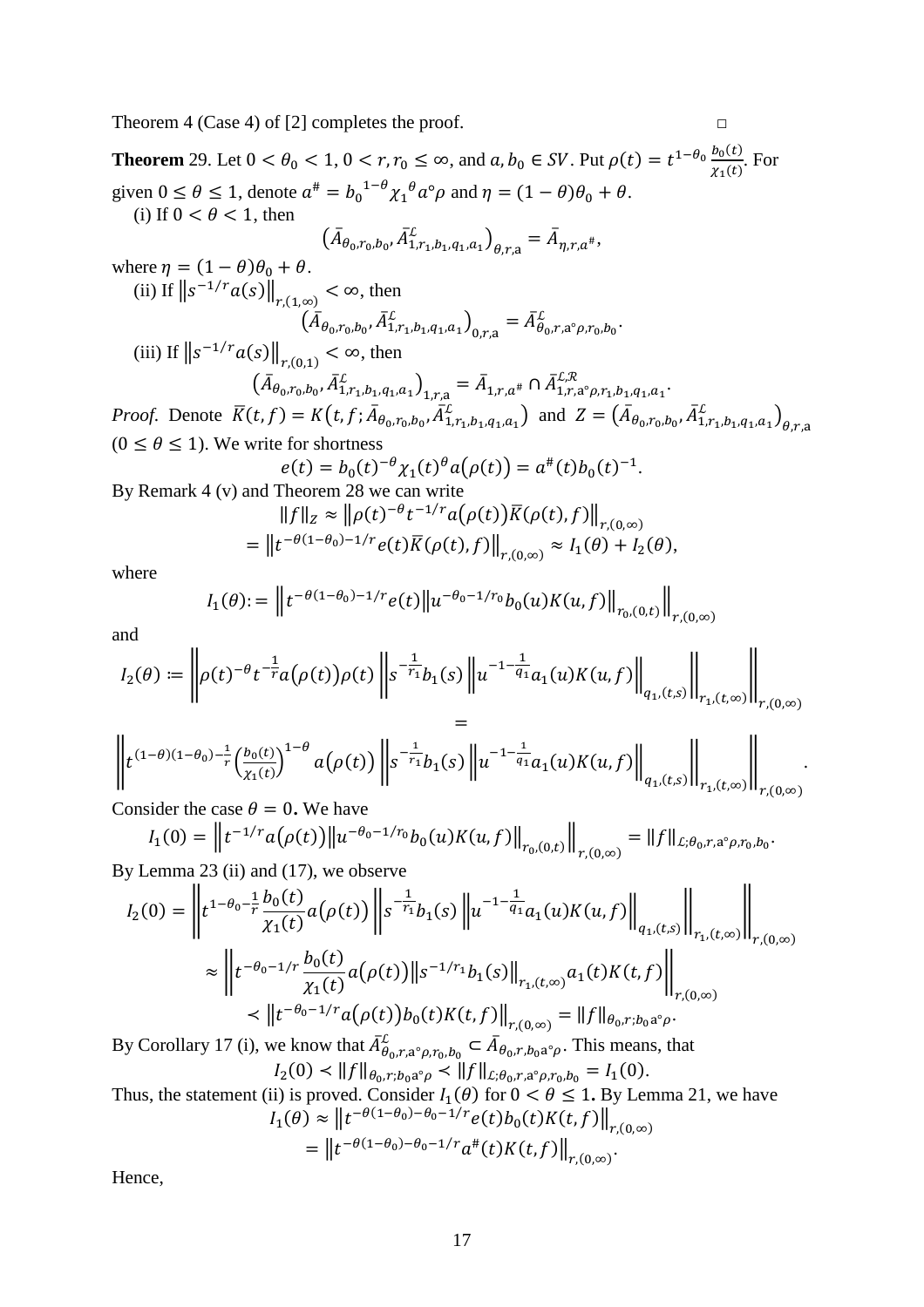Theorem 4 (Case 4) of [2] completes the proof. □

**Theorem** 29. Let $0 < \theta_0 < 1$, $0 < r, r_0 \leq \infty$, and $a, b_0 \in SV$. Put $\rho(t) = t^{1-\theta_0}\frac{b_0(t)}{\chi_1(t)}$. For given $0 \leq \theta \leq 1$, denote $a^\# = {b_0}^{1-\theta}{\chi_1}^{\theta} a \circ \rho$ and $\eta = (1-\theta)\theta_0 + \theta$.

(i) If $0 < \theta < 1$, then

$$\left(\bar{A}_{\theta_0,r_0,b_0}, \bar{A}^{\mathcal{L}}_{1,r_1,b_1,q_1,a_1}\right)_{\theta,r,\mathrm{a}} = \bar{A}_{\eta,r,a^\#},$$

where $\eta = (1-\theta)\theta_0 + \theta$.

(ii) If $\left\|s^{-1/r}a(s)\right\|_{r,(1,\infty)} < \infty$, then

$$\left(\bar{A}_{\theta_0,r_0,b_0}, \bar{A}^{\mathcal{L}}_{1,r_1,b_1,q_1,a_1}\right)_{0,r,\mathrm{a}} = \bar{A}^{\mathcal{L}}_{\theta_0,r,\mathrm{a}\circ\rho,r_0,b_0}.$$

(iii) If $\left\|s^{-1/r}a(s)\right\|_{r,(0,1)} < \infty$, then

$$\left(\bar{A}_{\theta_0,r_0,b_0}, \bar{A}^{\mathcal{L}}_{1,r_1,b_1,q_1,a_1}\right)_{1,r,\mathrm{a}} = \bar{A}_{1,r,a^\#} \cap \bar{A}^{\mathcal{L},\mathcal{R}}_{1,r,\mathrm{a}\circ\rho,r_1,b_1,q_1,a_1}.$$

*Proof.* Denote $\bar{K}(t,f) = K\left(t,f;\bar{A}_{\theta_0,r_0,b_0}, \bar{A}^{\mathcal{L}}_{1,r_1,b_1,q_1,a_1}\right)$ and $Z = \left(\bar{A}_{\theta_0,r_0,b_0}, \bar{A}^{\mathcal{L}}_{1,r_1,b_1,q_1,a_1}\right)_{\theta,r,\mathrm{a}}$ $(0 \leq \theta \leq 1)$. We write for shortness

$$e(t) = b_0(t)^{-\theta}\chi_1(t)^{\theta}a(\rho(t)) = a^\#(t)b_0(t)^{-1}.$$

By Remark 4 (v) and Theorem 28 we can write

$$\|f\|_Z \approx \left\|\rho(t)^{-\theta}t^{-1/r}a(\rho(t))\bar{K}(\rho(t),f)\right\|_{r,(0,\infty)}$$
$$= \left\|t^{-\theta(1-\theta_0)-1/r}e(t)\bar{K}(\rho(t),f)\right\|_{r,(0,\infty)} \approx I_1(\theta) + I_2(\theta),$$

where

$$I_1(\theta) := \left\|t^{-\theta(1-\theta_0)-1/r}e(t)\left\|u^{-\theta_0-1/r_0}b_0(u)K(u,f)\right\|_{r_0,(0,t)}\right\|_{r,(0,\infty)}$$

and

$$I_2(\theta) := \left\|\rho(t)^{-\theta}t^{-\frac{1}{r}}a(\rho(t))\rho(t)\left\|s^{-\frac{1}{r_1}}b_1(s)\left\|u^{-1-\frac{1}{q_1}}a_1(u)K(u,f)\right\|_{q_1,(t,s)}\right\|_{r_1,(t,\infty)}\right\|_{r,(0,\infty)}$$
$$=$$
$$\left\|t^{(1-\theta)(1-\theta_0)-\frac{1}{r}}\left(\frac{b_0(t)}{\chi_1(t)}\right)^{1-\theta}a(\rho(t))\left\|s^{-\frac{1}{r_1}}b_1(s)\left\|u^{-1-\frac{1}{q_1}}a_1(u)K(u,f)\right\|_{q_1,(t,s)}\right\|_{r_1,(t,\infty)}\right\|_{r,(0,\infty)}.$$

Consider the case $\theta = 0$. We have

$$I_1(0) = \left\|t^{-1/r}a(\rho(t))\left\|u^{-\theta_0-1/r_0}b_0(u)K(u,f)\right\|_{r_0,(0,t)}\right\|_{r,(0,\infty)} = \|f\|_{\mathcal{L};\theta_0,r,\mathrm{a}\circ\rho,r_0,b_0}.$$

By Lemma 23 (ii) and (17), we observe

$$I_2(0) = \left\|t^{1-\theta_0-\frac{1}{r}}\frac{b_0(t)}{\chi_1(t)}a(\rho(t))\left\|s^{-\frac{1}{r_1}}b_1(s)\left\|u^{-1-\frac{1}{q_1}}a_1(u)K(u,f)\right\|_{q_1,(t,s)}\right\|_{r_1,(t,\infty)}\right\|_{r,(0,\infty)}$$
$$\approx \left\|t^{-\theta_0-1/r}\frac{b_0(t)}{\chi_1(t)}a(\rho(t))\left\|s^{-1/r_1}b_1(s)\right\|_{r_1,(t,\infty)}a_1(t)K(t,f)\right\|_{r,(0,\infty)}$$
$$\prec \left\|t^{-\theta_0-1/r}a(\rho(t))b_0(t)K(t,f)\right\|_{r,(0,\infty)} = \|f\|_{\theta_0,r;b_0\mathrm{a}\circ\rho}.$$

By Corollary 17 (i), we know that $\bar{A}^{\mathcal{L}}_{\theta_0,r,\mathrm{a}\circ\rho,r_0,b_0} \subset \bar{A}_{\theta_0,r,b_0\mathrm{a}\circ\rho}$. This means, that

$$I_2(0) \prec \|f\|_{\theta_0,r;b_0\mathrm{a}\circ\rho} \prec \|f\|_{\mathcal{L};\theta_0,r,\mathrm{a}\circ\rho,r_0,b_0} = I_1(0).$$

Thus, the statement (ii) is proved. Consider $I_1(\theta)$ for $0 < \theta \leq 1$. By Lemma 21, we have

$$I_1(\theta) \approx \left\|t^{-\theta(1-\theta_0)-\theta_0-1/r}e(t)b_0(t)K(t,f)\right\|_{r,(0,\infty)}$$
$$= \left\|t^{-\theta(1-\theta_0)-\theta_0-1/r}a^\#(t)K(t,f)\right\|_{r,(0,\infty)}.$$

Hence,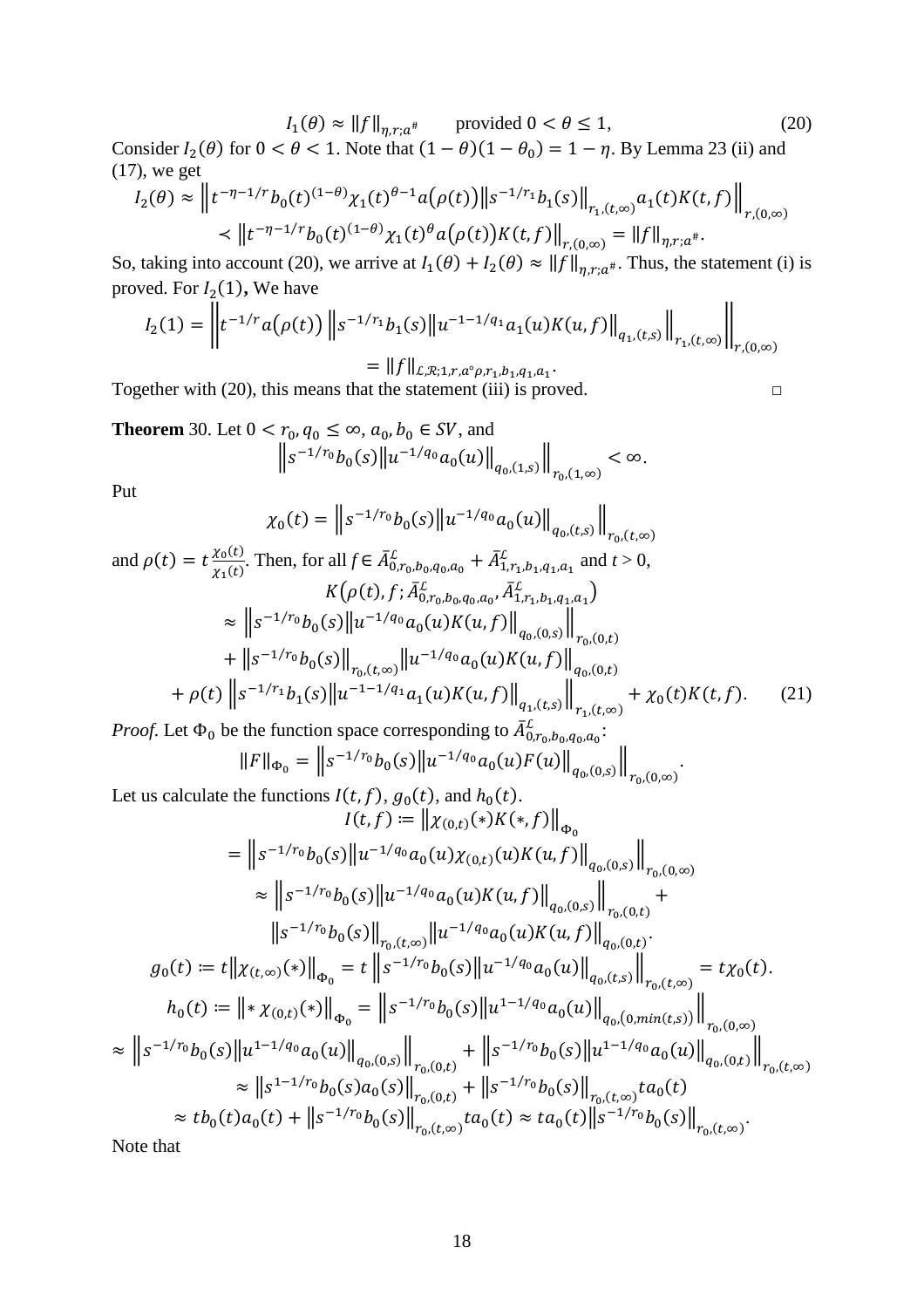$$I_1(\theta) \approx \|f\|_{\eta,r;a^{\#}} \qquad \text{provided } 0 < \theta \le 1, \tag{20}$$

Consider $I_2(\theta)$ for $0 < \theta < 1$. Note that $(1-\theta)(1-\theta_0) = 1-\eta$. By Lemma 23 (ii) and (17), we get

$$I_2(\theta) \approx \left\| t^{-\eta-1/r} b_0(t)^{(1-\theta)} \chi_1(t)^{\theta-1} a(\rho(t)) \left\| s^{-1/r_1} b_1(s) \right\|_{r_1,(t,\infty)} a_1(t) K(t,f) \right\|_{r,(0,\infty)}$$
$$\prec \left\| t^{-\eta-1/r} b_0(t)^{(1-\theta)} \chi_1(t)^{\theta} a(\rho(t)) K(t,f) \right\|_{r,(0,\infty)} = \|f\|_{\eta,r;a^{\#}}.$$

So, taking into account (20), we arrive at $I_1(\theta) + I_2(\theta) \approx \|f\|_{\eta,r;a^{\#}}$. Thus, the statement (i) is proved. For $I_2(1)$**,** We have

$$I_2(1) = \left\| t^{-1/r} a(\rho(t)) \left\| s^{-1/r_1} b_1(s) \left\| u^{-1-1/q_1} a_1(u) K(u,f) \right\|_{q_1,(t,s)} \right\|_{r_1,(t,\infty)} \right\|_{r,(0,\infty)}$$
$$= \|f\|_{\mathcal{L},\mathcal{R};1,r,a\circ\rho,r_1,b_1,q_1,a_1}.$$

Together with (20), this means that the statement (iii) is proved. □

**Theorem** 30. Let $0 < r_0, q_0 \le \infty$, $a_0, b_0 \in SV$, and

$$\left\| s^{-1/r_0} b_0(s) \left\| u^{-1/q_0} a_0(u) \right\|_{q_0,(1,s)} \right\|_{r_0,(1,\infty)} < \infty.$$

Put

$$\chi_0(t) = \left\| s^{-1/r_0} b_0(s) \left\| u^{-1/q_0} a_0(u) \right\|_{q_0,(t,s)} \right\|_{r_0,(t,\infty)}$$

and $\rho(t) = t\frac{\chi_0(t)}{\chi_1(t)}$. Then, for all $f \in \bar{A}^{\mathcal{L}}_{0,r_0,b_0,q_0,a_0} + \bar{A}^{\mathcal{L}}_{1,r_1,b_1,q_1,a_1}$ and $t > 0$,

$$K\left(\rho(t), f; \bar{A}^{\mathcal{L}}_{0,r_0,b_0,q_0,a_0}, \bar{A}^{\mathcal{L}}_{1,r_1,b_1,q_1,a_1}\right)$$
$$\approx \left\| s^{-1/r_0} b_0(s) \left\| u^{-1/q_0} a_0(u) K(u,f) \right\|_{q_0,(0,s)} \right\|_{r_0,(0,t)}$$
$$+ \left\| s^{-1/r_0} b_0(s) \right\|_{r_0,(t,\infty)} \left\| u^{-1/q_0} a_0(u) K(u,f) \right\|_{q_0,(0,t)}$$
$$+ \rho(t) \left\| s^{-1/r_1} b_1(s) \left\| u^{-1-1/q_1} a_1(u) K(u,f) \right\|_{q_1,(t,s)} \right\|_{r_1,(t,\infty)} + \chi_0(t) K(t,f). \tag{21}$$

*Proof.* Let $\Phi_0$ be the function space corresponding to $\bar{A}^{\mathcal{L}}_{0,r_0,b_0,q_0,a_0}$:

$$\|F\|_{\Phi_0} = \left\| s^{-1/r_0} b_0(s) \left\| u^{-1/q_0} a_0(u) F(u) \right\|_{q_0,(0,s)} \right\|_{r_0,(0,\infty)}.$$

Let us calculate the functions $I(t,f)$, $g_0(t)$, and $h_0(t)$.

$$I(t,f) := \left\| \chi_{(0,t)}(*) K(*,f) \right\|_{\Phi_0}$$
$$= \left\| s^{-1/r_0} b_0(s) \left\| u^{-1/q_0} a_0(u) \chi_{(0,t)}(u) K(u,f) \right\|_{q_0,(0,s)} \right\|_{r_0,(0,\infty)}$$
$$\approx \left\| s^{-1/r_0} b_0(s) \left\| u^{-1/q_0} a_0(u) K(u,f) \right\|_{q_0,(0,s)} \right\|_{r_0,(0,t)} +$$
$$\left\| s^{-1/r_0} b_0(s) \right\|_{r_0,(t,\infty)} \left\| u^{-1/q_0} a_0(u) K(u,f) \right\|_{q_0,(0,t)}.$$

$$g_0(t) := t \left\| \chi_{(t,\infty)}(*) \right\|_{\Phi_0} = t \left\| s^{-1/r_0} b_0(s) \left\| u^{-1/q_0} a_0(u) \right\|_{q_0,(t,s)} \right\|_{r_0,(t,\infty)} = t\chi_0(t).$$

$$h_0(t) := \left\| * \, \chi_{(0,t)}(*) \right\|_{\Phi_0} = \left\| s^{-1/r_0} b_0(s) \left\| u^{1-1/q_0} a_0(u) \right\|_{q_0,(0,\min(t,s))} \right\|_{r_0,(0,\infty)}$$
$$\approx \left\| s^{-1/r_0} b_0(s) \left\| u^{1-1/q_0} a_0(u) \right\|_{q_0,(0,s)} \right\|_{r_0,(0,t)} + \left\| s^{-1/r_0} b_0(s) \left\| u^{1-1/q_0} a_0(u) \right\|_{q_0,(0,t)} \right\|_{r_0,(t,\infty)}$$
$$\approx \left\| s^{1-1/r_0} b_0(s) a_0(s) \right\|_{r_0,(0,t)} + \left\| s^{-1/r_0} b_0(s) \right\|_{r_0,(t,\infty)} t a_0(t)$$
$$\approx t b_0(t) a_0(t) + \left\| s^{-1/r_0} b_0(s) \right\|_{r_0,(t,\infty)} t a_0(t) \approx t a_0(t) \left\| s^{-1/r_0} b_0(s) \right\|_{r_0,(t,\infty)}.$$

Note that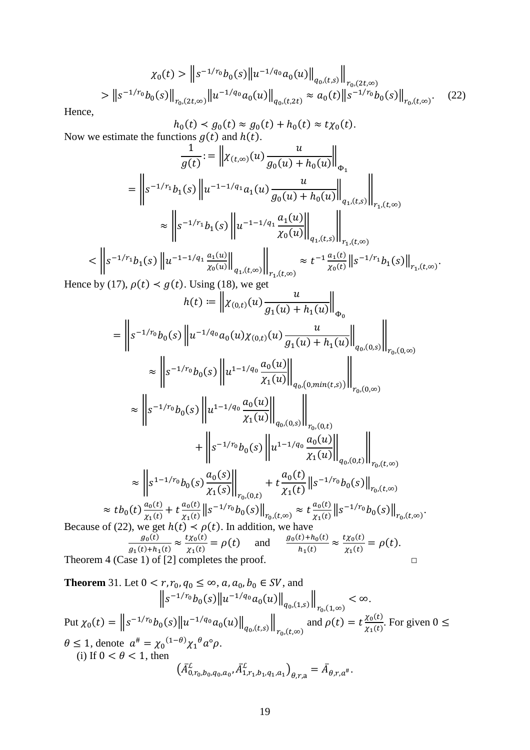$$\chi_0(t) > \left\| s^{-1/r_0} b_0(s) \left\| u^{-1/q_0} a_0(u) \right\|_{q_0,(t,s)} \right\|_{r_0,(2t,\infty)}$$
$$> \left\| s^{-1/r_0} b_0(s) \right\|_{r_0,(2t,\infty)} \left\| u^{-1/q_0} a_0(u) \right\|_{q_0,(t,2t)} \approx a_0(t) \left\| s^{-1/r_0} b_0(s) \right\|_{r_0,(t,\infty)}. \quad (22)$$

Hence,

$$h_0(t) \prec g_0(t) \approx g_0(t) + h_0(t) \approx t\chi_0(t).$$

Now we estimate the functions $g(t)$ and $h(t)$.

$$\frac{1}{g(t)} := \left\| \chi_{(t,\infty)}(u) \frac{u}{g_0(u) + h_0(u)} \right\|_{\Phi_1}$$
$$= \left\| s^{-1/r_1} b_1(s) \left\| u^{-1-1/q_1} a_1(u) \frac{u}{g_0(u) + h_0(u)} \right\|_{q_1,(t,s)} \right\|_{r_1,(t,\infty)}$$
$$\approx \left\| s^{-1/r_1} b_1(s) \left\| u^{-1-1/q_1} \frac{a_1(u)}{\chi_0(u)} \right\|_{q_1,(t,s)} \right\|_{r_1,(t,\infty)}$$
$$< \left\| s^{-1/r_1} b_1(s) \left\| u^{-1-1/q_1} \frac{a_1(u)}{\chi_0(u)} \right\|_{q_1,(t,\infty)} \right\|_{r_1,(t,\infty)} \approx t^{-1} \frac{a_1(t)}{\chi_0(t)} \left\| s^{-1/r_1} b_1(s) \right\|_{r_1,(t,\infty)}.$$

Hence by (17), $\rho(t) \prec g(t)$. Using (18), we get

$$h(t) := \left\| \chi_{(0,t)}(u) \frac{u}{g_1(u) + h_1(u)} \right\|_{\Phi_0}$$
$$= \left\| s^{-1/r_0} b_0(s) \left\| u^{-1/q_0} a_0(u) \chi_{(0,t)}(u) \frac{u}{g_1(u) + h_1(u)} \right\|_{q_0,(0,s)} \right\|_{r_0,(0,\infty)}$$
$$\approx \left\| s^{-1/r_0} b_0(s) \left\| u^{1-1/q_0} \frac{a_0(u)}{\chi_1(u)} \right\|_{q_0,(0,min(t,s))} \right\|_{r_0,(0,\infty)}$$
$$\approx \left\| s^{-1/r_0} b_0(s) \left\| u^{1-1/q_0} \frac{a_0(u)}{\chi_1(u)} \right\|_{q_0,(0,s)} \right\|_{r_0,(0,t)}$$
$$+ \left\| s^{-1/r_0} b_0(s) \left\| u^{1-1/q_0} \frac{a_0(u)}{\chi_1(u)} \right\|_{q_0,(0,t)} \right\|_{r_0,(t,\infty)}$$
$$\approx \left\| s^{1-1/r_0} b_0(s) \frac{a_0(s)}{\chi_1(s)} \right\|_{r_0,(0,t)} + t \frac{a_0(t)}{\chi_1(t)} \left\| s^{-1/r_0} b_0(s) \right\|_{r_0,(t,\infty)}$$
$$\approx t b_0(t) \frac{a_0(t)}{\chi_1(t)} + t \frac{a_0(t)}{\chi_1(t)} \left\| s^{-1/r_0} b_0(s) \right\|_{r_0,(t,\infty)} \approx t \frac{a_0(t)}{\chi_1(t)} \left\| s^{-1/r_0} b_0(s) \right\|_{r_0,(t,\infty)}.$$

Because of (22), we get $h(t) \prec \rho(t)$. In addition, we have

$$\frac{g_0(t)}{g_1(t) + h_1(t)} \approx \frac{t\chi_0(t)}{\chi_1(t)} = \rho(t) \quad \text{and} \quad \frac{g_0(t) + h_0(t)}{h_1(t)} \approx \frac{t\chi_0(t)}{\chi_1(t)} = \rho(t).$$

Theorem 4 (Case 1) of [2] completes the proof. □

**Theorem** 31. Let $0 < r, r_0, q_0 \leq \infty$, $a, a_0, b_0 \in SV$, and

$$\left\| s^{-1/r_0} b_0(s) \left\| u^{-1/q_0} a_0(u) \right\|_{q_0,(1,s)} \right\|_{r_0,(1,\infty)} < \infty.$$

Put $\chi_0(t) = \left\| s^{-1/r_0} b_0(s) \left\| u^{-1/q_0} a_0(u) \right\|_{q_0,(t,s)} \right\|_{r_0,(t,\infty)}$ and $\rho(t) = t \frac{\chi_0(t)}{\chi_1(t)}$. For given $0 \leq \theta \leq 1$, denote $a^{\#} = \chi_0{}^{(1-\theta)} \chi_1{}^{\theta} a \circ \rho$.

(i) If $0 < \theta < 1$, then

$$\left( \bar{A}^{\mathcal{L}}_{0,r_0,b_0,q_0,a_0}, \bar{A}^{\mathcal{L}}_{1,r_1,b_1,q_1,a_1} \right)_{\theta,r,\mathrm{a}} = \bar{A}_{\theta,r,a^{\#}}.$$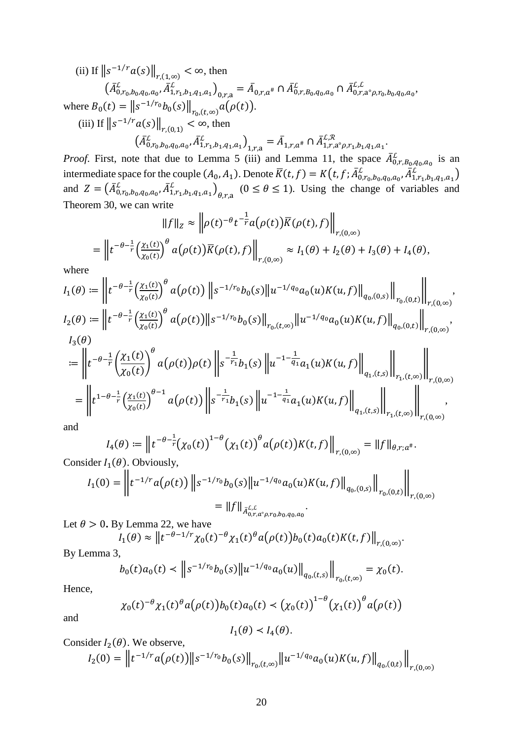(ii) If $\left\|s^{-1/r}a(s)\right\|_{r,(1,\infty)} < \infty$, then

$$\left(\bar{A}^{\mathcal{L}}_{0,r_0,b_0,q_0,a_0}, \bar{A}^{\mathcal{L}}_{1,r_1,b_1,q_1,a_1}\right)_{0,r,\mathrm{a}} = \bar{A}_{0,r,a^{\#}} \cap \bar{A}^{\mathcal{L}}_{0,r,B_0,q_0,a_0} \cap \bar{A}^{\mathcal{L},\mathcal{L}}_{0,r,\mathrm{a}\circ\rho,r_0,b_0,q_0,a_0},$$

where $B_0(t) = \left\|s^{-1/r_0}b_0(s)\right\|_{r_0,(t,\infty)} a(\rho(t))$.

(iii) If $\left\|s^{-1/r}a(s)\right\|_{r,(0,1)} < \infty$, then

$$\left(\bar{A}^{\mathcal{L}}_{0,r_0,b_0,q_0,a_0}, \bar{A}^{\mathcal{L}}_{1,r_1,b_1,q_1,a_1}\right)_{1,r,\mathrm{a}} = \bar{A}_{1,r,a^{\#}} \cap \bar{A}^{\mathcal{L},\mathcal{R}}_{1,r,\mathrm{a}\circ\rho,r_1,b_1,q_1,a_1}.$$

*Proof*. First, note that due to Lemma 5 (iii) and Lemma 11, the space $\bar{A}^{\mathcal{L}}_{0,r,B_0,q_0,a_0}$ is an intermediate space for the couple $(A_0, A_1)$. Denote $\bar{K}(t,f) = K\left(t, f; \bar{A}^{\mathcal{L}}_{0,r_0,b_0,q_0,a_0}, \bar{A}^{\mathcal{L}}_{1,r_1,b_1,q_1,a_1}\right)$ and $Z = \left(\bar{A}^{\mathcal{L}}_{0,r_0,b_0,q_0,a_0}, \bar{A}^{\mathcal{L}}_{1,r_1,b_1,q_1,a_1}\right)_{\theta,r,\mathrm{a}}$ $(0 \le \theta \le 1)$. Using the change of variables and Theorem 30, we can write

$$\|f\|_Z \approx \left\|\rho(t)^{-\theta} t^{-\frac{1}{r}} a(\rho(t)) \bar{K}(\rho(t), f)\right\|_{r,(0,\infty)}$$

$$= \left\|t^{-\theta-\frac{1}{r}} \left(\frac{\chi_1(t)}{\chi_0(t)}\right)^{\theta} a(\rho(t)) \bar{K}(\rho(t), f)\right\|_{r,(0,\infty)} \approx I_1(\theta) + I_2(\theta) + I_3(\theta) + I_4(\theta),$$

where

$$I_1(\theta) := \left\|t^{-\theta-\frac{1}{r}} \left(\frac{\chi_1(t)}{\chi_0(t)}\right)^{\theta} a(\rho(t)) \left\|s^{-1/r_0} b_0(s) \left\|u^{-1/q_0} a_0(u) K(u,f)\right\|_{q_0,(0,s)}\right\|_{r_0,(0,t)}\right\|_{r,(0,\infty)},$$

$$I_2(\theta) := \left\|t^{-\theta-\frac{1}{r}} \left(\frac{\chi_1(t)}{\chi_0(t)}\right)^{\theta} a(\rho(t)) \left\|s^{-1/r_0} b_0(s)\right\|_{r_0,(t,\infty)} \left\|u^{-1/q_0} a_0(u) K(u,f)\right\|_{q_0,(0,t)}\right\|_{r,(0,\infty)},$$

$$I_3(\theta) := \left\|t^{-\theta-\frac{1}{r}} \left(\frac{\chi_1(t)}{\chi_0(t)}\right)^{\theta} a(\rho(t)) \rho(t) \left\|s^{-\frac{1}{r_1}} b_1(s) \left\|u^{-1-\frac{1}{q_1}} a_1(u) K(u,f)\right\|_{q_1,(t,s)}\right\|_{r_1,(t,\infty)}\right\|_{r,(0,\infty)}$$

$$= \left\|t^{1-\theta-\frac{1}{r}} \left(\frac{\chi_1(t)}{\chi_0(t)}\right)^{\theta-1} a(\rho(t)) \left\|s^{-\frac{1}{r_1}} b_1(s) \left\|u^{-1-\frac{1}{q_1}} a_1(u) K(u,f)\right\|_{q_1,(t,s)}\right\|_{r_1,(t,\infty)}\right\|_{r,(0,\infty)},$$

and

$$I_4(\theta) := \left\|t^{-\theta-\frac{1}{r}} (\chi_0(t))^{1-\theta} (\chi_1(t))^{\theta} a(\rho(t)) K(t,f)\right\|_{r,(0,\infty)} = \|f\|_{\theta,r;a^{\#}}.$$

Consider $I_1(\theta)$. Obviously,

$$I_1(0) = \left\|t^{-1/r} a(\rho(t)) \left\|s^{-1/r_0} b_0(s) \left\|u^{-1/q_0} a_0(u) K(u,f)\right\|_{q_0,(0,s)}\right\|_{r_0,(0,t)}\right\|_{r,(0,\infty)} = \|f\|_{\bar{A}^{\mathcal{L},\mathcal{L}}_{0,r,a\circ\rho,r_0,b_0,q_0,a_0}}.$$

Let $\theta > 0$. By Lemma 22, we have

$$I_1(\theta) \approx \left\|t^{-\theta-1/r} \chi_0(t)^{-\theta} \chi_1(t)^{\theta} a(\rho(t)) b_0(t) a_0(t) K(t,f)\right\|_{r,(0,\infty)}.$$

By Lemma 3,

$$b_0(t) a_0(t) \prec \left\|s^{-1/r_0} b_0(s) \left\|u^{-1/q_0} a_0(u)\right\|_{q_0,(t,s)}\right\|_{r_0,(t,\infty)} = \chi_0(t).$$

Hence,

$$\chi_0(t)^{-\theta} \chi_1(t)^{\theta} a(\rho(t)) b_0(t) a_0(t) \prec (\chi_0(t))^{1-\theta} (\chi_1(t))^{\theta} a(\rho(t))$$

and

$$I_1(\theta) \prec I_4(\theta).$$

Consider $I_2(\theta)$. We observe,

$$I_2(0) = \left\|t^{-1/r} a(\rho(t)) \left\|s^{-1/r_0} b_0(s)\right\|_{r_0,(t,\infty)} \left\|u^{-1/q_0} a_0(u) K(u,f)\right\|_{q_0,(0,t)}\right\|_{r,(0,\infty)}$$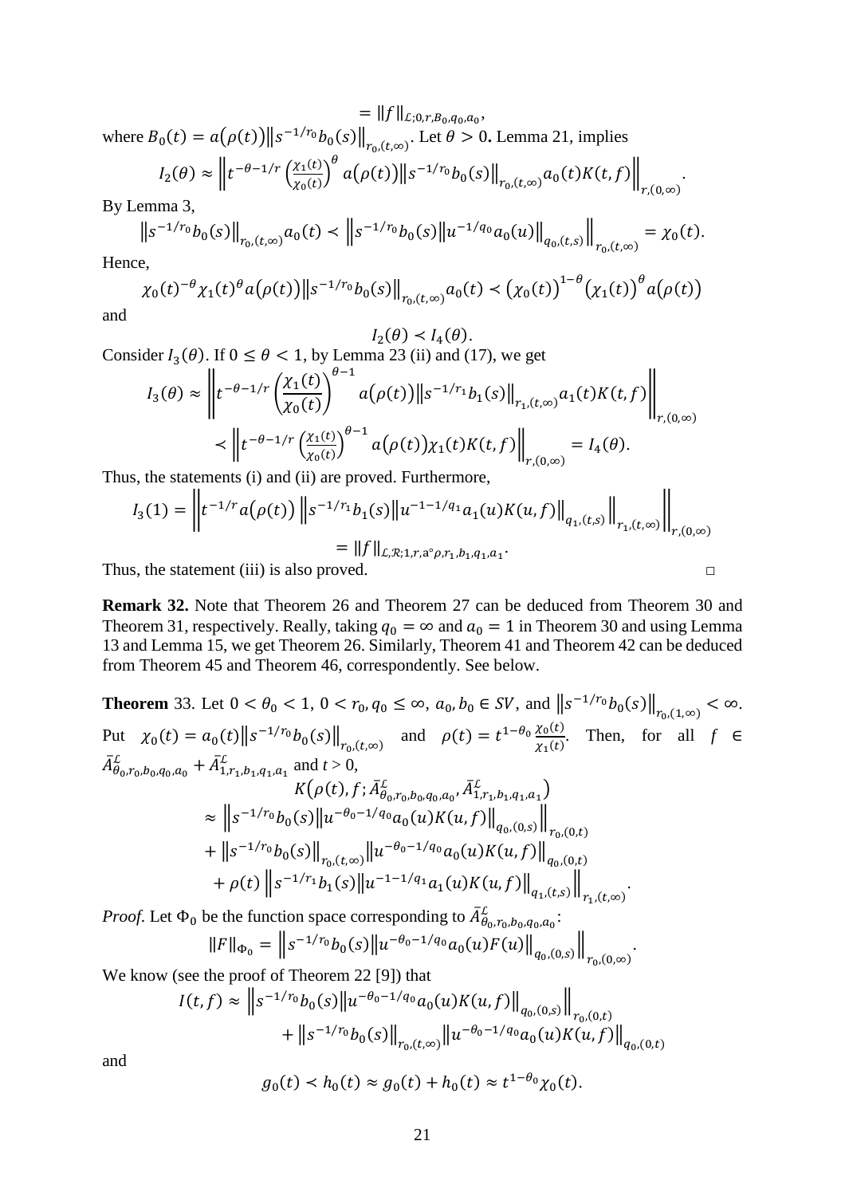$$= \|f\|_{\mathcal{L};0,r,B_0,q_0,a_0},$$

where $B_0(t) = a(\rho(t))\left\|s^{-1/r_0}b_0(s)\right\|_{r_0,(t,\infty)}$. Let $\theta > 0$. Lemma 21, implies

$$I_2(\theta) \approx \left\|t^{-\theta-1/r}\left(\frac{\chi_1(t)}{\chi_0(t)}\right)^{\theta} a(\rho(t))\left\|s^{-1/r_0}b_0(s)\right\|_{r_0,(t,\infty)} a_0(t)K(t,f)\right\|_{r,(0,\infty)}.$$

By Lemma 3,

$$\left\|s^{-1/r_0}b_0(s)\right\|_{r_0,(t,\infty)} a_0(t) \prec \left\|s^{-1/r_0}b_0(s)\left\|u^{-1/q_0}a_0(u)\right\|_{q_0,(t,s)}\right\|_{r_0,(t,\infty)} = \chi_0(t).$$

Hence,

$$\chi_0(t)^{-\theta}\chi_1(t)^{\theta}a(\rho(t))\left\|s^{-1/r_0}b_0(s)\right\|_{r_0,(t,\infty)} a_0(t) \prec (\chi_0(t))^{1-\theta}(\chi_1(t))^{\theta}a(\rho(t))$$

and

$$I_2(\theta) \prec I_4(\theta).$$

Consider $I_3(\theta)$. If $0 \le \theta < 1$, by Lemma 23 (ii) and (17), we get

$$I_3(\theta) \approx \left\|t^{-\theta-1/r}\left(\frac{\chi_1(t)}{\chi_0(t)}\right)^{\theta-1} a(\rho(t))\left\|s^{-1/r_1}b_1(s)\right\|_{r_1,(t,\infty)} a_1(t)K(t,f)\right\|_{r,(0,\infty)}$$

$$\prec \left\|t^{-\theta-1/r}\left(\frac{\chi_1(t)}{\chi_0(t)}\right)^{\theta-1} a(\rho(t))\chi_1(t)K(t,f)\right\|_{r,(0,\infty)} = I_4(\theta).$$

Thus, the statements (i) and (ii) are proved. Furthermore,

$$I_3(1) = \left\|t^{-1/r}a(\rho(t))\left\|s^{-1/r_1}b_1(s)\left\|u^{-1-1/q_1}a_1(u)K(u,f)\right\|_{q_1,(t,s)}\right\|_{r_1,(t,\infty)}\right\|_{r,(0,\infty)}$$

$$= \|f\|_{\mathcal{L},\mathcal{R};1,r,a\circ\rho,r_1,b_1,q_1,a_1}.$$

Thus, the statement (iii) is also proved. □

**Remark 32.** Note that Theorem 26 and Theorem 27 can be deduced from Theorem 30 and Theorem 31, respectively. Really, taking $q_0 = \infty$ and $a_0 = 1$ in Theorem 30 and using Lemma 13 and Lemma 15, we get Theorem 26. Similarly, Theorem 41 and Theorem 42 can be deduced from Theorem 45 and Theorem 46, correspondently. See below.

**Theorem** 33. Let $0 < \theta_0 < 1$, $0 < r_0, q_0 \le \infty$, $a_0, b_0 \in SV$, and $\left\|s^{-1/r_0}b_0(s)\right\|_{r_0,(1,\infty)} < \infty$. Put $\chi_0(t) = a_0(t)\left\|s^{-1/r_0}b_0(s)\right\|_{r_0,(t,\infty)}$ and $\rho(t) = t^{1-\theta_0}\frac{\chi_0(t)}{\chi_1(t)}$. Then, for all $f \in \bar{A}^{\mathcal{L}}_{\theta_0,r_0,b_0,q_0,a_0} + \bar{A}^{\mathcal{L}}_{1,r_1,b_1,q_1,a_1}$ and $t > 0$,

$$K\left(\rho(t),f;\bar{A}^{\mathcal{L}}_{\theta_0,r_0,b_0,q_0,a_0},\bar{A}^{\mathcal{L}}_{1,r_1,b_1,q_1,a_1}\right)$$

$$\approx \left\|s^{-1/r_0}b_0(s)\left\|u^{-\theta_0-1/q_0}a_0(u)K(u,f)\right\|_{q_0,(0,s)}\right\|_{r_0,(0,t)}$$

$$+ \left\|s^{-1/r_0}b_0(s)\right\|_{r_0,(t,\infty)}\left\|u^{-\theta_0-1/q_0}a_0(u)K(u,f)\right\|_{q_0,(0,t)}$$

$$+ \rho(t)\left\|s^{-1/r_1}b_1(s)\left\|u^{-1-1/q_1}a_1(u)K(u,f)\right\|_{q_1,(t,s)}\right\|_{r_1,(t,\infty)}.$$

*Proof.* Let $\Phi_0$ be the function space corresponding to $\bar{A}^{\mathcal{L}}_{\theta_0,r_0,b_0,q_0,a_0}$:

$$\|F\|_{\Phi_0} = \left\|s^{-1/r_0}b_0(s)\left\|u^{-\theta_0-1/q_0}a_0(u)F(u)\right\|_{q_0,(0,s)}\right\|_{r_0,(0,\infty)}.$$

We know (see the proof of Theorem 22 [9]) that

$$I(t,f) \approx \left\|s^{-1/r_0}b_0(s)\left\|u^{-\theta_0-1/q_0}a_0(u)K(u,f)\right\|_{q_0,(0,s)}\right\|_{r_0,(0,t)}$$

$$+ \left\|s^{-1/r_0}b_0(s)\right\|_{r_0,(t,\infty)}\left\|u^{-\theta_0-1/q_0}a_0(u)K(u,f)\right\|_{q_0,(0,t)}$$

and

$$g_0(t) \prec h_0(t) \approx g_0(t) + h_0(t) \approx t^{1-\theta_0}\chi_0(t).$$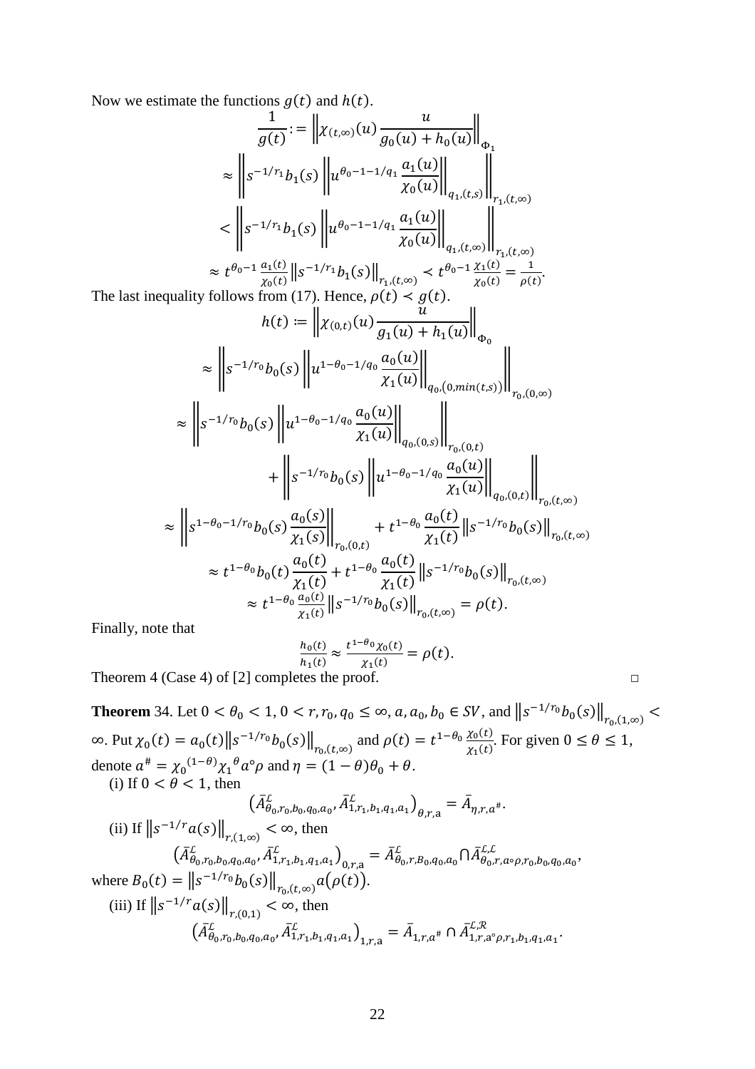Now we estimate the functions $g(t)$ and $h(t)$.

$$
\begin{aligned}
\frac{1}{g(t)} &:= \left\| \chi_{(t,\infty)}(u) \frac{u}{g_0(u)+h_0(u)} \right\|_{\Phi_1} \\
&\approx \left\| s^{-1/r_1} b_1(s) \left\| u^{\theta_0-1-1/q_1} \frac{a_1(u)}{\chi_0(u)} \right\|_{q_1,(t,s)} \right\|_{r_1,(t,\infty)} \\
&< \left\| s^{-1/r_1} b_1(s) \left\| u^{\theta_0-1-1/q_1} \frac{a_1(u)}{\chi_0(u)} \right\|_{q_1,(t,\infty)} \right\|_{r_1,(t,\infty)} \\
&\approx t^{\theta_0-1} \frac{a_1(t)}{\chi_0(t)} \left\| s^{-1/r_1} b_1(s) \right\|_{r_1,(t,\infty)} \prec t^{\theta_0-1} \frac{\chi_1(t)}{\chi_0(t)} = \frac{1}{\rho(t)}.
\end{aligned}
$$

The last inequality follows from (17). Hence, $\rho(t) \prec g(t)$.

$$
\begin{aligned}
h(t) &:= \left\| \chi_{(0,t)}(u) \frac{u}{g_1(u)+h_1(u)} \right\|_{\Phi_0} \\
&\approx \left\| s^{-1/r_0} b_0(s) \left\| u^{1-\theta_0-1/q_0} \frac{a_0(u)}{\chi_1(u)} \right\|_{q_0,(0,\min(t,s))} \right\|_{r_0,(0,\infty)} \\
&\approx \left\| s^{-1/r_0} b_0(s) \left\| u^{1-\theta_0-1/q_0} \frac{a_0(u)}{\chi_1(u)} \right\|_{q_0,(0,s)} \right\|_{r_0,(0,t)} \\
&\qquad + \left\| s^{-1/r_0} b_0(s) \left\| u^{1-\theta_0-1/q_0} \frac{a_0(u)}{\chi_1(u)} \right\|_{q_0,(0,t)} \right\|_{r_0,(t,\infty)} \\
&\approx \left\| s^{1-\theta_0-1/r_0} b_0(s) \frac{a_0(s)}{\chi_1(s)} \right\|_{r_0,(0,t)} + t^{1-\theta_0} \frac{a_0(t)}{\chi_1(t)} \left\| s^{-1/r_0} b_0(s) \right\|_{r_0,(t,\infty)} \\
&\approx t^{1-\theta_0} b_0(t) \frac{a_0(t)}{\chi_1(t)} + t^{1-\theta_0} \frac{a_0(t)}{\chi_1(t)} \left\| s^{-1/r_0} b_0(s) \right\|_{r_0,(t,\infty)} \\
&\approx t^{1-\theta_0} \frac{a_0(t)}{\chi_1(t)} \left\| s^{-1/r_0} b_0(s) \right\|_{r_0,(t,\infty)} = \rho(t).
\end{aligned}
$$

Finally, note that

$$
\frac{h_0(t)}{h_1(t)} \approx \frac{t^{1-\theta_0} \chi_0(t)}{\chi_1(t)} = \rho(t).
$$

Theorem 4 (Case 4) of [2] completes the proof. □

**Theorem** 34. Let $0<\theta_0<1$, $0<r, r_0, q_0 \le \infty$, $a, a_0, b_0 \in SV$, and $\left\| s^{-1/r_0} b_0(s) \right\|_{r_0,(1,\infty)} < \infty$. Put $\chi_0(t) = a_0(t) \left\| s^{-1/r_0} b_0(s) \right\|_{r_0,(t,\infty)}$ and $\rho(t) = t^{1-\theta_0} \frac{\chi_0(t)}{\chi_1(t)}$. For given $0 \le \theta \le 1$, denote $a^{\#} = \chi_0{}^{(1-\theta)} \chi_1{}^{\theta} a \circ \rho$ and $\eta = (1-\theta)\theta_0 + \theta$.

(i) If $0<\theta<1$, then

$$
\left( \bar{A}^{\mathcal{L}}_{\theta_0,r_0,b_0,q_0,a_0}, \bar{A}^{\mathcal{L}}_{1,r_1,b_1,q_1,a_1} \right)_{\theta,r,\mathrm{a}} = \bar{A}_{\eta,r,a^{\#}}.
$$

(ii) If $\left\| s^{-1/r} a(s) \right\|_{r,(1,\infty)} < \infty$, then

$$
\left( \bar{A}^{\mathcal{L}}_{\theta_0,r_0,b_0,q_0,a_0}, \bar{A}^{\mathcal{L}}_{1,r_1,b_1,q_1,a_1} \right)_{0,r,\mathrm{a}} = \bar{A}^{\mathcal{L}}_{\theta_0,r,B_0,q_0,a_0} \cap \bar{A}^{\mathcal{L},\mathcal{L}}_{\theta_0,r,a\circ\rho,r_0,b_0,q_0,a_0},
$$

where $B_0(t) = \left\| s^{-1/r_0} b_0(s) \right\|_{r_0,(t,\infty)} a(\rho(t))$.

(iii) If $\left\| s^{-1/r} a(s) \right\|_{r,(0,1)} < \infty$, then

$$
\left( \bar{A}^{\mathcal{L}}_{\theta_0,r_0,b_0,q_0,a_0}, \bar{A}^{\mathcal{L}}_{1,r_1,b_1,q_1,a_1} \right)_{1,r,\mathrm{a}} = \bar{A}_{1,r,a^{\#}} \cap \bar{A}^{\mathcal{L},\mathcal{R}}_{1,r,\mathrm{a}\circ\rho,r_1,b_1,q_1,a_1}.
$$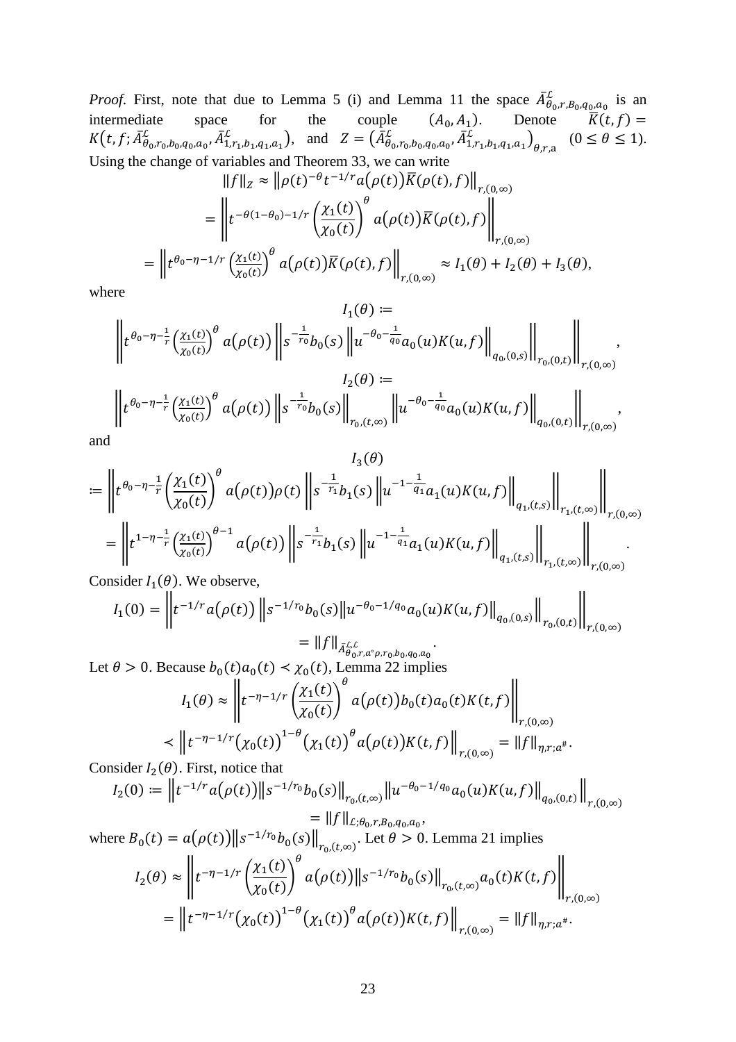*Proof.* First, note that due to Lemma 5 (i) and Lemma 11 the space $\bar{A}^{\mathcal{L}}_{\theta_0,r,B_0,q_0,a_0}$ is an intermediate space for the couple $(A_0, A_1)$. Denote $\bar{K}(t,f) = K\big(t,f;\bar{A}^{\mathcal{L}}_{\theta_0,r_0,b_0,q_0,a_0},\bar{A}^{\mathcal{L}}_{1,r_1,b_1,q_1,a_1}\big)$, and $Z = \big(\bar{A}^{\mathcal{L}}_{\theta_0,r_0,b_0,q_0,a_0},\bar{A}^{\mathcal{L}}_{1,r_1,b_1,q_1,a_1}\big)_{\theta,r,\mathrm{a}}$ $(0 \le \theta \le 1)$. Using the change of variables and Theorem 33, we can write

$$\|f\|_Z \approx \left\|\rho(t)^{-\theta}t^{-1/r}a(\rho(t))\bar{K}(\rho(t),f)\right\|_{r,(0,\infty)}$$

$$= \left\|t^{-\theta(1-\theta_0)-1/r}\left(\frac{\chi_1(t)}{\chi_0(t)}\right)^{\theta}a(\rho(t))\bar{K}(\rho(t),f)\right\|_{r,(0,\infty)}$$

$$= \left\|t^{\theta_0-\eta-1/r}\left(\frac{\chi_1(t)}{\chi_0(t)}\right)^{\theta}a(\rho(t))\bar{K}(\rho(t),f)\right\|_{r,(0,\infty)} \approx I_1(\theta)+I_2(\theta)+I_3(\theta),$$

where

$$I_1(\theta) \coloneqq \left\|t^{\theta_0-\eta-\frac{1}{r}}\left(\frac{\chi_1(t)}{\chi_0(t)}\right)^{\theta}a(\rho(t))\left\|s^{-\frac{1}{r_0}}b_0(s)\left\|u^{-\theta_0-\frac{1}{q_0}}a_0(u)K(u,f)\right\|_{q_0,(0,s)}\right\|_{r_0,(0,t)}\right\|_{r,(0,\infty)},$$

$$I_2(\theta) \coloneqq \left\|t^{\theta_0-\eta-\frac{1}{r}}\left(\frac{\chi_1(t)}{\chi_0(t)}\right)^{\theta}a(\rho(t))\left\|s^{-\frac{1}{r_0}}b_0(s)\right\|_{r_0,(t,\infty)}\left\|u^{-\theta_0-\frac{1}{q_0}}a_0(u)K(u,f)\right\|_{q_0,(0,t)}\right\|_{r,(0,\infty)},$$

and

$$I_3(\theta) \coloneqq \left\|t^{\theta_0-\eta-\frac{1}{r}}\left(\frac{\chi_1(t)}{\chi_0(t)}\right)^{\theta}a(\rho(t))\rho(t)\left\|s^{-\frac{1}{r_1}}b_1(s)\left\|u^{-1-\frac{1}{q_1}}a_1(u)K(u,f)\right\|_{q_1,(t,s)}\right\|_{r_1,(t,\infty)}\right\|_{r,(0,\infty)}$$

$$= \left\|t^{1-\eta-\frac{1}{r}}\left(\frac{\chi_1(t)}{\chi_0(t)}\right)^{\theta-1}a(\rho(t))\left\|s^{-\frac{1}{r_1}}b_1(s)\left\|u^{-1-\frac{1}{q_1}}a_1(u)K(u,f)\right\|_{q_1,(t,s)}\right\|_{r_1,(t,\infty)}\right\|_{r,(0,\infty)}.$$

Consider $I_1(\theta)$. We observe,

$$I_1(0) = \left\|t^{-1/r}a(\rho(t))\left\|s^{-1/r_0}b_0(s)\left\|u^{-\theta_0-1/q_0}a_0(u)K(u,f)\right\|_{q_0,(0,s)}\right\|_{r_0,(0,t)}\right\|_{r,(0,\infty)}$$

$$= \|f\|_{\bar{A}^{\mathcal{L},\mathcal{L}}_{\theta_0,r,a\circ\rho,r_0,b_0,q_0,a_0}}.$$

Let $\theta > 0$. Because $b_0(t)a_0(t) \prec \chi_0(t)$, Lemma 22 implies

$$I_1(\theta) \approx \left\|t^{-\eta-1/r}\left(\frac{\chi_1(t)}{\chi_0(t)}\right)^{\theta}a(\rho(t))b_0(t)a_0(t)K(t,f)\right\|_{r,(0,\infty)}$$

$$\prec \left\|t^{-\eta-1/r}(\chi_0(t))^{1-\theta}(\chi_1(t))^{\theta}a(\rho(t))K(t,f)\right\|_{r,(0,\infty)} = \|f\|_{\eta,r;a^{\#}}.$$

Consider $I_2(\theta)$. First, notice that

$$I_2(0) \coloneqq \left\|t^{-1/r}a(\rho(t))\left\|s^{-1/r_0}b_0(s)\right\|_{r_0,(t,\infty)}\left\|u^{-\theta_0-1/q_0}a_0(u)K(u,f)\right\|_{q_0,(0,t)}\right\|_{r,(0,\infty)}$$

$$= \|f\|_{\mathcal{L};\theta_0,r,B_0,q_0,a_0},$$

where $B_0(t) = a(\rho(t))\left\|s^{-1/r_0}b_0(s)\right\|_{r_0,(t,\infty)}$. Let $\theta > 0$. Lemma 21 implies

$$I_2(\theta) \approx \left\|t^{-\eta-1/r}\left(\frac{\chi_1(t)}{\chi_0(t)}\right)^{\theta}a(\rho(t))\left\|s^{-1/r_0}b_0(s)\right\|_{r_0,(t,\infty)}a_0(t)K(t,f)\right\|_{r,(0,\infty)}$$

$$= \left\|t^{-\eta-1/r}(\chi_0(t))^{1-\theta}(\chi_1(t))^{\theta}a(\rho(t))K(t,f)\right\|_{r,(0,\infty)} = \|f\|_{\eta,r;a^{\#}}.$$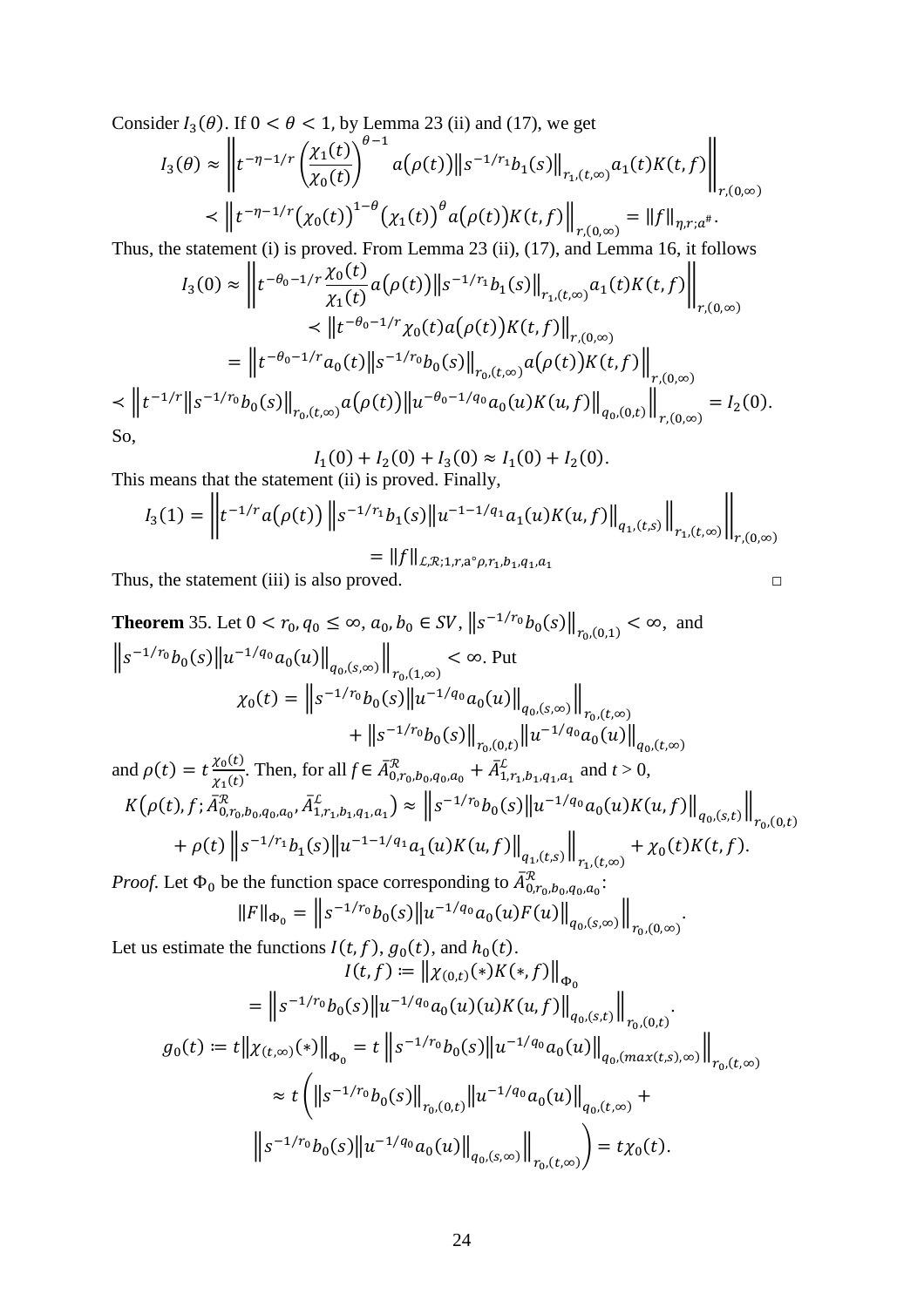Consider $I_3(\theta)$. If $0 < \theta < 1$, by Lemma 23 (ii) and (17), we get

$$I_3(\theta) \approx \left\| t^{-\eta-1/r} \left(\frac{\chi_1(t)}{\chi_0(t)}\right)^{\theta-1} a(\rho(t)) \left\| s^{-1/r_1} b_1(s) \right\|_{r_1,(t,\infty)} a_1(t) K(t,f) \right\|_{r,(0,\infty)}$$

$$\prec \left\| t^{-\eta-1/r} (\chi_0(t))^{1-\theta} (\chi_1(t))^{\theta} a(\rho(t)) K(t,f) \right\|_{r,(0,\infty)} = \|f\|_{\eta,r;a^{\#}}.$$

Thus, the statement (i) is proved. From Lemma 23 (ii), (17), and Lemma 16, it follows

$$I_3(0) \approx \left\| t^{-\theta_0-1/r} \frac{\chi_0(t)}{\chi_1(t)} a(\rho(t)) \left\| s^{-1/r_1} b_1(s) \right\|_{r_1,(t,\infty)} a_1(t) K(t,f) \right\|_{r,(0,\infty)}$$

$$\prec \left\| t^{-\theta_0-1/r} \chi_0(t) a(\rho(t)) K(t,f) \right\|_{r,(0,\infty)}$$

$$= \left\| t^{-\theta_0-1/r} a_0(t) \left\| s^{-1/r_0} b_0(s) \right\|_{r_0,(t,\infty)} a(\rho(t)) K(t,f) \right\|_{r,(0,\infty)}$$

$$\prec \left\| t^{-1/r} \left\| s^{-1/r_0} b_0(s) \right\|_{r_0,(t,\infty)} a(\rho(t)) \left\| u^{-\theta_0-1/q_0} a_0(u) K(u,f) \right\|_{q_0,(0,t)} \right\|_{r,(0,\infty)} = I_2(0).$$

So,

$$I_1(0) + I_2(0) + I_3(0) \approx I_1(0) + I_2(0).$$

This means that the statement (ii) is proved. Finally,

$$I_3(1) = \left\| t^{-1/r} a(\rho(t)) \left\| s^{-1/r_1} b_1(s) \left\| u^{-1-1/q_1} a_1(u) K(u,f) \right\|_{q_1,(t,s)} \right\|_{r_1,(t,\infty)} \right\|_{r,(0,\infty)}$$

$$= \|f\|_{\mathcal{L},\mathcal{R};1,r,a\circ\rho,r_1,b_1,q_1,a_1}$$

Thus, the statement (iii) is also proved. □

**Theorem** 35. Let $0 < r_0, q_0 \le \infty$, $a_0, b_0 \in SV$, $\left\| s^{-1/r_0} b_0(s) \right\|_{r_0,(0,1)} < \infty$, and $\left\| s^{-1/r_0} b_0(s) \left\| u^{-1/q_0} a_0(u) \right\|_{q_0,(s,\infty)} \right\|_{r_0,(1,\infty)} < \infty$. Put

$$\chi_0(t) = \left\| s^{-1/r_0} b_0(s) \left\| u^{-1/q_0} a_0(u) \right\|_{q_0,(s,\infty)} \right\|_{r_0,(t,\infty)} + \left\| s^{-1/r_0} b_0(s) \right\|_{r_0,(0,t)} \left\| u^{-1/q_0} a_0(u) \right\|_{q_0,(t,\infty)}$$

and $\rho(t) = t\frac{\chi_0(t)}{\chi_1(t)}$. Then, for all $f \in \bar{A}^{\mathcal{R}}_{0,r_0,b_0,q_0,a_0} + \bar{A}^{\mathcal{L}}_{1,r_1,b_1,q_1,a_1}$ and $t > 0$,

$$K\left(\rho(t), f; \bar{A}^{\mathcal{R}}_{0,r_0,b_0,q_0,a_0}, \bar{A}^{\mathcal{L}}_{1,r_1,b_1,q_1,a_1}\right) \approx \left\| s^{-1/r_0} b_0(s) \left\| u^{-1/q_0} a_0(u) K(u,f) \right\|_{q_0,(s,t)} \right\|_{r_0,(0,t)}$$

$$+ \rho(t) \left\| s^{-1/r_1} b_1(s) \left\| u^{-1-1/q_1} a_1(u) K(u,f) \right\|_{q_1,(t,s)} \right\|_{r_1,(t,\infty)} + \chi_0(t) K(t,f).$$

*Proof*. Let $\Phi_0$ be the function space corresponding to $\bar{A}^{\mathcal{R}}_{0,r_0,b_0,q_0,a_0}$:

$$\|F\|_{\Phi_0} = \left\| s^{-1/r_0} b_0(s) \left\| u^{-1/q_0} a_0(u) F(u) \right\|_{q_0,(s,\infty)} \right\|_{r_0,(0,\infty)}.$$

Let us estimate the functions $I(t,f)$, $g_0(t)$, and $h_0(t)$.

$$I(t,f) := \left\| \chi_{(0,t)}(*) K(*,f) \right\|_{\Phi_0}$$

$$= \left\| s^{-1/r_0} b_0(s) \left\| u^{-1/q_0} a_0(u)(u) K(u,f) \right\|_{q_0,(s,t)} \right\|_{r_0,(0,t)}.$$

$$g_0(t) := t \left\| \chi_{(t,\infty)}(*) \right\|_{\Phi_0} = t \left\| s^{-1/r_0} b_0(s) \left\| u^{-1/q_0} a_0(u) \right\|_{q_0,(max(t,s),\infty)} \right\|_{r_0,(t,\infty)}$$

$$\approx t \left( \left\| s^{-1/r_0} b_0(s) \right\|_{r_0,(0,t)} \left\| u^{-1/q_0} a_0(u) \right\|_{q_0,(t,\infty)} + \left\| s^{-1/r_0} b_0(s) \left\| u^{-1/q_0} a_0(u) \right\|_{q_0,(s,\infty)} \right\|_{r_0,(t,\infty)} \right) = t\chi_0(t).$$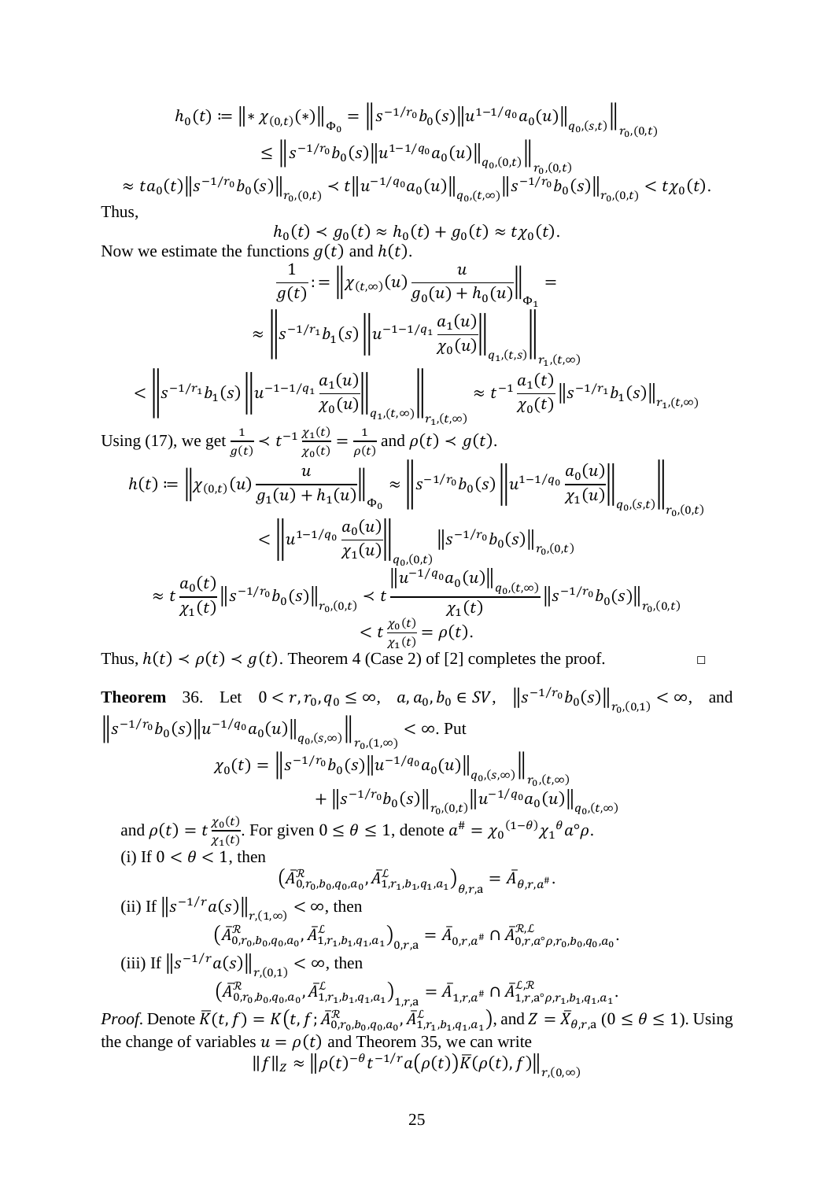$$h_0(t) := \|* \chi_{(0,t)}(*)\|_{\Phi_0} = \left\| s^{-1/r_0} b_0(s) \|u^{1-1/q_0} a_0(u)\|_{q_0,(s,t)} \right\|_{r_0,(0,t)}$$
$$\leq \left\| s^{-1/r_0} b_0(s) \|u^{1-1/q_0} a_0(u)\|_{q_0,(0,t)} \right\|_{r_0,(0,t)}$$
$$\approx t a_0(t) \|s^{-1/r_0} b_0(s)\|_{r_0,(0,t)} \prec t \|u^{-1/q_0} a_0(u)\|_{q_0,(t,\infty)} \|s^{-1/r_0} b_0(s)\|_{r_0,(0,t)} < t\chi_0(t).$$

Thus,

$$h_0(t) \prec g_0(t) \approx h_0(t) + g_0(t) \approx t\chi_0(t).$$

Now we estimate the functions $g(t)$ and $h(t)$.

$$\frac{1}{g(t)} := \left\| \chi_{(t,\infty)}(u) \frac{u}{g_0(u) + h_0(u)} \right\|_{\Phi_1} =$$
$$\approx \left\| s^{-1/r_1} b_1(s) \left\| u^{-1-1/q_1} \frac{a_1(u)}{\chi_0(u)} \right\|_{q_1,(t,s)} \right\|_{r_1,(t,\infty)}$$
$$< \left\| s^{-1/r_1} b_1(s) \left\| u^{-1-1/q_1} \frac{a_1(u)}{\chi_0(u)} \right\|_{q_1,(t,\infty)} \right\|_{r_1,(t,\infty)} \approx t^{-1} \frac{a_1(t)}{\chi_0(t)} \|s^{-1/r_1} b_1(s)\|_{r_1,(t,\infty)}$$

Using (17), we get $\frac{1}{g(t)} \prec t^{-1} \frac{\chi_1(t)}{\chi_0(t)} = \frac{1}{\rho(t)}$ and $\rho(t) \prec g(t)$.

$$h(t) := \left\| \chi_{(0,t)}(u) \frac{u}{g_1(u) + h_1(u)} \right\|_{\Phi_0} \approx \left\| s^{-1/r_0} b_0(s) \left\| u^{1-1/q_0} \frac{a_0(u)}{\chi_1(u)} \right\|_{q_0,(s,t)} \right\|_{r_0,(0,t)}$$
$$< \left\| u^{1-1/q_0} \frac{a_0(u)}{\chi_1(u)} \right\|_{q_0,(0,t)} \|s^{-1/r_0} b_0(s)\|_{r_0,(0,t)}$$
$$\approx t \frac{a_0(t)}{\chi_1(t)} \|s^{-1/r_0} b_0(s)\|_{r_0,(0,t)} \prec t \frac{\|u^{-1/q_0} a_0(u)\|_{q_0,(t,\infty)}}{\chi_1(t)} \|s^{-1/r_0} b_0(s)\|_{r_0,(0,t)}$$
$$< t \frac{\chi_0(t)}{\chi_1(t)} = \rho(t).$$

Thus, $h(t) \prec \rho(t) \prec g(t)$. Theorem 4 (Case 2) of [2] completes the proof. □

**Theorem 36.** Let $0 < r, r_0, q_0 \leq \infty$, $a, a_0, b_0 \in SV$, $\|s^{-1/r_0} b_0(s)\|_{r_0,(0,1)} < \infty$, and $\left\| s^{-1/r_0} b_0(s) \|u^{-1/q_0} a_0(u)\|_{q_0,(s,\infty)} \right\|_{r_0,(1,\infty)} < \infty$. Put

$$\chi_0(t) = \left\| s^{-1/r_0} b_0(s) \|u^{-1/q_0} a_0(u)\|_{q_0,(s,\infty)} \right\|_{r_0,(t,\infty)} + \|s^{-1/r_0} b_0(s)\|_{r_0,(0,t)} \|u^{-1/q_0} a_0(u)\|_{q_0,(t,\infty)}$$

and $\rho(t) = t \frac{\chi_0(t)}{\chi_1(t)}$. For given $0 \leq \theta \leq 1$, denote $a^{\#} = {\chi_0}^{(1-\theta)} {\chi_1}^{\theta} a \circ \rho$.

(i) If $0 < \theta < 1$, then

$$\left( \bar{A}^{\mathcal{R}}_{0,r_0,b_0,q_0,a_0}, \bar{A}^{\mathcal{L}}_{1,r_1,b_1,q_1,a_1} \right)_{\theta,r,\mathrm{a}} = \bar{A}_{\theta,r,a^{\#}}.$$

(ii) If $\|s^{-1/r} a(s)\|_{r,(1,\infty)} < \infty$, then

$$\left( \bar{A}^{\mathcal{R}}_{0,r_0,b_0,q_0,a_0}, \bar{A}^{\mathcal{L}}_{1,r_1,b_1,q_1,a_1} \right)_{0,r,\mathrm{a}} = \bar{A}_{0,r,a^{\#}} \cap \bar{A}^{\mathcal{R},\mathcal{L}}_{0,r,\mathrm{a}\circ\rho,r_0,b_0,q_0,a_0}.$$

(iii) If $\|s^{-1/r} a(s)\|_{r,(0,1)} < \infty$, then

$$\left( \bar{A}^{\mathcal{R}}_{0,r_0,b_0,q_0,a_0}, \bar{A}^{\mathcal{L}}_{1,r_1,b_1,q_1,a_1} \right)_{1,r,\mathrm{a}} = \bar{A}_{1,r,a^{\#}} \cap \bar{A}^{\mathcal{L},\mathcal{R}}_{1,r,\mathrm{a}\circ\rho,r_1,b_1,q_1,a_1}.$$

*Proof.* Denote $\bar{K}(t,f) = K\left(t,f; \bar{A}^{\mathcal{R}}_{0,r_0,b_0,q_0,a_0}, \bar{A}^{\mathcal{L}}_{1,r_1,b_1,q_1,a_1}\right)$, and $Z = \bar{X}_{\theta,r,\mathrm{a}}$ $(0 \leq \theta \leq 1)$. Using the change of variables $u = \rho(t)$ and Theorem 35, we can write

$$\|f\|_Z \approx \|\rho(t)^{-\theta} t^{-1/r} a(\rho(t)) \bar{K}(\rho(t), f)\|_{r,(0,\infty)}$$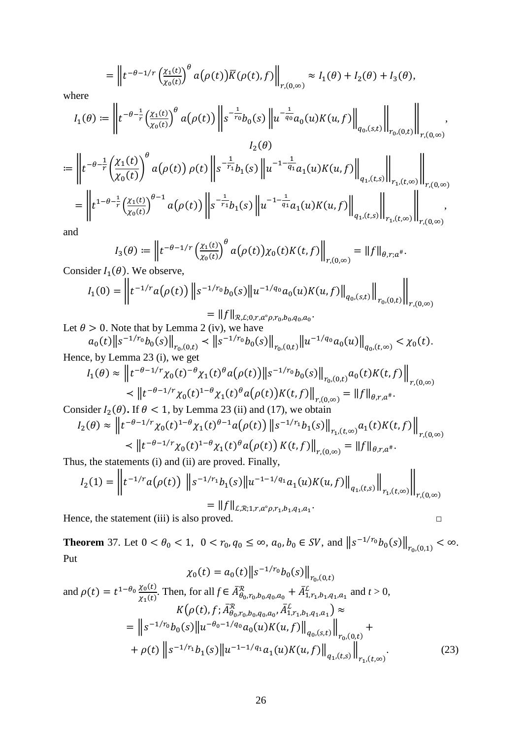$$= \left\| t^{-\theta-1/r} \left(\frac{\chi_1(t)}{\chi_0(t)}\right)^{\theta} a\big(\rho(t)\big) \bar{K}(\rho(t), f) \right\|_{r,(0,\infty)} \approx I_1(\theta) + I_2(\theta) + I_3(\theta),$$

where

$$I_1(\theta) := \left\| t^{-\theta-\frac{1}{r}} \left(\frac{\chi_1(t)}{\chi_0(t)}\right)^{\theta} a\big(\rho(t)\big) \left\| s^{-\frac{1}{r_0}} b_0(s) \left\| u^{-\frac{1}{q_0}} a_0(u) K(u,f) \right\|_{q_0,(s,t)} \right\|_{r_0,(0,t)} \right\|_{r,(0,\infty)},$$

$$I_2(\theta)$$

$$:= \left\| t^{-\theta-\frac{1}{r}} \left(\frac{\chi_1(t)}{\chi_0(t)}\right)^{\theta} a\big(\rho(t)\big)\, \rho(t) \left\| s^{-\frac{1}{r_1}} b_1(s) \left\| u^{-1-\frac{1}{q_1}} a_1(u) K(u,f) \right\|_{q_1,(t,s)} \right\|_{r_1,(t,\infty)} \right\|_{r,(0,\infty)}$$

$$= \left\| t^{1-\theta-\frac{1}{r}} \left(\frac{\chi_1(t)}{\chi_0(t)}\right)^{\theta-1} a\big(\rho(t)\big) \left\| s^{-\frac{1}{r_1}} b_1(s) \left\| u^{-1-\frac{1}{q_1}} a_1(u) K(u,f) \right\|_{q_1,(t,s)} \right\|_{r_1,(t,\infty)} \right\|_{r,(0,\infty)},$$

and

$$I_3(\theta) := \left\| t^{-\theta-1/r} \left(\frac{\chi_1(t)}{\chi_0(t)}\right)^{\theta} a\big(\rho(t)\big) \chi_0(t) K(t,f) \right\|_{r,(0,\infty)} = \|f\|_{\theta,r;a^{\#}}.$$

Consider $I_1(\theta)$. We observe,

$$I_1(0) = \left\| t^{-1/r} a\big(\rho(t)\big) \left\| s^{-1/r_0} b_0(s) \left\| u^{-1/q_0} a_0(u) K(u,f) \right\|_{q_0,(s,t)} \right\|_{r_0,(0,t)} \right\|_{r,(0,\infty)}$$

$$= \|f\|_{\mathcal{R},\mathcal{L};0,r,a\circ\rho,r_0,b_0,q_0,a_0}.$$

Let $\theta > 0$. Note that by Lemma 2 (iv), we have

$$a_0(t) \left\| s^{-1/r_0} b_0(s) \right\|_{r_0,(0,t)} \prec \left\| s^{-1/r_0} b_0(s) \right\|_{r_0,(0,t)} \left\| u^{-1/q_0} a_0(u) \right\|_{q_0,(t,\infty)} < \chi_0(t).$$

Hence, by Lemma 23 (i), we get

$$I_1(\theta) \approx \left\| t^{-\theta-1/r} \chi_0(t)^{-\theta} \chi_1(t)^{\theta} a\big(\rho(t)\big) \left\| s^{-1/r_0} b_0(s) \right\|_{r_0,(0,t)} a_0(t) K(t,f) \right\|_{r,(0,\infty)}$$

$$\prec \left\| t^{-\theta-1/r} \chi_0(t)^{1-\theta} \chi_1(t)^{\theta} a\big(\rho(t)\big) K(t,f) \right\|_{r,(0,\infty)} = \|f\|_{\theta,r,a^{\#}}.$$

Consider $I_2(\theta)$**.** If $\theta < 1$, by Lemma 23 (ii) and (17), we obtain

$$I_2(\theta) \approx \left\| t^{-\theta-1/r} \chi_0(t)^{1-\theta} \chi_1(t)^{\theta-1} a\big(\rho(t)\big) \left\| s^{-1/r_1} b_1(s) \right\|_{r_1,(t,\infty)} a_1(t) K(t,f) \right\|_{r,(0,\infty)}$$

$$\prec \left\| t^{-\theta-1/r} \chi_0(t)^{1-\theta} \chi_1(t)^{\theta} a\big(\rho(t)\big)\, K(t,f) \right\|_{r,(0,\infty)} = \|f\|_{\theta,r,a^{\#}}.$$

Thus, the statements (i) and (ii) are proved. Finally,

$$I_2(1) = \left\| t^{-1/r} a\big(\rho(t)\big) \left\| s^{-1/r_1} b_1(s) \left\| u^{-1-1/q_1} a_1(u) K(u,f) \right\|_{q_1,(t,s)} \right\|_{r_1,(t,\infty)} \right\|_{r,(0,\infty)}$$

$$= \|f\|_{\mathcal{L},\mathcal{R};1,r,a\circ\rho,r_1,b_1,q_1,a_1}.$$

Hence, the statement (iii) is also proved. □

**Theorem** 37. Let $0 < \theta_0 < 1$, $0 < r_0, q_0 \le \infty$, $a_0, b_0 \in SV$, and $\left\| s^{-1/r_0} b_0(s) \right\|_{r_0,(0,1)} < \infty$. Put

$$\chi_0(t) = a_0(t) \left\| s^{-1/r_0} b_0(s) \right\|_{r_0,(0,t)}$$

and $\rho(t) = t^{1-\theta_0} \frac{\chi_0(t)}{\chi_1(t)}$. Then, for all $f \in \bar{A}^{\mathcal{R}}_{\theta_0,r_0,b_0,q_0,a_0} + \bar{A}^{\mathcal{L}}_{1,r_1,b_1,q_1,a_1}$ and $t > 0$,

$$K\big(\rho(t), f; \bar{A}^{\mathcal{R}}_{\theta_0,r_0,b_0,q_0,a_0}, \bar{A}^{\mathcal{L}}_{1,r_1,b_1,q_1,a_1}\big) \approx$$

$$= \left\| s^{-1/r_0} b_0(s) \left\| u^{-\theta_0-1/q_0} a_0(u) K(u,f) \right\|_{q_0,(s,t)} \right\|_{r_0,(0,t)} +$$

$$+ \rho(t) \left\| s^{-1/r_1} b_1(s) \left\| u^{-1-1/q_1} a_1(u) K(u,f) \right\|_{q_1,(t,s)} \right\|_{r_1,(t,\infty)}. \tag{23}$$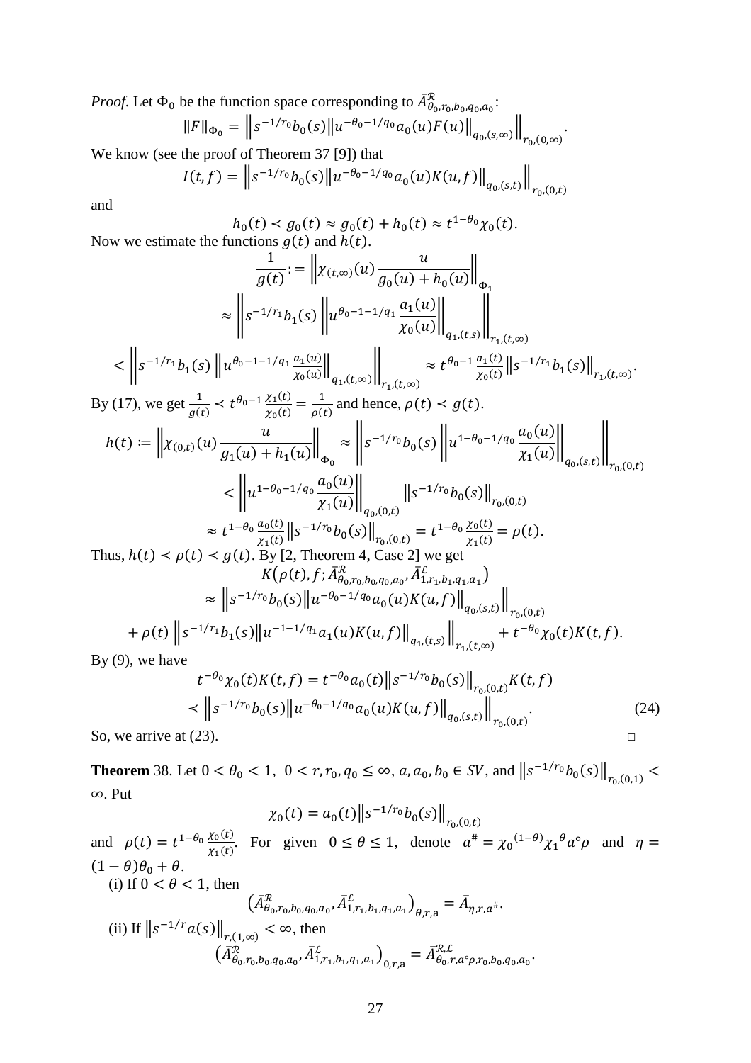*Proof.* Let $\Phi_0$ be the function space corresponding to $\bar{A}^{\mathcal{R}}_{\theta_0,r_0,b_0,q_0,a_0}$:

$$\|F\|_{\Phi_0} = \left\| s^{-1/r_0} b_0(s) \left\| u^{-\theta_0-1/q_0} a_0(u) F(u) \right\|_{q_0,(s,\infty)} \right\|_{r_0,(0,\infty)}.$$

We know (see the proof of Theorem 37 [9]) that

$$I(t,f) = \left\| s^{-1/r_0} b_0(s) \left\| u^{-\theta_0-1/q_0} a_0(u) K(u,f) \right\|_{q_0,(s,t)} \right\|_{r_0,(0,t)}$$

and

$$h_0(t) \prec g_0(t) \approx g_0(t) + h_0(t) \approx t^{1-\theta_0}\chi_0(t).$$

Now we estimate the functions $g(t)$ and $h(t)$.

$$\frac{1}{g(t)} := \left\| \chi_{(t,\infty)}(u) \frac{u}{g_0(u)+h_0(u)} \right\|_{\Phi_1}$$

$$\approx \left\| s^{-1/r_1} b_1(s) \left\| u^{\theta_0-1-1/q_1} \frac{a_1(u)}{\chi_0(u)} \right\|_{q_1,(t,s)} \right\|_{r_1,(t,\infty)}$$

$$\prec \left\| s^{-1/r_1} b_1(s) \left\| u^{\theta_0-1-1/q_1} \frac{a_1(u)}{\chi_0(u)} \right\|_{q_1,(t,\infty)} \right\|_{r_1,(t,\infty)} \approx t^{\theta_0-1}\frac{a_1(t)}{\chi_0(t)} \left\| s^{-1/r_1} b_1(s) \right\|_{r_1,(t,\infty)}.$$

By (17), we get $\frac{1}{g(t)} \prec t^{\theta_0-1}\frac{\chi_1(t)}{\chi_0(t)} = \frac{1}{\rho(t)}$ and hence, $\rho(t) \prec g(t)$.

$$h(t) := \left\| \chi_{(0,t)}(u) \frac{u}{g_1(u)+h_1(u)} \right\|_{\Phi_0} \approx \left\| s^{-1/r_0} b_0(s) \left\| u^{1-\theta_0-1/q_0} \frac{a_0(u)}{\chi_1(u)} \right\|_{q_0,(s,t)} \right\|_{r_0,(0,t)}$$

$$\prec \left\| u^{1-\theta_0-1/q_0} \frac{a_0(u)}{\chi_1(u)} \right\|_{q_0,(0,t)} \left\| s^{-1/r_0} b_0(s) \right\|_{r_0,(0,t)}$$

$$\approx t^{1-\theta_0}\frac{a_0(t)}{\chi_1(t)} \left\| s^{-1/r_0} b_0(s) \right\|_{r_0,(0,t)} = t^{1-\theta_0}\frac{\chi_0(t)}{\chi_1(t)} = \rho(t).$$

Thus, $h(t) \prec \rho(t) \prec g(t)$. By [2, Theorem 4, Case 2] we get

$$K\left(\rho(t), f; \bar{A}^{\mathcal{R}}_{\theta_0,r_0,b_0,q_0,a_0}, \bar{A}^{\mathcal{L}}_{1,r_1,b_1,q_1,a_1}\right)$$

$$\approx \left\| s^{-1/r_0} b_0(s) \left\| u^{-\theta_0-1/q_0} a_0(u) K(u,f) \right\|_{q_0,(s,t)} \right\|_{r_0,(0,t)}$$

$$+ \rho(t) \left\| s^{-1/r_1} b_1(s) \left\| u^{-1-1/q_1} a_1(u) K(u,f) \right\|_{q_1,(t,s)} \right\|_{r_1,(t,\infty)} + t^{-\theta_0}\chi_0(t) K(t,f).$$

By (9), we have

$$t^{-\theta_0}\chi_0(t)K(t,f) = t^{-\theta_0} a_0(t) \left\| s^{-1/r_0} b_0(s) \right\|_{r_0,(0,t)} K(t,f)$$

$$\prec \left\| s^{-1/r_0} b_0(s) \left\| u^{-\theta_0-1/q_0} a_0(u) K(u,f) \right\|_{q_0,(s,t)} \right\|_{r_0,(0,t)}. \tag{24}$$

So, we arrive at (23). □

**Theorem** 38. Let $0 < \theta_0 < 1$, $0 < r, r_0, q_0 \le \infty$, $a, a_0, b_0 \in SV$, and $\left\| s^{-1/r_0} b_0(s) \right\|_{r_0,(0,1)} < \infty$. Put

$$\chi_0(t) = a_0(t) \left\| s^{-1/r_0} b_0(s) \right\|_{r_0,(0,t)}$$

and $\rho(t) = t^{1-\theta_0}\frac{\chi_0(t)}{\chi_1(t)}$. For given $0 \le \theta \le 1$, denote $a^{\#} = \chi_0{}^{(1-\theta)}\chi_1{}^{\theta} a \circ \rho$ and $\eta = (1-\theta)\theta_0 + \theta$.

(i) If $0 < \theta < 1$, then

$$\left(\bar{A}^{\mathcal{R}}_{\theta_0,r_0,b_0,q_0,a_0}, \bar{A}^{\mathcal{L}}_{1,r_1,b_1,q_1,a_1}\right)_{\theta,r,\mathrm{a}} = \bar{A}_{\eta,r,a^{\#}}.$$

(ii) If $\left\| s^{-1/r} a(s) \right\|_{r,(1,\infty)} < \infty$, then

$$\left(\bar{A}^{\mathcal{R}}_{\theta_0,r_0,b_0,q_0,a_0}, \bar{A}^{\mathcal{L}}_{1,r_1,b_1,q_1,a_1}\right)_{0,r,\mathrm{a}} = \bar{A}^{\mathcal{R},\mathcal{L}}_{\theta_0,r,a\circ\rho,r_0,b_0,q_0,a_0}.$$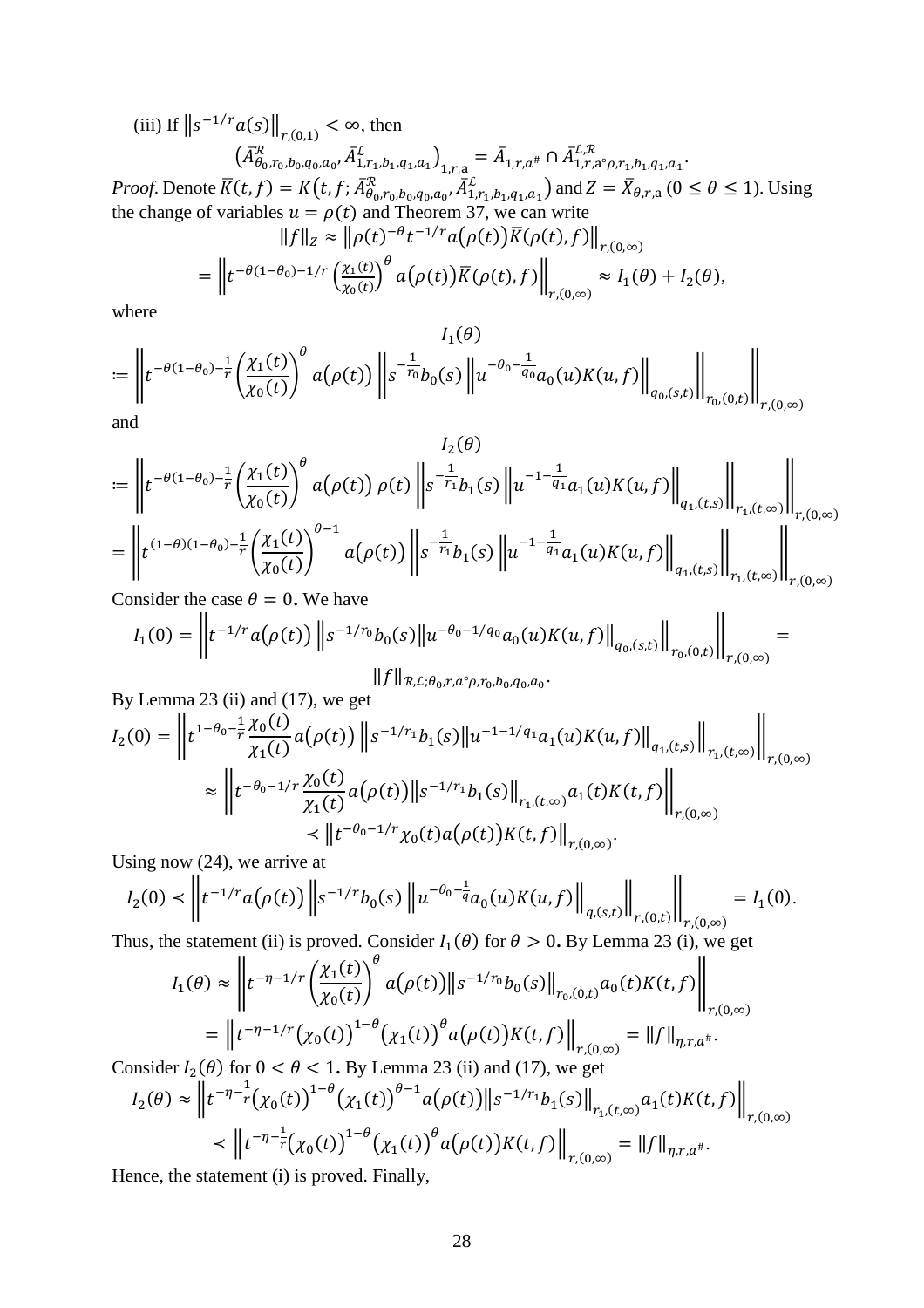(iii) If $\left\|s^{-1/r}a(s)\right\|_{r,(0,1)} < \infty$, then

$$\left(\bar{A}^{\mathcal{R}}_{\theta_0,r_0,b_0,q_0,a_0}, \bar{A}^{\mathcal{L}}_{1,r_1,b_1,q_1,a_1}\right)_{1,r,\mathrm{a}} = \bar{A}_{1,r,a^{\#}} \cap \bar{A}^{\mathcal{L},\mathcal{R}}_{1,r,\mathrm{a}^{\circ}\rho,r_1,b_1,q_1,a_1}.$$

*Proof.* Denote $\bar{K}(t,f) = K\left(t,f;\bar{A}^{\mathcal{R}}_{\theta_0,r_0,b_0,q_0,a_0}, \bar{A}^{\mathcal{L}}_{1,r_1,b_1,q_1,a_1}\right)$ and $Z = \bar{X}_{\theta,r,\mathrm{a}}$ $(0 \le \theta \le 1)$. Using the change of variables $u = \rho(t)$ and Theorem 37, we can write

$$\|f\|_Z \approx \left\|\rho(t)^{-\theta} t^{-1/r} a\big(\rho(t)\big)\bar{K}\big(\rho(t),f\big)\right\|_{r,(0,\infty)}$$

$$= \left\|t^{-\theta(1-\theta_0)-1/r}\left(\frac{\chi_1(t)}{\chi_0(t)}\right)^{\theta} a\big(\rho(t)\big)\bar{K}\big(\rho(t),f\big)\right\|_{r,(0,\infty)} \approx I_1(\theta) + I_2(\theta),$$

where

$$I_1(\theta) := \left\|t^{-\theta(1-\theta_0)-\frac{1}{r}}\left(\frac{\chi_1(t)}{\chi_0(t)}\right)^{\theta} a\big(\rho(t)\big)\left\|s^{-\frac{1}{r_0}}b_0(s)\left\|u^{-\theta_0-\frac{1}{q_0}}a_0(u)K(u,f)\right\|_{q_0,(s,t)}\right\|_{r_0,(0,t)}\right\|_{r,(0,\infty)}$$

and

$$I_2(\theta) := \left\|t^{-\theta(1-\theta_0)-\frac{1}{r}}\left(\frac{\chi_1(t)}{\chi_0(t)}\right)^{\theta} a\big(\rho(t)\big)\,\rho(t)\left\|s^{-\frac{1}{r_1}}b_1(s)\left\|u^{-1-\frac{1}{q_1}}a_1(u)K(u,f)\right\|_{q_1,(t,s)}\right\|_{r_1,(t,\infty)}\right\|_{r,(0,\infty)}$$

$$= \left\|t^{(1-\theta)(1-\theta_0)-\frac{1}{r}}\left(\frac{\chi_1(t)}{\chi_0(t)}\right)^{\theta-1} a\big(\rho(t)\big)\left\|s^{-\frac{1}{r_1}}b_1(s)\left\|u^{-1-\frac{1}{q_1}}a_1(u)K(u,f)\right\|_{q_1,(t,s)}\right\|_{r_1,(t,\infty)}\right\|_{r,(0,\infty)}$$

Consider the case $\theta = 0$. We have

$$I_1(0) = \left\|t^{-1/r}a\big(\rho(t)\big)\left\|s^{-1/r_0}b_0(s)\left\|u^{-\theta_0-1/q_0}a_0(u)K(u,f)\right\|_{q_0,(s,t)}\right\|_{r_0,(0,t)}\right\|_{r,(0,\infty)} = \|f\|_{\mathcal{R},\mathcal{L};\theta_0,r,a^{\circ}\rho,r_0,b_0,q_0,a_0}.$$

By Lemma 23 (ii) and (17), we get

$$I_2(0) = \left\|t^{1-\theta_0-\frac{1}{r}}\frac{\chi_0(t)}{\chi_1(t)}a\big(\rho(t)\big)\left\|s^{-1/r_1}b_1(s)\left\|u^{-1-1/q_1}a_1(u)K(u,f)\right\|_{q_1,(t,s)}\right\|_{r_1,(t,\infty)}\right\|_{r,(0,\infty)}$$

$$\approx \left\|t^{-\theta_0-1/r}\frac{\chi_0(t)}{\chi_1(t)}a\big(\rho(t)\big)\left\|s^{-1/r_1}b_1(s)\right\|_{r_1,(t,\infty)}a_1(t)K(t,f)\right\|_{r,(0,\infty)}$$

$$\prec \left\|t^{-\theta_0-1/r}\chi_0(t)a\big(\rho(t)\big)K(t,f)\right\|_{r,(0,\infty)}.$$

Using now (24), we arrive at

$$I_2(0) \prec \left\|t^{-1/r}a\big(\rho(t)\big)\left\|s^{-1/r}b_0(s)\left\|u^{-\theta_0-\frac{1}{q}}a_0(u)K(u,f)\right\|_{q,(s,t)}\right\|_{r,(0,t)}\right\|_{r,(0,\infty)} = I_1(0).$$

Thus, the statement (ii) is proved. Consider $I_1(\theta)$ for $\theta > 0$. By Lemma 23 (i), we get

$$I_1(\theta) \approx \left\|t^{-\eta-1/r}\left(\frac{\chi_1(t)}{\chi_0(t)}\right)^{\theta} a\big(\rho(t)\big)\left\|s^{-1/r_0}b_0(s)\right\|_{r_0,(0,t)}a_0(t)K(t,f)\right\|_{r,(0,\infty)}$$

$$= \left\|t^{-\eta-1/r}\big(\chi_0(t)\big)^{1-\theta}\big(\chi_1(t)\big)^{\theta}a\big(\rho(t)\big)K(t,f)\right\|_{r,(0,\infty)} = \|f\|_{\eta,r,a^{\#}}.$$

Consider $I_2(\theta)$ for $0 < \theta < 1$. By Lemma 23 (ii) and (17), we get

$$I_2(\theta) \approx \left\|t^{-\eta-\frac{1}{r}}\big(\chi_0(t)\big)^{1-\theta}\big(\chi_1(t)\big)^{\theta-1}a\big(\rho(t)\big)\left\|s^{-1/r_1}b_1(s)\right\|_{r_1,(t,\infty)}a_1(t)K(t,f)\right\|_{r,(0,\infty)}$$

$$\prec \left\|t^{-\eta-\frac{1}{r}}\big(\chi_0(t)\big)^{1-\theta}\big(\chi_1(t)\big)^{\theta}a\big(\rho(t)\big)K(t,f)\right\|_{r,(0,\infty)} = \|f\|_{\eta,r,a^{\#}}.$$

Hence, the statement (i) is proved. Finally,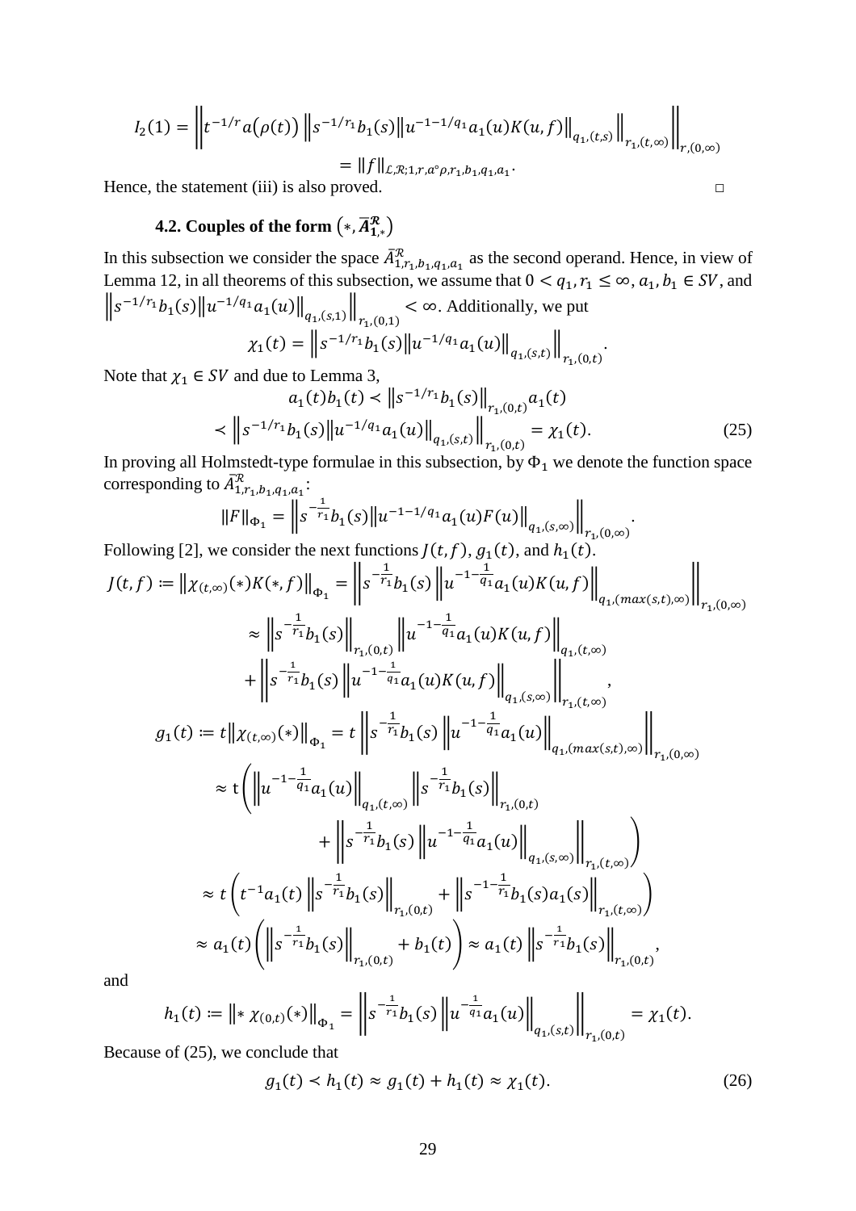$$I_2(1) = \left\| t^{-1/r} a(\rho(t)) \left\| s^{-1/r_1} b_1(s) \| u^{-1-1/q_1} a_1(u) K(u,f) \|_{q_1,(t,s)} \right\|_{r_1,(t,\infty)} \right\|_{r,(0,\infty)}$$
$$= \|f\|_{\mathcal{L},\mathcal{R};1,r,a\circ\rho,r_1,b_1,q_1,a_1}.$$

Hence, the statement (iii) is also proved. □

## 4.2. Couples of the form $(*, \bar{A}^{\mathcal{R}}_{1,*})$

In this subsection we consider the space $\bar{A}^{\mathcal{R}}_{1,r_1,b_1,q_1,a_1}$ as the second operand. Hence, in view of Lemma 12, in all theorems of this subsection, we assume that $0 < q_1, r_1 \le \infty$, $a_1, b_1 \in SV$, and $\left\| s^{-1/r_1} b_1(s) \| u^{-1/q_1} a_1(u) \|_{q_1,(s,1)} \right\|_{r_1,(0,1)} < \infty$. Additionally, we put

$$\chi_1(t) = \left\| s^{-1/r_1} b_1(s) \| u^{-1/q_1} a_1(u) \|_{q_1,(s,t)} \right\|_{r_1,(0,t)}.$$

Note that $\chi_1 \in SV$ and due to Lemma 3,

$$a_1(t) b_1(t) \prec \| s^{-1/r_1} b_1(s) \|_{r_1,(0,t)} a_1(t)$$
$$\prec \left\| s^{-1/r_1} b_1(s) \| u^{-1/q_1} a_1(u) \|_{q_1,(s,t)} \right\|_{r_1,(0,t)} = \chi_1(t). \tag{25}$$

In proving all Holmstedt-type formulae in this subsection, by $\Phi_1$ we denote the function space corresponding to $\bar{A}^{\mathcal{R}}_{1,r_1,b_1,q_1,a_1}$:

$$\|F\|_{\Phi_1} = \left\| s^{-\frac{1}{r_1}} b_1(s) \| u^{-1-1/q_1} a_1(u) F(u) \|_{q_1,(s,\infty)} \right\|_{r_1,(0,\infty)}.$$

Following [2], we consider the next functions $J(t,f)$, $g_1(t)$, and $h_1(t)$.

$$J(t,f) := \|\chi_{(t,\infty)}(*) K(*,f)\|_{\Phi_1} = \left\| s^{-\frac{1}{r_1}} b_1(s) \left\| u^{-1-\frac{1}{q_1}} a_1(u) K(u,f) \right\|_{q_1,(max(s,t),\infty)} \right\|_{r_1,(0,\infty)}$$
$$\approx \left\| s^{-\frac{1}{r_1}} b_1(s) \right\|_{r_1,(0,t)} \left\| u^{-1-\frac{1}{q_1}} a_1(u) K(u,f) \right\|_{q_1,(t,\infty)}$$
$$+ \left\| s^{-\frac{1}{r_1}} b_1(s) \left\| u^{-1-\frac{1}{q_1}} a_1(u) K(u,f) \right\|_{q_1,(s,\infty)} \right\|_{r_1,(t,\infty)},$$

$$g_1(t) := t \|\chi_{(t,\infty)}(*)\|_{\Phi_1} = t \left\| s^{-\frac{1}{r_1}} b_1(s) \left\| u^{-1-\frac{1}{q_1}} a_1(u) \right\|_{q_1,(max(s,t),\infty)} \right\|_{r_1,(0,\infty)}$$
$$\approx t \left( \left\| u^{-1-\frac{1}{q_1}} a_1(u) \right\|_{q_1,(t,\infty)} \left\| s^{-\frac{1}{r_1}} b_1(s) \right\|_{r_1,(0,t)} + \left\| s^{-\frac{1}{r_1}} b_1(s) \left\| u^{-1-\frac{1}{q_1}} a_1(u) \right\|_{q_1,(s,\infty)} \right\|_{r_1,(t,\infty)} \right)$$
$$\approx t \left( t^{-1} a_1(t) \left\| s^{-\frac{1}{r_1}} b_1(s) \right\|_{r_1,(0,t)} + \left\| s^{-1-\frac{1}{r_1}} b_1(s) a_1(s) \right\|_{r_1,(t,\infty)} \right)$$
$$\approx a_1(t) \left( \left\| s^{-\frac{1}{r_1}} b_1(s) \right\|_{r_1,(0,t)} + b_1(t) \right) \approx a_1(t) \left\| s^{-\frac{1}{r_1}} b_1(s) \right\|_{r_1,(0,t)},$$

and

$$h_1(t) := \| * \chi_{(0,t)}(*) \|_{\Phi_1} = \left\| s^{-\frac{1}{r_1}} b_1(s) \left\| u^{-\frac{1}{q_1}} a_1(u) \right\|_{q_1,(s,t)} \right\|_{r_1,(0,t)} = \chi_1(t).$$

Because of (25), we conclude that

$$g_1(t) \prec h_1(t) \approx g_1(t) + h_1(t) \approx \chi_1(t). \tag{26}$$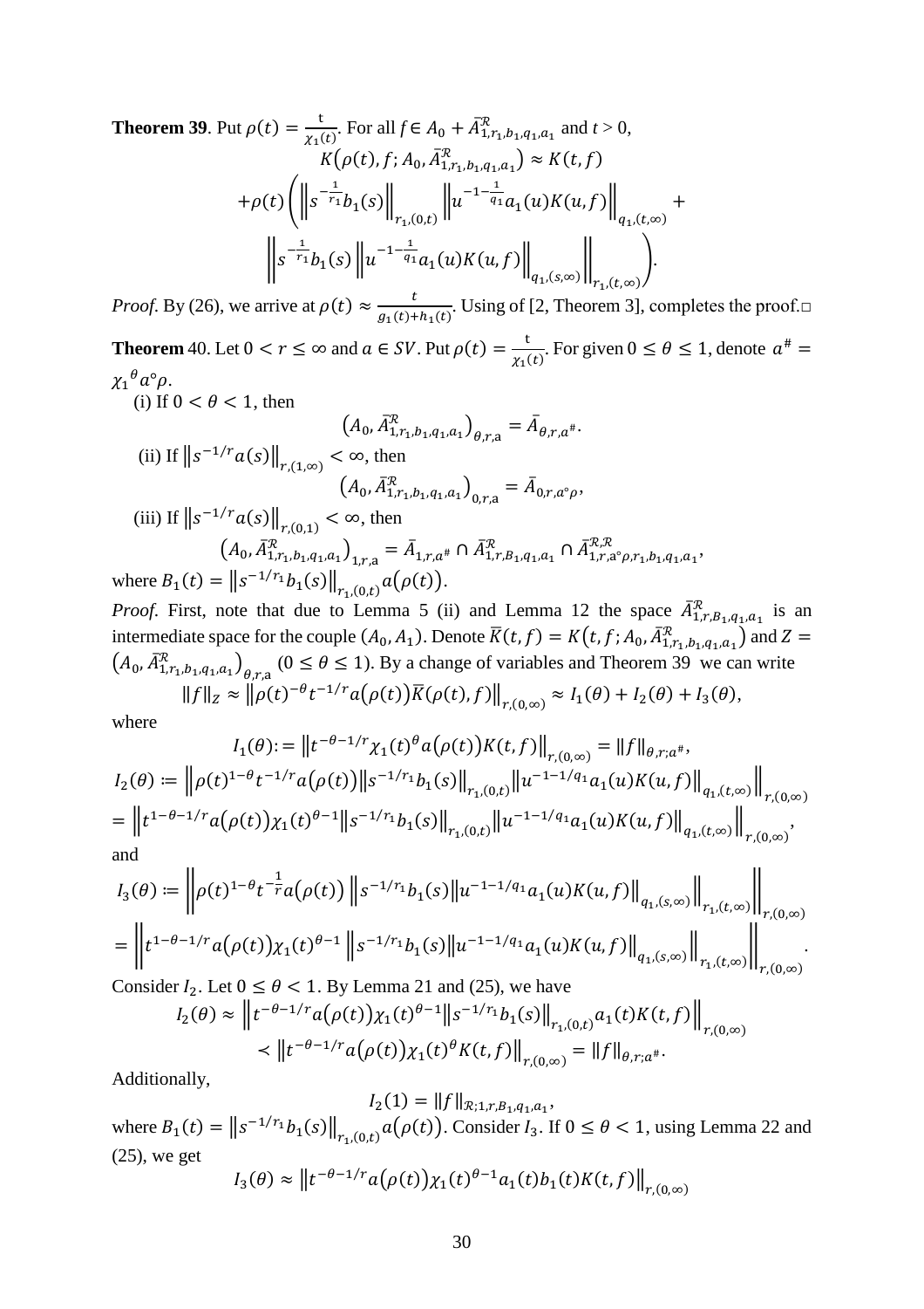**Theorem 39**. Put $\rho(t) = \frac{t}{\chi_1(t)}$. For all $f \in A_0 + \bar{A}^{\mathcal{R}}_{1,r_1,b_1,q_1,a_1}$ and $t > 0$,

$$K\left(\rho(t), f; A_0, \bar{A}^{\mathcal{R}}_{1,r_1,b_1,q_1,a_1}\right) \approx K(t,f)$$
$$+\rho(t)\left(\left\|s^{-\frac{1}{r_1}} b_1(s)\right\|_{r_1,(0,t)} \left\|u^{-1-\frac{1}{q_1}} a_1(u) K(u,f)\right\|_{q_1,(t,\infty)} + \left\|s^{-\frac{1}{r_1}} b_1(s) \left\|u^{-1-\frac{1}{q_1}} a_1(u) K(u,f)\right\|_{q_1,(s,\infty)}\right\|_{r_1,(t,\infty)}\right).$$

*Proof.* By (26), we arrive at $\rho(t) \approx \frac{t}{g_1(t)+h_1(t)}$. Using of [2, Theorem 3], completes the proof.□

**Theorem** 40. Let $0 < r \leq \infty$ and $a \in SV$. Put $\rho(t) = \frac{t}{\chi_1(t)}$. For given $0 \leq \theta \leq 1$, denote $a^{\#} = {\chi_1}^{\theta} a \circ \rho$.

(i) If $0 < \theta < 1$, then

$$\left(A_0, \bar{A}^{\mathcal{R}}_{1,r_1,b_1,q_1,a_1}\right)_{\theta,r,\mathrm{a}} = \bar{A}_{\theta,r,a^{\#}}.$$

(ii) If $\left\|s^{-1/r} a(s)\right\|_{r,(1,\infty)} < \infty$, then

$$\left(A_0, \bar{A}^{\mathcal{R}}_{1,r_1,b_1,q_1,a_1}\right)_{0,r,\mathrm{a}} = \bar{A}_{0,r,a\circ\rho},$$

(iii) If $\left\|s^{-1/r} a(s)\right\|_{r,(0,1)} < \infty$, then

$$\left(A_0, \bar{A}^{\mathcal{R}}_{1,r_1,b_1,q_1,a_1}\right)_{1,r,\mathrm{a}} = \bar{A}_{1,r,a^{\#}} \cap \bar{A}^{\mathcal{R}}_{1,r,B_1,q_1,a_1} \cap \bar{A}^{\mathcal{R},\mathcal{R}}_{1,r,\mathrm{a}\circ\rho,r_1,b_1,q_1,a_1},$$

where $B_1(t) = \left\|s^{-1/r_1} b_1(s)\right\|_{r_1,(0,t)} a(\rho(t))$.

*Proof.* First, note that due to Lemma 5 (ii) and Lemma 12 the space $\bar{A}^{\mathcal{R}}_{1,r,B_1,q_1,a_1}$ is an intermediate space for the couple $(A_0, A_1)$. Denote $\bar{K}(t,f) = K\left(t, f; A_0, \bar{A}^{\mathcal{R}}_{1,r_1,b_1,q_1,a_1}\right)$ and $Z = \left(A_0, \bar{A}^{\mathcal{R}}_{1,r_1,b_1,q_1,a_1}\right)_{\theta,r,\mathrm{a}}$ $(0 \leq \theta \leq 1)$. By a change of variables and Theorem 39 we can write

$$\|f\|_Z \approx \left\|\rho(t)^{-\theta} t^{-1/r} a(\rho(t)) \bar{K}(\rho(t), f)\right\|_{r,(0,\infty)} \approx I_1(\theta) + I_2(\theta) + I_3(\theta),$$

where

$$I_1(\theta) := \left\|t^{-\theta-1/r} \chi_1(t)^{\theta} a(\rho(t)) K(t,f)\right\|_{r,(0,\infty)} = \|f\|_{\theta,r;a^{\#}},$$

$$I_2(\theta) := \left\|\rho(t)^{1-\theta} t^{-1/r} a(\rho(t)) \left\|s^{-1/r_1} b_1(s)\right\|_{r_1,(0,t)} \left\|u^{-1-1/q_1} a_1(u) K(u,f)\right\|_{q_1,(t,\infty)}\right\|_{r,(0,\infty)}$$
$$= \left\|t^{1-\theta-1/r} a(\rho(t)) \chi_1(t)^{\theta-1} \left\|s^{-1/r_1} b_1(s)\right\|_{r_1,(0,t)} \left\|u^{-1-1/q_1} a_1(u) K(u,f)\right\|_{q_1,(t,\infty)}\right\|_{r,(0,\infty)},$$

and

$$I_3(\theta) := \left\|\rho(t)^{1-\theta} t^{-\frac{1}{r}} a(\rho(t)) \left\|s^{-1/r_1} b_1(s) \left\|u^{-1-1/q_1} a_1(u) K(u,f)\right\|_{q_1,(s,\infty)}\right\|_{r_1,(t,\infty)}\right\|_{r,(0,\infty)}$$
$$= \left\|t^{1-\theta-1/r} a(\rho(t)) \chi_1(t)^{\theta-1} \left\|s^{-1/r_1} b_1(s) \left\|u^{-1-1/q_1} a_1(u) K(u,f)\right\|_{q_1,(s,\infty)}\right\|_{r_1,(t,\infty)}\right\|_{r,(0,\infty)}.$$

Consider $I_2$. Let $0 \leq \theta < 1$. By Lemma 21 and (25), we have

$$I_2(\theta) \approx \left\|t^{-\theta-1/r} a(\rho(t)) \chi_1(t)^{\theta-1} \left\|s^{-1/r_1} b_1(s)\right\|_{r_1,(0,t)} a_1(t) K(t,f)\right\|_{r,(0,\infty)}$$
$$\prec \left\|t^{-\theta-1/r} a(\rho(t)) \chi_1(t)^{\theta} K(t,f)\right\|_{r,(0,\infty)} = \|f\|_{\theta,r;a^{\#}}.$$

Additionally,

$$I_2(1) = \|f\|_{\mathcal{R};1,r,B_1,q_1,a_1},$$

where $B_1(t) = \left\|s^{-1/r_1} b_1(s)\right\|_{r_1,(0,t)} a(\rho(t))$. Consider $I_3$. If $0 \leq \theta < 1$, using Lemma 22 and (25), we get

$$I_3(\theta) \approx \left\|t^{-\theta-1/r} a(\rho(t)) \chi_1(t)^{\theta-1} a_1(t) b_1(t) K(t,f)\right\|_{r,(0,\infty)}$$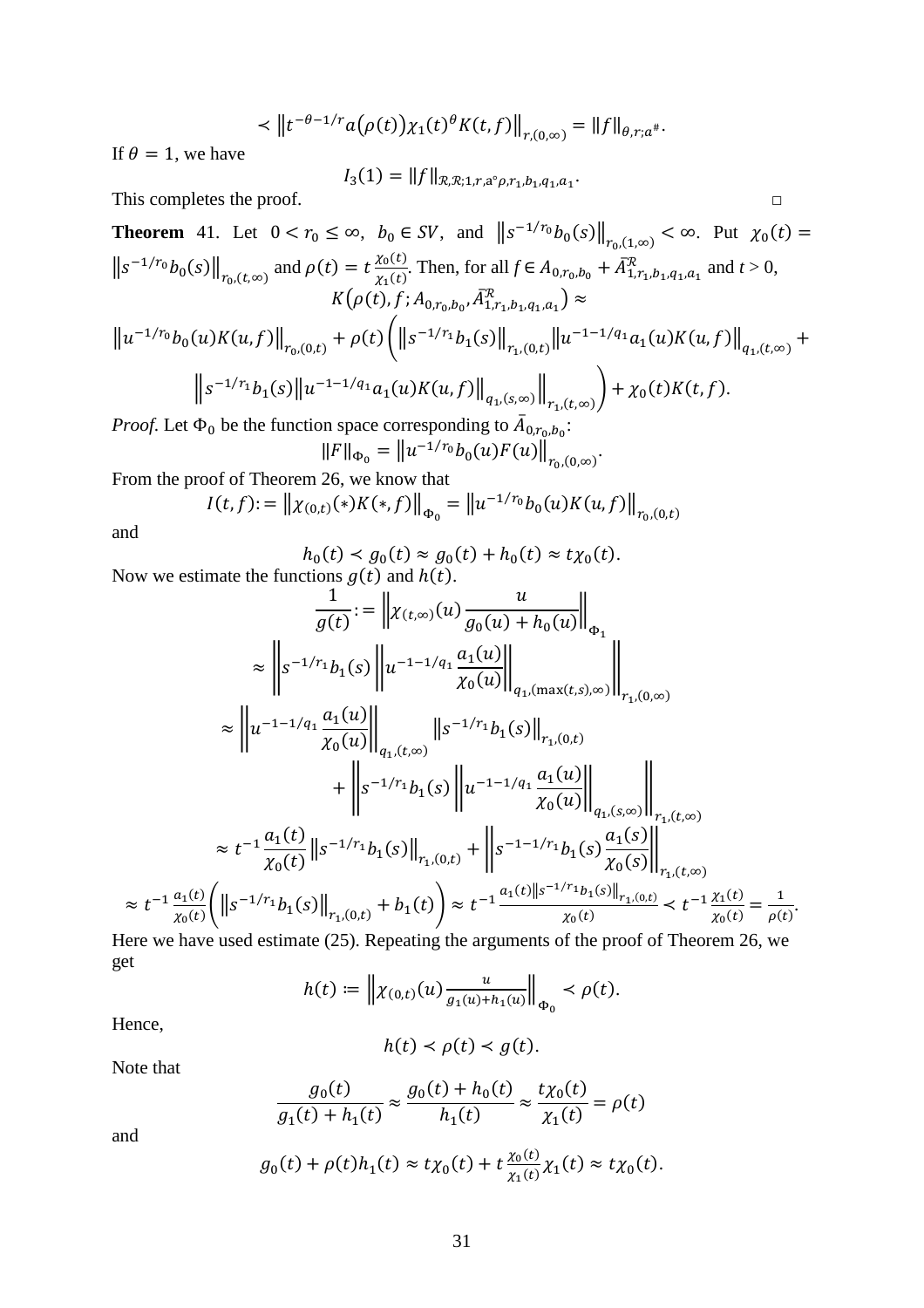$$\prec \left\| t^{-\theta-1/r} a\big(\rho(t)\big) \chi_1(t)^\theta K(t,f) \right\|_{r,(0,\infty)} = \|f\|_{\theta,r;a^\#}.$$

If $\theta = 1$, we have

$$I_3(1) = \|f\|_{\mathcal{R},\mathcal{R};1,r,a\circ\rho,r_1,b_1,q_1,a_1}.$$

This completes the proof. □

**Theorem** 41. Let $0 < r_0 \le \infty$, $b_0 \in SV$, and $\left\|s^{-1/r_0} b_0(s)\right\|_{r_0,(1,\infty)} < \infty$. Put $\chi_0(t) = \left\|s^{-1/r_0} b_0(s)\right\|_{r_0,(t,\infty)}$ and $\rho(t) = t\frac{\chi_0(t)}{\chi_1(t)}$. Then, for all $f \in A_{0,r_0,b_0} + \bar{A}^{\mathcal{R}}_{1,r_1,b_1,q_1,a_1}$ and $t > 0$,

$$K\big(\rho(t), f; A_{0,r_0,b_0}, \bar{A}^{\mathcal{R}}_{1,r_1,b_1,q_1,a_1}\big) \approx$$

$$\left\|u^{-1/r_0} b_0(u) K(u,f)\right\|_{r_0,(0,t)} + \rho(t)\Bigg(\left\|s^{-1/r_1} b_1(s)\right\|_{r_1,(0,t)} \left\|u^{-1-1/q_1} a_1(u) K(u,f)\right\|_{q_1,(t,\infty)} +$$

$$\left\| s^{-1/r_1} b_1(s) \left\|u^{-1-1/q_1} a_1(u) K(u,f)\right\|_{q_1,(s,\infty)} \right\|_{r_1,(t,\infty)}\Bigg) + \chi_0(t) K(t,f).$$

*Proof.* Let $\Phi_0$ be the function space corresponding to $\bar{A}_{0,r_0,b_0}$:

$$\|F\|_{\Phi_0} = \left\|u^{-1/r_0} b_0(u) F(u)\right\|_{r_0,(0,\infty)}.$$

From the proof of Theorem 26, we know that

$$I(t,f) := \left\|\chi_{(0,t)}(*) K(*,f)\right\|_{\Phi_0} = \left\|u^{-1/r_0} b_0(u) K(u,f)\right\|_{r_0,(0,t)}$$

and

$$h_0(t) \prec g_0(t) \approx g_0(t) + h_0(t) \approx t\chi_0(t).$$

Now we estimate the functions $g(t)$ and $h(t)$.

$$\frac{1}{g(t)} := \left\| \chi_{(t,\infty)}(u) \frac{u}{g_0(u) + h_0(u)} \right\|_{\Phi_1}$$

$$\approx \left\| s^{-1/r_1} b_1(s) \left\| u^{-1-1/q_1} \frac{a_1(u)}{\chi_0(u)} \right\|_{q_1,(\max(t,s),\infty)} \right\|_{r_1,(0,\infty)}$$

$$\approx \left\| u^{-1-1/q_1} \frac{a_1(u)}{\chi_0(u)} \right\|_{q_1,(t,\infty)} \left\|s^{-1/r_1} b_1(s)\right\|_{r_1,(0,t)}$$

$$+ \left\| s^{-1/r_1} b_1(s) \left\| u^{-1-1/q_1} \frac{a_1(u)}{\chi_0(u)} \right\|_{q_1,(s,\infty)} \right\|_{r_1,(t,\infty)}$$

$$\approx t^{-1} \frac{a_1(t)}{\chi_0(t)} \left\|s^{-1/r_1} b_1(s)\right\|_{r_1,(0,t)} + \left\| s^{-1-1/r_1} b_1(s) \frac{a_1(s)}{\chi_0(s)} \right\|_{r_1,(t,\infty)}$$

$$\approx t^{-1} \frac{a_1(t)}{\chi_0(t)} \left( \left\|s^{-1/r_1} b_1(s)\right\|_{r_1,(0,t)} + b_1(t) \right) \approx t^{-1} \frac{a_1(t) \left\|s^{-1/r_1} b_1(s)\right\|_{r_1,(0,t)}}{\chi_0(t)} \prec t^{-1} \frac{\chi_1(t)}{\chi_0(t)} = \frac{1}{\rho(t)}.$$

Here we have used estimate (25). Repeating the arguments of the proof of Theorem 26, we get

$$h(t) := \left\| \chi_{(0,t)}(u) \frac{u}{g_1(u) + h_1(u)} \right\|_{\Phi_0} \prec \rho(t).$$

Hence,

$$h(t) \prec \rho(t) \prec g(t).$$

Note that

$$\frac{g_0(t)}{g_1(t) + h_1(t)} \approx \frac{g_0(t) + h_0(t)}{h_1(t)} \approx \frac{t\chi_0(t)}{\chi_1(t)} = \rho(t)$$

and

$$g_0(t) + \rho(t) h_1(t) \approx t\chi_0(t) + t\frac{\chi_0(t)}{\chi_1(t)} \chi_1(t) \approx t\chi_0(t).$$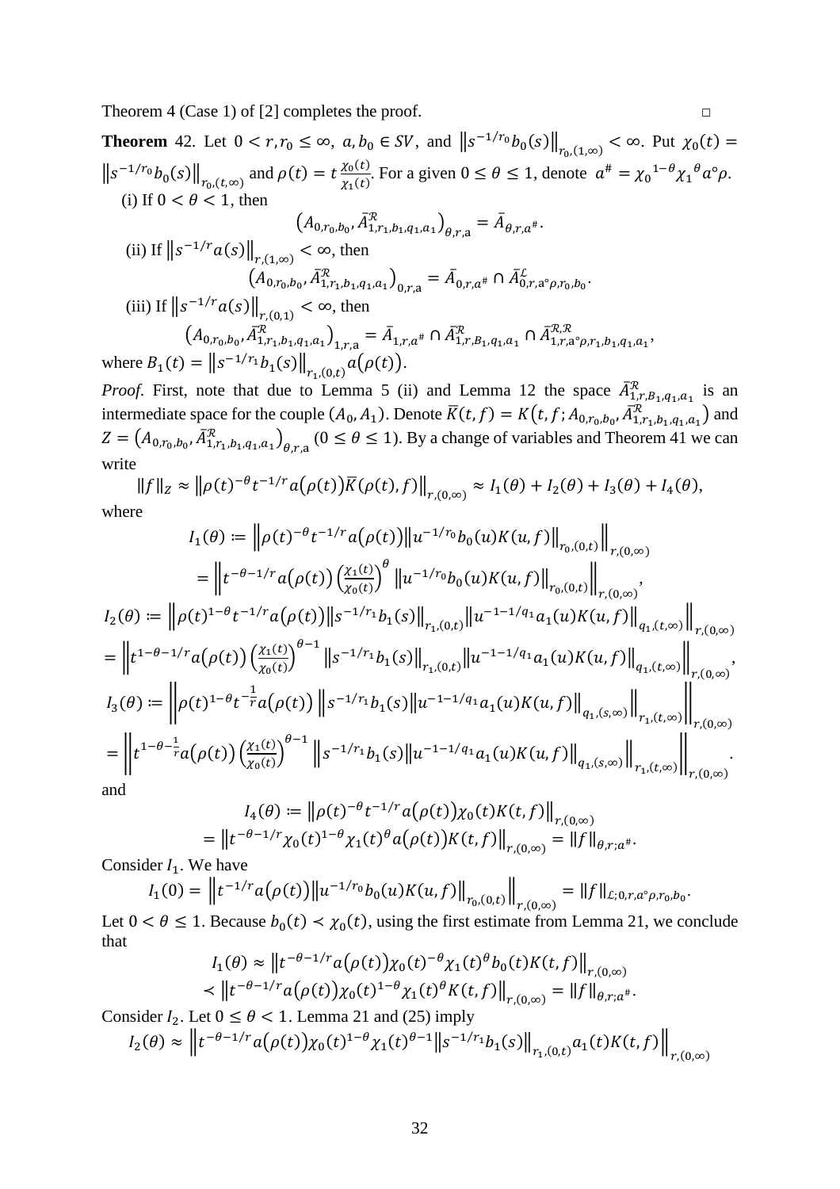Theorem 4 (Case 1) of [2] completes the proof. □

**Theorem** 42. Let $0 < r, r_0 \leq \infty$, $a, b_0 \in SV$, and $\left\|s^{-1/r_0} b_0(s)\right\|_{r_0,(1,\infty)} < \infty$. Put $\chi_0(t) = \left\|s^{-1/r_0} b_0(s)\right\|_{r_0,(t,\infty)}$ and $\rho(t) = t\frac{\chi_0(t)}{\chi_1(t)}$. For a given $0 \leq \theta \leq 1$, denote $a^{\#} = {\chi_0}^{1-\theta} {\chi_1}^{\theta} a^{\circ}\rho$.

(i) If $0 < \theta < 1$, then

$$\left(A_{0,r_0,b_0}, \bar{A}^{\mathcal{R}}_{1,r_1,b_1,q_1,a_1}\right)_{\theta,r,\mathrm{a}} = \bar{A}_{\theta,r,a^{\#}}.$$

(ii) If $\left\|s^{-1/r} a(s)\right\|_{r,(1,\infty)} < \infty$, then

$$\left(A_{0,r_0,b_0}, \bar{A}^{\mathcal{R}}_{1,r_1,b_1,q_1,a_1}\right)_{0,r,\mathrm{a}} = \bar{A}_{0,r,a^{\#}} \cap \bar{A}^{\mathcal{L}}_{0,r,\mathrm{a}^{\circ}\rho,r_0,b_0}.$$

(iii) If $\left\|s^{-1/r} a(s)\right\|_{r,(0,1)} < \infty$, then

$$\left(A_{0,r_0,b_0}, \bar{A}^{\mathcal{R}}_{1,r_1,b_1,q_1,a_1}\right)_{1,r,\mathrm{a}} = \bar{A}_{1,r,a^{\#}} \cap \bar{A}^{\mathcal{R}}_{1,r,B_1,q_1,a_1} \cap \bar{A}^{\mathcal{R},\mathcal{R}}_{1,r,\mathrm{a}^{\circ}\rho,r_1,b_1,q_1,a_1},$$

where $B_1(t) = \left\|s^{-1/r_1} b_1(s)\right\|_{r_1,(0,t)} a(\rho(t))$.

*Proof.* First, note that due to Lemma 5 (ii) and Lemma 12 the space $\bar{A}^{\mathcal{R}}_{1,r,B_1,q_1,a_1}$ is an intermediate space for the couple $(A_0, A_1)$. Denote $\bar{K}(t,f) = K\left(t,f; A_{0,r_0,b_0}, \bar{A}^{\mathcal{R}}_{1,r_1,b_1,q_1,a_1}\right)$ and $Z = \left(A_{0,r_0,b_0}, \bar{A}^{\mathcal{R}}_{1,r_1,b_1,q_1,a_1}\right)_{\theta,r,\mathrm{a}}$ $(0 \leq \theta \leq 1)$. By a change of variables and Theorem 41 we can write

$$\|f\|_Z \approx \left\|\rho(t)^{-\theta} t^{-1/r} a(\rho(t)) \bar{K}(\rho(t), f)\right\|_{r,(0,\infty)} \approx I_1(\theta) + I_2(\theta) + I_3(\theta) + I_4(\theta),$$

where

$$I_1(\theta) := \left\|\rho(t)^{-\theta} t^{-1/r} a(\rho(t)) \left\|u^{-1/r_0} b_0(u) K(u,f)\right\|_{r_0,(0,t)}\right\|_{r,(0,\infty)}$$
$$= \left\|t^{-\theta-1/r} a(\rho(t)) \left(\frac{\chi_1(t)}{\chi_0(t)}\right)^{\theta} \left\|u^{-1/r_0} b_0(u) K(u,f)\right\|_{r_0,(0,t)}\right\|_{r,(0,\infty)},$$

$$I_2(\theta) := \left\|\rho(t)^{1-\theta} t^{-1/r} a(\rho(t)) \left\|s^{-1/r_1} b_1(s)\right\|_{r_1,(0,t)} \left\|u^{-1-1/q_1} a_1(u) K(u,f)\right\|_{q_1,(t,\infty)}\right\|_{r,(0,\infty)}$$
$$= \left\|t^{1-\theta-1/r} a(\rho(t)) \left(\frac{\chi_1(t)}{\chi_0(t)}\right)^{\theta-1} \left\|s^{-1/r_1} b_1(s)\right\|_{r_1,(0,t)} \left\|u^{-1-1/q_1} a_1(u) K(u,f)\right\|_{q_1,(t,\infty)}\right\|_{r,(0,\infty)},$$

$$I_3(\theta) := \left\|\rho(t)^{1-\theta} t^{-\frac{1}{r}} a(\rho(t)) \left\|s^{-1/r_1} b_1(s) \left\|u^{-1-1/q_1} a_1(u) K(u,f)\right\|_{q_1,(s,\infty)}\right\|_{r_1,(t,\infty)}\right\|_{r,(0,\infty)}$$
$$= \left\|t^{1-\theta-\frac{1}{r}} a(\rho(t)) \left(\frac{\chi_1(t)}{\chi_0(t)}\right)^{\theta-1} \left\|s^{-1/r_1} b_1(s) \left\|u^{-1-1/q_1} a_1(u) K(u,f)\right\|_{q_1,(s,\infty)}\right\|_{r_1,(t,\infty)}\right\|_{r,(0,\infty)}.$$

and

$$I_4(\theta) := \left\|\rho(t)^{-\theta} t^{-1/r} a(\rho(t)) \chi_0(t) K(t,f)\right\|_{r,(0,\infty)}$$
$$= \left\|t^{-\theta-1/r} \chi_0(t)^{1-\theta} \chi_1(t)^{\theta} a(\rho(t)) K(t,f)\right\|_{r,(0,\infty)} = \|f\|_{\theta,r;a^{\#}}.$$

Consider $I_1$. We have

$$I_1(0) = \left\|t^{-1/r} a(\rho(t)) \left\|u^{-1/r_0} b_0(u) K(u,f)\right\|_{r_0,(0,t)}\right\|_{r,(0,\infty)} = \|f\|_{\mathcal{L};0,r,a^{\circ}\rho,r_0,b_0}.$$

Let $0 < \theta \leq 1$. Because $b_0(t) \prec \chi_0(t)$, using the first estimate from Lemma 21, we conclude that

$$I_1(\theta) \approx \left\|t^{-\theta-1/r} a(\rho(t)) \chi_0(t)^{-\theta} \chi_1(t)^{\theta} b_0(t) K(t,f)\right\|_{r,(0,\infty)}$$
$$\prec \left\|t^{-\theta-1/r} a(\rho(t)) \chi_0(t)^{1-\theta} \chi_1(t)^{\theta} K(t,f)\right\|_{r,(0,\infty)} = \|f\|_{\theta,r;a^{\#}}.$$

Consider $I_2$. Let $0 \leq \theta < 1$. Lemma 21 and (25) imply

$$I_2(\theta) \approx \left\|t^{-\theta-1/r} a(\rho(t)) \chi_0(t)^{1-\theta} \chi_1(t)^{\theta-1} \left\|s^{-1/r_1} b_1(s)\right\|_{r_1,(0,t)} a_1(t) K(t,f)\right\|_{r,(0,\infty)}$$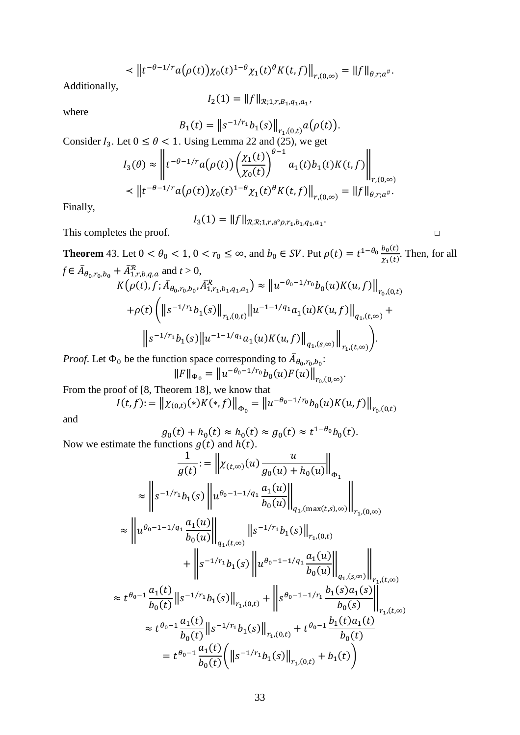$$\prec \left\| t^{-\theta-1/r} a\big(\rho(t)\big) \chi_0(t)^{1-\theta} \chi_1(t)^{\theta} K(t,f) \right\|_{r,(0,\infty)} = \|f\|_{\theta,r;a^{\#}}.$$

Additionally,

$$I_2(1) = \|f\|_{\mathcal{R};1,r,B_1,q_1,a_1},$$

where

$$B_1(t) = \left\| s^{-1/r_1} b_1(s) \right\|_{r_1,(0,t)} a\big(\rho(t)\big).$$

Consider $I_3$. Let $0 \le \theta < 1$. Using Lemma 22 and (25), we get

$$I_3(\theta) \approx \left\| t^{-\theta-1/r} a\big(\rho(t)\big) \left( \frac{\chi_1(t)}{\chi_0(t)} \right)^{\theta-1} a_1(t) b_1(t) K(t,f) \right\|_{r,(0,\infty)}$$

$$\prec \left\| t^{-\theta-1/r} a\big(\rho(t)\big) \chi_0(t)^{1-\theta} \chi_1(t)^{\theta} K(t,f) \right\|_{r,(0,\infty)} = \|f\|_{\theta,r;a^{\#}}.$$

Finally,

$$I_3(1) = \|f\|_{\mathcal{R},\mathcal{R};1,r,a\circ\rho,r_1,b_1,q_1,a_1}.$$

This completes the proof. □

**Theorem** 43. Let $0 < \theta_0 < 1$, $0 < r_0 \le \infty$, and $b_0 \in SV$. Put $\rho(t) = t^{1-\theta_0} \frac{b_0(t)}{\chi_1(t)}$. Then, for all $f \in \bar{A}_{\theta_0,r_0,b_0} + \bar{A}^{\mathcal{R}}_{1,r,b,q,a}$ and $t > 0$,

$$K\big(\rho(t), f; \bar{A}_{\theta_0,r_0,b_0}, \bar{A}^{\mathcal{R}}_{1,r_1,b_1,q_1,a_1}\big) \approx \left\| u^{-\theta_0-1/r_0} b_0(u) K(u,f) \right\|_{r_0,(0,t)}$$

$$+\rho(t) \Bigg( \left\| s^{-1/r_1} b_1(s) \right\|_{r_1,(0,t)} \left\| u^{-1-1/q_1} a_1(u) K(u,f) \right\|_{q_1,(t,\infty)} +$$

$$\left\| s^{-1/r_1} b_1(s) \left\| u^{-1-1/q_1} a_1(u) K(u,f) \right\|_{q_1,(s,\infty)} \right\|_{r_1,(t,\infty)} \Bigg).$$

*Proof*. Let $\Phi_0$ be the function space corresponding to $\bar{A}_{\theta_0,r_0,b_0}$:

$$\|F\|_{\Phi_0} = \left\| u^{-\theta_0-1/r_0} b_0(u) F(u) \right\|_{r_0,(0,\infty)}.$$

From the proof of [8, Theorem 18], we know that

$$I(t,f) := \left\| \chi_{(0,t)}(*) K(*,f) \right\|_{\Phi_0} = \left\| u^{-\theta_0-1/r_0} b_0(u) K(u,f) \right\|_{r_0,(0,t)}$$

and

$$g_0(t) + h_0(t) \approx h_0(t) \approx g_0(t) \approx t^{1-\theta_0} b_0(t).$$

Now we estimate the functions $g(t)$ and $h(t)$.

$$\frac{1}{g(t)} := \left\| \chi_{(t,\infty)}(u) \frac{u}{g_0(u) + h_0(u)} \right\|_{\Phi_1}$$

$$\approx \left\| s^{-1/r_1} b_1(s) \left\| u^{\theta_0-1-1/q_1} \frac{a_1(u)}{b_0(u)} \right\|_{q_1,(\max(t,s),\infty)} \right\|_{r_1,(0,\infty)}$$

$$\approx \left\| u^{\theta_0-1-1/q_1} \frac{a_1(u)}{b_0(u)} \right\|_{q_1,(t,\infty)} \left\| s^{-1/r_1} b_1(s) \right\|_{r_1,(0,t)}$$

$$+ \left\| s^{-1/r_1} b_1(s) \left\| u^{\theta_0-1-1/q_1} \frac{a_1(u)}{b_0(u)} \right\|_{q_1,(s,\infty)} \right\|_{r_1,(t,\infty)}$$

$$\approx t^{\theta_0-1} \frac{a_1(t)}{b_0(t)} \left\| s^{-1/r_1} b_1(s) \right\|_{r_1,(0,t)} + \left\| s^{\theta_0-1-1/r_1} \frac{b_1(s) a_1(s)}{b_0(s)} \right\|_{r_1,(t,\infty)}$$

$$\approx t^{\theta_0-1} \frac{a_1(t)}{b_0(t)} \left\| s^{-1/r_1} b_1(s) \right\|_{r_1,(0,t)} + t^{\theta_0-1} \frac{b_1(t) a_1(t)}{b_0(t)}$$

$$= t^{\theta_0-1} \frac{a_1(t)}{b_0(t)} \left( \left\| s^{-1/r_1} b_1(s) \right\|_{r_1,(0,t)} + b_1(t) \right)$$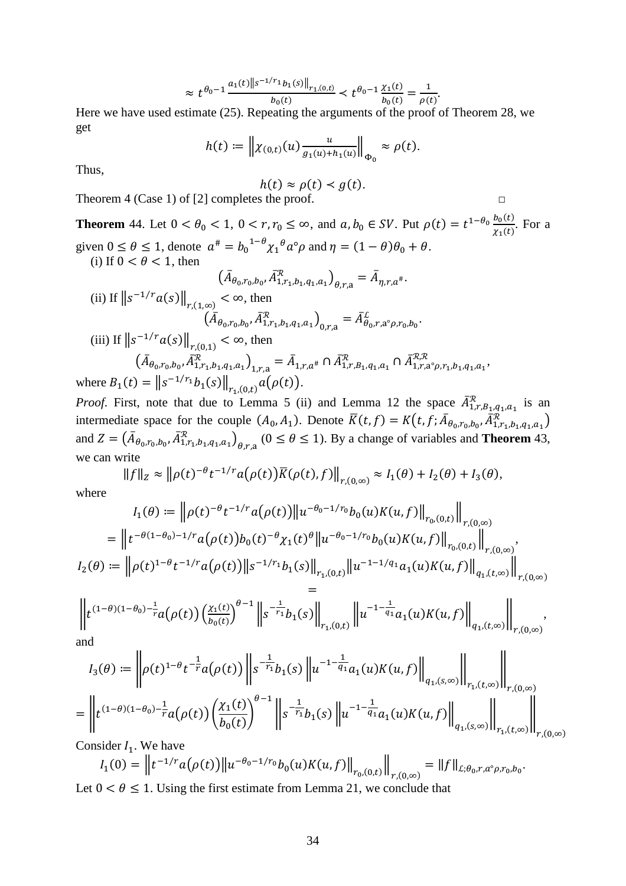$$\approx t^{\theta_0 - 1} \frac{a_1(t) \left\| s^{-1/r_1} b_1(s) \right\|_{r_1,(0,t)}}{b_0(t)} \prec t^{\theta_0 - 1} \frac{\chi_1(t)}{b_0(t)} = \frac{1}{\rho(t)}.$$

Here we have used estimate (25). Repeating the arguments of the proof of Theorem 28, we get

$$h(t) := \left\| \chi_{(0,t)}(u) \frac{u}{g_1(u) + h_1(u)} \right\|_{\Phi_0} \approx \rho(t).$$

Thus,

$$h(t) \approx \rho(t) \prec g(t).$$

Theorem 4 (Case 1) of [2] completes the proof. □

**Theorem** 44. Let $0 < \theta_0 < 1$, $0 < r, r_0 \le \infty$, and $a, b_0 \in SV$. Put $\rho(t) = t^{1-\theta_0} \frac{b_0(t)}{\chi_1(t)}$. For a given $0 \le \theta \le 1$, denote $a^{\#} = {b_0}^{1-\theta} {\chi_1}^{\theta} a^{\circ} \rho$ and $\eta = (1-\theta)\theta_0 + \theta$.

(i) If $0 < \theta < 1$, then

$$\left(\bar{A}_{\theta_0, r_0, b_0}, \bar{A}^{\mathcal{R}}_{1, r_1, b_1, q_1, a_1}\right)_{\theta, r, \mathrm{a}} = \bar{A}_{\eta, r, a^{\#}}.$$

(ii) If $\left\| s^{-1/r} a(s) \right\|_{r,(1,\infty)} < \infty$, then

$$\left(\bar{A}_{\theta_0, r_0, b_0}, \bar{A}^{\mathcal{R}}_{1, r_1, b_1, q_1, a_1}\right)_{0, r, \mathrm{a}} = \bar{A}^{\mathcal{L}}_{\theta_0, r, \mathrm{a}^{\circ} \rho, r_0, b_0}.$$

(iii) If $\left\| s^{-1/r} a(s) \right\|_{r,(0,1)} < \infty$, then

$$\left(\bar{A}_{\theta_0, r_0, b_0}, \bar{A}^{\mathcal{R}}_{1, r_1, b_1, q_1, a_1}\right)_{1, r, \mathrm{a}} = \bar{A}_{1, r, a^{\#}} \cap \bar{A}^{\mathcal{R}}_{1, r, B_1, q_1, a_1} \cap \bar{A}^{\mathcal{R}, \mathcal{R}}_{1, r, \mathrm{a}^{\circ} \rho, r_1, b_1, q_1, a_1},$$

where $B_1(t) = \left\| s^{-1/r_1} b_1(s) \right\|_{r_1,(0,t)} a(\rho(t))$.

*Proof.* First, note that due to Lemma 5 (ii) and Lemma 12 the space $\bar{A}^{\mathcal{R}}_{1, r, B_1, q_1, a_1}$ is an intermediate space for the couple $(A_0, A_1)$. Denote $\bar{K}(t, f) = K\left(t, f; \bar{A}_{\theta_0, r_0, b_0}, \bar{A}^{\mathcal{R}}_{1, r_1, b_1, q_1, a_1}\right)$ and $Z = \left(\bar{A}_{\theta_0, r_0, b_0}, \bar{A}^{\mathcal{R}}_{1, r_1, b_1, q_1, a_1}\right)_{\theta, r, \mathrm{a}}$ $(0 \le \theta \le 1)$. By a change of variables and **Theorem** 43, we can write

$$\|f\|_Z \approx \left\| \rho(t)^{-\theta} t^{-1/r} a(\rho(t)) \bar{K}(\rho(t), f) \right\|_{r,(0,\infty)} \approx I_1(\theta) + I_2(\theta) + I_3(\theta),$$

where

$$I_1(\theta) := \left\| \rho(t)^{-\theta} t^{-1/r} a(\rho(t)) \left\| u^{-\theta_0 - 1/r_0} b_0(u) K(u, f) \right\|_{r_0,(0,t)} \right\|_{r,(0,\infty)}$$

$$= \left\| t^{-\theta(1-\theta_0) - 1/r} a(\rho(t)) b_0(t)^{-\theta} \chi_1(t)^{\theta} \left\| u^{-\theta_0 - 1/r_0} b_0(u) K(u, f) \right\|_{r_0,(0,t)} \right\|_{r,(0,\infty)},$$

$$I_2(\theta) := \left\| \rho(t)^{1-\theta} t^{-1/r} a(\rho(t)) \left\| s^{-1/r_1} b_1(s) \right\|_{r_1,(0,t)} \left\| u^{-1-1/q_1} a_1(u) K(u, f) \right\|_{q_1,(t,\infty)} \right\|_{r,(0,\infty)}$$

$$= \left\| t^{(1-\theta)(1-\theta_0) - \frac{1}{r}} a(\rho(t)) \left( \frac{\chi_1(t)}{b_0(t)} \right)^{\theta - 1} \left\| s^{-\frac{1}{r_1}} b_1(s) \right\|_{r_1,(0,t)} \left\| u^{-1-\frac{1}{q_1}} a_1(u) K(u, f) \right\|_{q_1,(t,\infty)} \right\|_{r,(0,\infty)},$$

and

$$I_3(\theta) := \left\| \rho(t)^{1-\theta} t^{-\frac{1}{r}} a(\rho(t)) \left\| s^{-\frac{1}{r_1}} b_1(s) \left\| u^{-1-\frac{1}{q_1}} a_1(u) K(u, f) \right\|_{q_1,(s,\infty)} \right\|_{r_1,(t,\infty)} \right\|_{r,(0,\infty)}$$

$$= \left\| t^{(1-\theta)(1-\theta_0) - \frac{1}{r}} a(\rho(t)) \left( \frac{\chi_1(t)}{b_0(t)} \right)^{\theta - 1} \left\| s^{-\frac{1}{r_1}} b_1(s) \left\| u^{-1-\frac{1}{q_1}} a_1(u) K(u, f) \right\|_{q_1,(s,\infty)} \right\|_{r_1,(t,\infty)} \right\|_{r,(0,\infty)}$$

Consider $I_1$. We have

$$I_1(0) = \left\| t^{-1/r} a(\rho(t)) \left\| u^{-\theta_0 - 1/r_0} b_0(u) K(u, f) \right\|_{r_0,(0,t)} \right\|_{r,(0,\infty)} = \|f\|_{\mathcal{L}; \theta_0, r, a^{\circ} \rho, r_0, b_0}.$$

Let $0 < \theta \le 1$. Using the first estimate from Lemma 21, we conclude that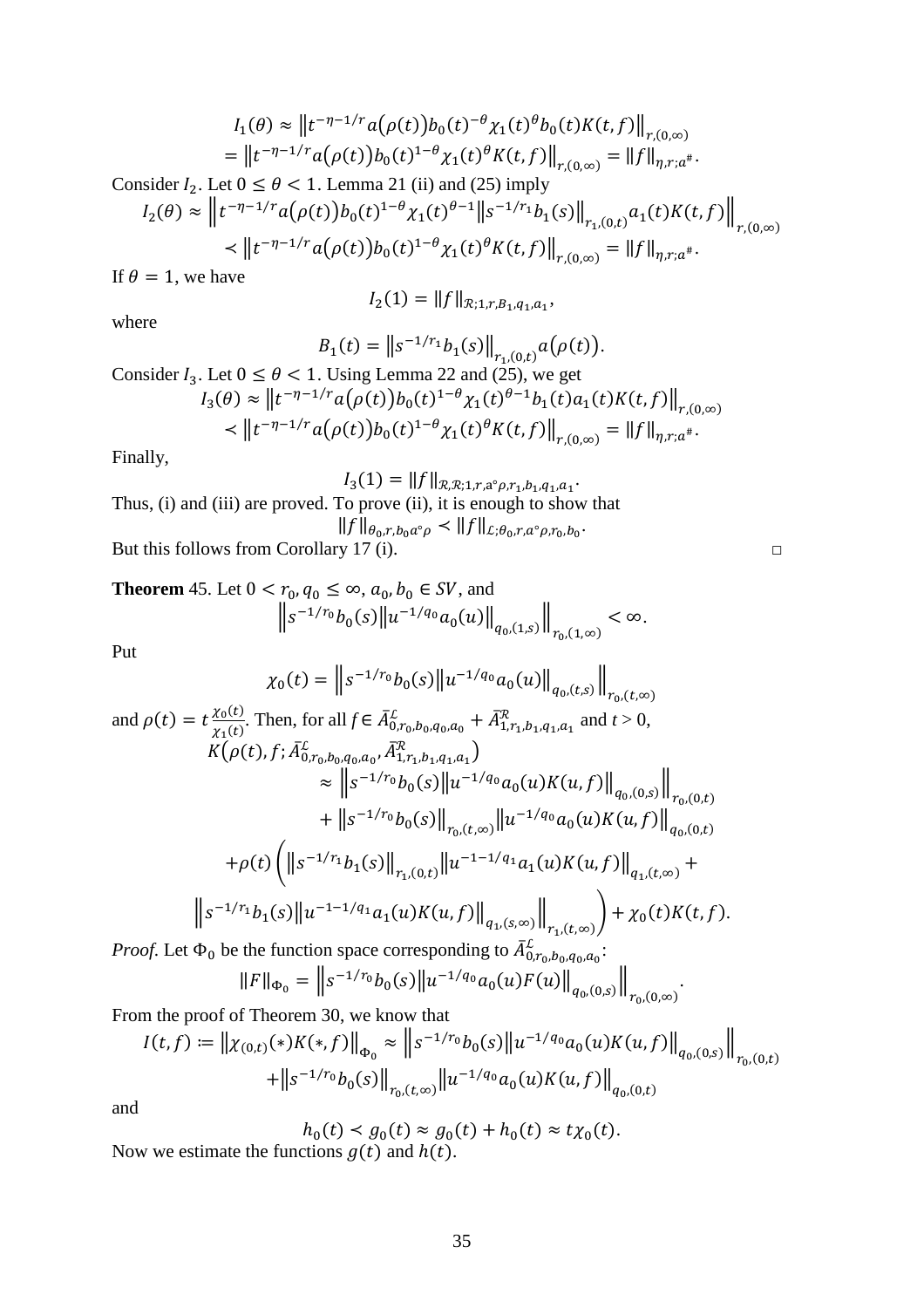$$I_1(\theta) \approx \left\| t^{-\eta-1/r} a(\rho(t)) b_0(t)^{-\theta} \chi_1(t)^{\theta} b_0(t) K(t,f) \right\|_{r,(0,\infty)}$$
$$= \left\| t^{-\eta-1/r} a(\rho(t)) b_0(t)^{1-\theta} \chi_1(t)^{\theta} K(t,f) \right\|_{r,(0,\infty)} = \|f\|_{\eta,r;a^{\#}}.$$

Consider $I_2$. Let $0 \le \theta < 1$. Lemma 21 (ii) and (25) imply

$$I_2(\theta) \approx \left\| t^{-\eta-1/r} a(\rho(t)) b_0(t)^{1-\theta} \chi_1(t)^{\theta-1} \left\| s^{-1/r_1} b_1(s) \right\|_{r_1,(0,t)} a_1(t) K(t,f) \right\|_{r,(0,\infty)}$$
$$\prec \left\| t^{-\eta-1/r} a(\rho(t)) b_0(t)^{1-\theta} \chi_1(t)^{\theta} K(t,f) \right\|_{r,(0,\infty)} = \|f\|_{\eta,r;a^{\#}}.$$

If $\theta = 1$, we have

$$I_2(1) = \|f\|_{\mathcal{R};1,r,B_1,q_1,a_1},$$

where

$$B_1(t) = \left\| s^{-1/r_1} b_1(s) \right\|_{r_1,(0,t)} a(\rho(t)).$$

Consider $I_3$. Let $0 \le \theta < 1$. Using Lemma 22 and (25), we get

$$I_3(\theta) \approx \left\| t^{-\eta-1/r} a(\rho(t)) b_0(t)^{1-\theta} \chi_1(t)^{\theta-1} b_1(t) a_1(t) K(t,f) \right\|_{r,(0,\infty)}$$
$$\prec \left\| t^{-\eta-1/r} a(\rho(t)) b_0(t)^{1-\theta} \chi_1(t)^{\theta} K(t,f) \right\|_{r,(0,\infty)} = \|f\|_{\eta,r;a^{\#}}.$$

Finally,

$$I_3(1) = \|f\|_{\mathcal{R},\mathcal{R};1,r,a\circ\rho,r_1,b_1,q_1,a_1}.$$

Thus, (i) and (iii) are proved. To prove (ii), it is enough to show that

$$\|f\|_{\theta_0,r,b_0 a\circ\rho} \prec \|f\|_{\mathcal{L};\theta_0,r,a\circ\rho,r_0,b_0}.$$

But this follows from Corollary 17 (i). □

**Theorem** 45. Let $0 < r_0, q_0 \le \infty$, $a_0, b_0 \in SV$, and

$$\left\| s^{-1/r_0} b_0(s) \left\| u^{-1/q_0} a_0(u) \right\|_{q_0,(1,s)} \right\|_{r_0,(1,\infty)} < \infty.$$

Put

$$\chi_0(t) = \left\| s^{-1/r_0} b_0(s) \left\| u^{-1/q_0} a_0(u) \right\|_{q_0,(t,s)} \right\|_{r_0,(t,\infty)}$$

and $\rho(t) = t\frac{\chi_0(t)}{\chi_1(t)}$. Then, for all $f \in \bar{A}^{\mathcal{L}}_{0,r_0,b_0,q_0,a_0} + \bar{A}^{\mathcal{R}}_{1,r_1,b_1,q_1,a_1}$ and $t > 0$,

$$K\left(\rho(t), f; \bar{A}^{\mathcal{L}}_{0,r_0,b_0,q_0,a_0}, \bar{A}^{\mathcal{R}}_{1,r_1,b_1,q_1,a_1}\right)$$
$$\approx \left\| s^{-1/r_0} b_0(s) \left\| u^{-1/q_0} a_0(u) K(u,f) \right\|_{q_0,(0,s)} \right\|_{r_0,(0,t)}$$
$$+ \left\| s^{-1/r_0} b_0(s) \right\|_{r_0,(t,\infty)} \left\| u^{-1/q_0} a_0(u) K(u,f) \right\|_{q_0,(0,t)}$$
$$+\rho(t)\left( \left\| s^{-1/r_1} b_1(s) \right\|_{r_1,(0,t)} \left\| u^{-1-1/q_1} a_1(u) K(u,f) \right\|_{q_1,(t,\infty)} + \right.$$
$$\left. \left\| s^{-1/r_1} b_1(s) \left\| u^{-1-1/q_1} a_1(u) K(u,f) \right\|_{q_1,(s,\infty)} \right\|_{r_1,(t,\infty)} \right) + \chi_0(t) K(t,f).$$

*Proof.* Let $\Phi_0$ be the function space corresponding to $\bar{A}^{\mathcal{L}}_{0,r_0,b_0,q_0,a_0}$:

$$\|F\|_{\Phi_0} = \left\| s^{-1/r_0} b_0(s) \left\| u^{-1/q_0} a_0(u) F(u) \right\|_{q_0,(0,s)} \right\|_{r_0,(0,\infty)}.$$

From the proof of Theorem 30, we know that

$$I(t,f) := \left\| \chi_{(0,t)}(*) K(*,f) \right\|_{\Phi_0} \approx \left\| s^{-1/r_0} b_0(s) \left\| u^{-1/q_0} a_0(u) K(u,f) \right\|_{q_0,(0,s)} \right\|_{r_0,(0,t)}$$
$$+ \left\| s^{-1/r_0} b_0(s) \right\|_{r_0,(t,\infty)} \left\| u^{-1/q_0} a_0(u) K(u,f) \right\|_{q_0,(0,t)}$$

and

$$h_0(t) \prec g_0(t) \approx g_0(t) + h_0(t) \approx t\chi_0(t).$$

Now we estimate the functions $g(t)$ and $h(t)$.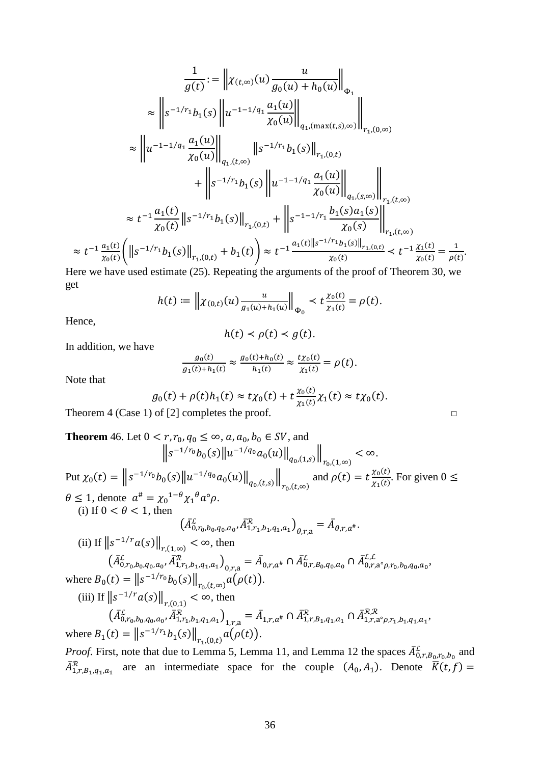$$
\begin{aligned}
\frac{1}{g(t)} &:= \left\|\chi_{(t,\infty)}(u)\,\frac{u}{g_0(u)+h_0(u)}\right\|_{\Phi_1} \\
&\approx \left\| s^{-1/r_1} b_1(s) \left\| u^{-1-1/q_1}\frac{a_1(u)}{\chi_0(u)}\right\|_{q_1,(\max(t,s),\infty)} \right\|_{r_1,(0,\infty)} \\
&\approx \left\| u^{-1-1/q_1}\frac{a_1(u)}{\chi_0(u)}\right\|_{q_1,(t,\infty)} \left\| s^{-1/r_1} b_1(s)\right\|_{r_1,(0,t)} \\
&\qquad + \left\| s^{-1/r_1} b_1(s) \left\| u^{-1-1/q_1}\frac{a_1(u)}{\chi_0(u)}\right\|_{q_1,(s,\infty)} \right\|_{r_1,(t,\infty)} \\
&\approx t^{-1}\frac{a_1(t)}{\chi_0(t)} \left\| s^{-1/r_1} b_1(s)\right\|_{r_1,(0,t)} + \left\| s^{-1-1/r_1}\frac{b_1(s)a_1(s)}{\chi_0(s)}\right\|_{r_1,(t,\infty)}
\end{aligned}
$$

$$
\approx t^{-1}\frac{a_1(t)}{\chi_0(t)}\left( \left\| s^{-1/r_1} b_1(s)\right\|_{r_1,(0,t)} + b_1(t)\right) \approx t^{-1}\frac{a_1(t)\left\| s^{-1/r_1} b_1(s)\right\|_{r_1,(0,t)}}{\chi_0(t)} \prec t^{-1}\frac{\chi_1(t)}{\chi_0(t)} = \frac{1}{\rho(t)}.
$$

Here we have used estimate (25). Repeating the arguments of the proof of Theorem 30, we get

$$
h(t) := \left\|\chi_{(0,t)}(u)\frac{u}{g_1(u)+h_1(u)}\right\|_{\Phi_0} \prec t\frac{\chi_0(t)}{\chi_1(t)} = \rho(t).
$$

Hence,

$$
h(t) \prec \rho(t) \prec g(t).
$$

In addition, we have

$$
\frac{g_0(t)}{g_1(t)+h_1(t)} \approx \frac{g_0(t)+h_0(t)}{h_1(t)} \approx \frac{t\chi_0(t)}{\chi_1(t)} = \rho(t).
$$

Note that

$$
g_0(t) + \rho(t)h_1(t) \approx t\chi_0(t) + t\frac{\chi_0(t)}{\chi_1(t)}\chi_1(t) \approx t\chi_0(t).
$$

Theorem 4 (Case 1) of [2] completes the proof. □

**Theorem** 46. Let $0 < r, r_0, q_0 \le \infty$, $a, a_0, b_0 \in SV$, and

$$
\left\| s^{-1/r_0} b_0(s) \left\| u^{-1/q_0} a_0(u)\right\|_{q_0,(1,s)} \right\|_{r_0,(1,\infty)} < \infty.
$$

Put $\chi_0(t) = \left\| s^{-1/r_0} b_0(s) \left\| u^{-1/q_0} a_0(u)\right\|_{q_0,(t,s)} \right\|_{r_0,(t,\infty)}$ and $\rho(t) = t\frac{\chi_0(t)}{\chi_1(t)}$. For given $0 \le \theta \le 1$, denote $a^{\#} = {\chi_0}^{1-\theta}{\chi_1}^{\theta} a \circ \rho$.

(i) If $0 < \theta < 1$, then

$$
\left(\bar{A}^{\mathcal{L}}_{0,r_0,b_0,q_0,a_0}, \bar{A}^{\mathcal{R}}_{1,r_1,b_1,q_1,a_1}\right)_{\theta,r,\mathrm{a}} = \bar{A}_{\theta,r,a^{\#}}.
$$

(ii) If $\left\| s^{-1/r} a(s)\right\|_{r,(1,\infty)} < \infty$, then

$$
\left(\bar{A}^{\mathcal{L}}_{0,r_0,b_0,q_0,a_0}, \bar{A}^{\mathcal{R}}_{1,r_1,b_1,q_1,a_1}\right)_{0,r,\mathrm{a}} = \bar{A}_{0,r,a^{\#}} \cap \bar{A}^{\mathcal{L}}_{0,r,B_0,q_0,a_0} \cap \bar{A}^{\mathcal{L},\mathcal{L}}_{0,r,\mathrm{a}\circ\rho,r_0,b_0,q_0,a_0},
$$

where $B_0(t) = \left\| s^{-1/r_0} b_0(s)\right\|_{r_0,(t,\infty)} a\big(\rho(t)\big)$.

(iii) If $\left\| s^{-1/r} a(s)\right\|_{r,(0,1)} < \infty$, then

$$
\left(\bar{A}^{\mathcal{L}}_{0,r_0,b_0,q_0,a_0}, \bar{A}^{\mathcal{R}}_{1,r_1,b_1,q_1,a_1}\right)_{1,r,\mathrm{a}} = \bar{A}_{1,r,a^{\#}} \cap \bar{A}^{\mathcal{R}}_{1,r,B_1,q_1,a_1} \cap \bar{A}^{\mathcal{R},\mathcal{R}}_{1,r,\mathrm{a}\circ\rho,r_1,b_1,q_1,a_1},
$$

where $B_1(t) = \left\| s^{-1/r_1} b_1(s)\right\|_{r_1,(0,t)} a\big(\rho(t)\big)$.

*Proof.* First, note that due to Lemma 5, Lemma 11, and Lemma 12 the spaces $\bar{A}^{\mathcal{L}}_{0,r,B_0,r_0,b_0}$ and $\bar{A}^{\mathcal{R}}_{1,r,B_1,q_1,a_1}$ are an intermediate space for the couple $(A_0, A_1)$. Denote $\bar{K}(t,f) =$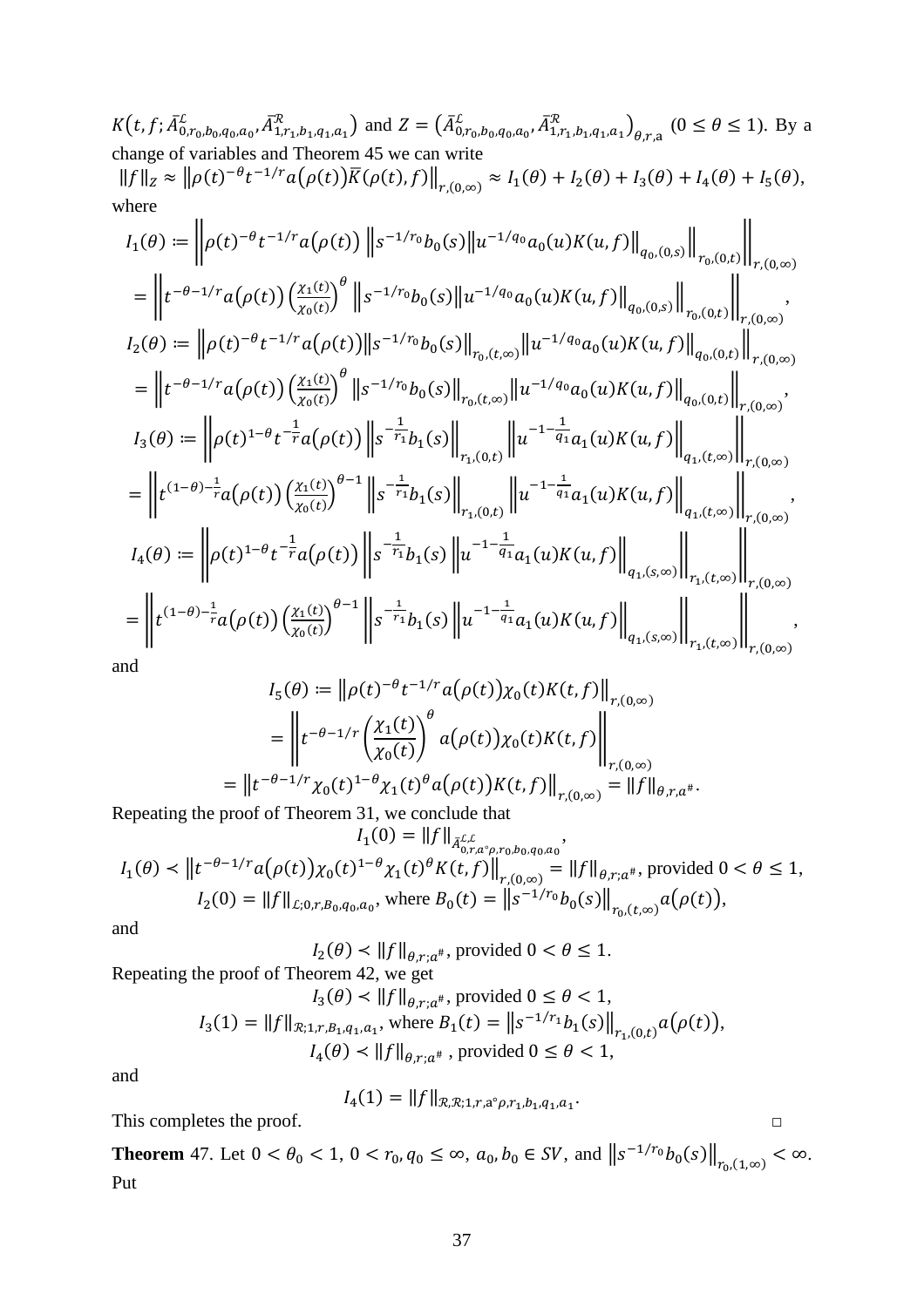$K\big(t,f;\bar{A}^{\mathcal{L}}_{0,r_0,b_0,q_0,a_0},\bar{A}^{\mathcal{R}}_{1,r_1,b_1,q_1,a_1}\big)$ and $Z=\big(\bar{A}^{\mathcal{L}}_{0,r_0,b_0,q_0,a_0},\bar{A}^{\mathcal{R}}_{1,r_1,b_1,q_1,a_1}\big)_{\theta,r,\mathrm{a}}$ $(0\le\theta\le 1)$. By a change of variables and Theorem 45 we can write

$$\|f\|_Z\approx\big\|\rho(t)^{-\theta}t^{-1/r}a\big(\rho(t)\big)\bar{K}(\rho(t),f)\big\|_{r,(0,\infty)}\approx I_1(\theta)+I_2(\theta)+I_3(\theta)+I_4(\theta)+I_5(\theta),$$

where

$$I_1(\theta):=\left\|\rho(t)^{-\theta}t^{-1/r}a\big(\rho(t)\big)\left\|s^{-1/r_0}b_0(s)\big\|u^{-1/q_0}a_0(u)K(u,f)\big\|_{q_0,(0,s)}\right\|_{r_0,(0,t)}\right\|_{r,(0,\infty)}$$
$$=\left\|t^{-\theta-1/r}a\big(\rho(t)\big)\left(\frac{\chi_1(t)}{\chi_0(t)}\right)^{\theta}\left\|s^{-1/r_0}b_0(s)\big\|u^{-1/q_0}a_0(u)K(u,f)\big\|_{q_0,(0,s)}\right\|_{r_0,(0,t)}\right\|_{r,(0,\infty)},$$

$$I_2(\theta):=\left\|\rho(t)^{-\theta}t^{-1/r}a\big(\rho(t)\big)\big\|s^{-1/r_0}b_0(s)\big\|_{r_0,(t,\infty)}\big\|u^{-1/q_0}a_0(u)K(u,f)\big\|_{q_0,(0,t)}\right\|_{r,(0,\infty)}$$
$$=\left\|t^{-\theta-1/r}a\big(\rho(t)\big)\left(\frac{\chi_1(t)}{\chi_0(t)}\right)^{\theta}\big\|s^{-1/r_0}b_0(s)\big\|_{r_0,(t,\infty)}\big\|u^{-1/q_0}a_0(u)K(u,f)\big\|_{q_0,(0,t)}\right\|_{r,(0,\infty)},$$

$$I_3(\theta):=\left\|\rho(t)^{1-\theta}t^{-\frac{1}{r}}a\big(\rho(t)\big)\left\|s^{-\frac{1}{r_1}}b_1(s)\right\|_{r_1,(0,t)}\left\|u^{-1-\frac{1}{q_1}}a_1(u)K(u,f)\right\|_{q_1,(t,\infty)}\right\|_{r,(0,\infty)}$$
$$=\left\|t^{(1-\theta)-\frac{1}{r}}a\big(\rho(t)\big)\left(\frac{\chi_1(t)}{\chi_0(t)}\right)^{\theta-1}\left\|s^{-\frac{1}{r_1}}b_1(s)\right\|_{r_1,(0,t)}\left\|u^{-1-\frac{1}{q_1}}a_1(u)K(u,f)\right\|_{q_1,(t,\infty)}\right\|_{r,(0,\infty)},$$

$$I_4(\theta):=\left\|\rho(t)^{1-\theta}t^{-\frac{1}{r}}a\big(\rho(t)\big)\left\|s^{-\frac{1}{r_1}}b_1(s)\left\|u^{-1-\frac{1}{q_1}}a_1(u)K(u,f)\right\|_{q_1,(s,\infty)}\right\|_{r_1,(t,\infty)}\right\|_{r,(0,\infty)}$$
$$=\left\|t^{(1-\theta)-\frac{1}{r}}a\big(\rho(t)\big)\left(\frac{\chi_1(t)}{\chi_0(t)}\right)^{\theta-1}\left\|s^{-\frac{1}{r_1}}b_1(s)\left\|u^{-1-\frac{1}{q_1}}a_1(u)K(u,f)\right\|_{q_1,(s,\infty)}\right\|_{r_1,(t,\infty)}\right\|_{r,(0,\infty)},$$

and

$$I_5(\theta):=\big\|\rho(t)^{-\theta}t^{-1/r}a\big(\rho(t)\big)\chi_0(t)K(t,f)\big\|_{r,(0,\infty)}$$
$$=\left\|t^{-\theta-1/r}\left(\frac{\chi_1(t)}{\chi_0(t)}\right)^{\theta}a\big(\rho(t)\big)\chi_0(t)K(t,f)\right\|_{r,(0,\infty)}$$
$$=\big\|t^{-\theta-1/r}\chi_0(t)^{1-\theta}\chi_1(t)^{\theta}a\big(\rho(t)\big)K(t,f)\big\|_{r,(0,\infty)}=\|f\|_{\theta,r,a^{\#}}.$$

Repeating the proof of Theorem 31, we conclude that

$$I_1(0)=\|f\|_{\bar{A}^{\mathcal{L},\mathcal{L}}_{0,r,a\circ\rho,r_0,b_0,q_0,a_0}},$$
$$I_1(\theta)\prec\big\|t^{-\theta-1/r}a\big(\rho(t)\big)\chi_0(t)^{1-\theta}\chi_1(t)^{\theta}K(t,f)\big\|_{r,(0,\infty)}=\|f\|_{\theta,r;a^{\#}},\text{ provided }0<\theta\le 1,$$
$$I_2(0)=\|f\|_{\mathcal{L};0,r,B_0,q_0,a_0},\text{ where }B_0(t)=\big\|s^{-1/r_0}b_0(s)\big\|_{r_0,(t,\infty)}a\big(\rho(t)\big),$$

and

$$I_2(\theta)\prec\|f\|_{\theta,r;a^{\#}},\text{ provided }0<\theta\le 1.$$

Repeating the proof of Theorem 42, we get

$$I_3(\theta)\prec\|f\|_{\theta,r;a^{\#}},\text{ provided }0\le\theta<1,$$
$$I_3(1)=\|f\|_{\mathcal{R};1,r,B_1,q_1,a_1},\text{ where }B_1(t)=\big\|s^{-1/r_1}b_1(s)\big\|_{r_1,(0,t)}a\big(\rho(t)\big),$$
$$I_4(\theta)\prec\|f\|_{\theta,r;a^{\#}}\text{ , provided }0\le\theta<1,$$

and

$$I_4(1)=\|f\|_{\mathcal{R},\mathcal{R};1,r,a\circ\rho,r_1,b_1,q_1,a_1}.$$

This completes the proof. □

**Theorem** 47. Let $0<\theta_0<1$, $0<r_0,q_0\le\infty$, $a_0,b_0\in SV$, and $\big\|s^{-1/r_0}b_0(s)\big\|_{r_0,(1,\infty)}<\infty$. Put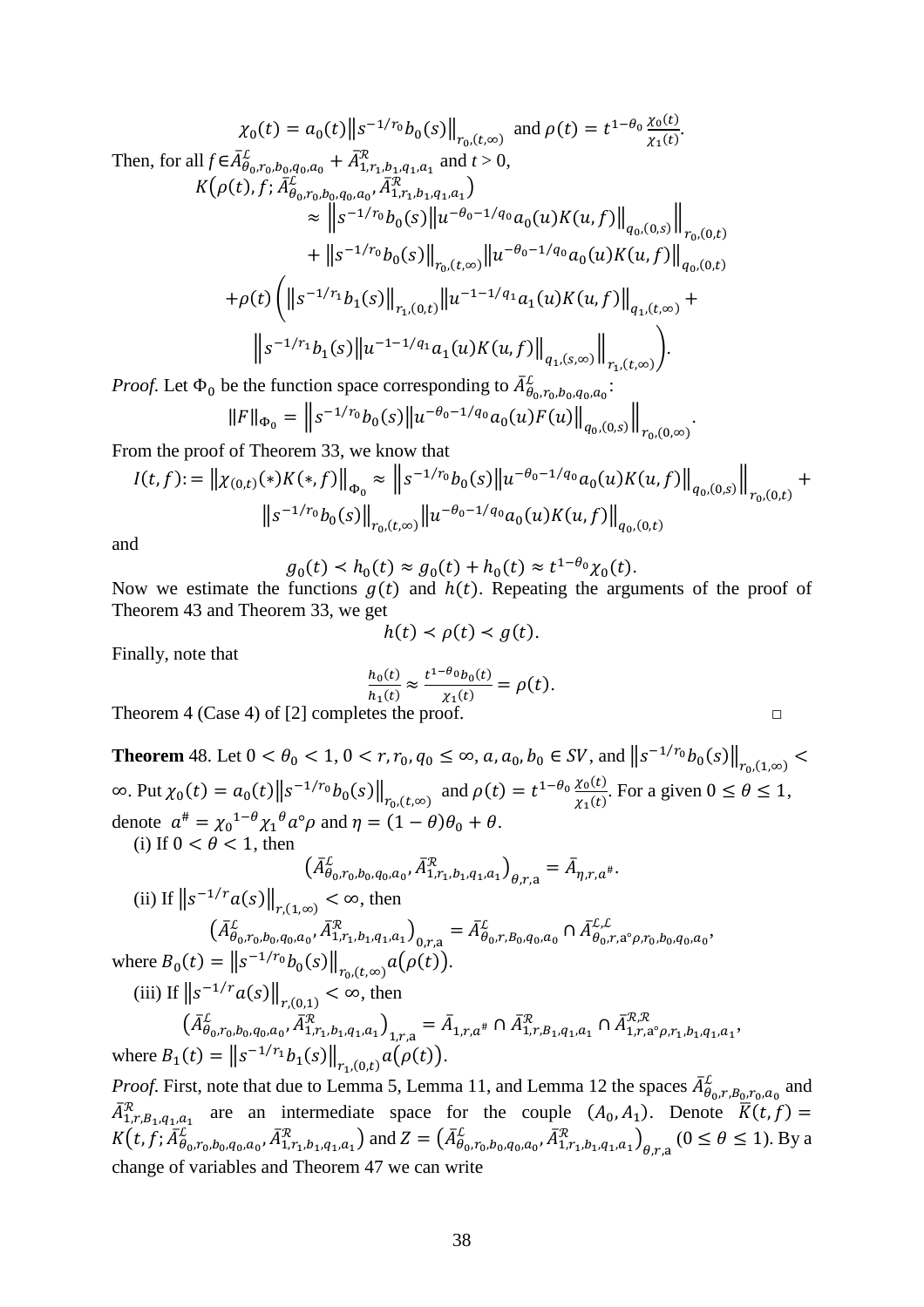$$\chi_0(t) = a_0(t)\left\|s^{-1/r_0} b_0(s)\right\|_{r_0,(t,\infty)} \text{ and } \rho(t) = t^{1-\theta_0}\frac{\chi_0(t)}{\chi_1(t)}.$$

Then, for all $f \in \bar{A}^{\mathcal{L}}_{\theta_0,r_0,b_0,q_0,a_0} + \bar{A}^{\mathcal{R}}_{1,r_1,b_1,q_1,a_1}$ and $t > 0$,

$$\begin{aligned}
K\big(\rho(t), f; \bar{A}^{\mathcal{L}}_{\theta_0,r_0,b_0,q_0,a_0}, \bar{A}^{\mathcal{R}}_{1,r_1,b_1,q_1,a_1}\big) \\
\approx \left\| s^{-1/r_0} b_0(s) \left\| u^{-\theta_0-1/q_0} a_0(u) K(u,f)\right\|_{q_0,(0,s)} \right\|_{r_0,(0,t)} \\
+ \left\|s^{-1/r_0} b_0(s)\right\|_{r_0,(t,\infty)} \left\| u^{-\theta_0-1/q_0} a_0(u) K(u,f)\right\|_{q_0,(0,t)} \\
+\rho(t)\Bigg( \left\|s^{-1/r_1} b_1(s)\right\|_{r_1,(0,t)} \left\| u^{-1-1/q_1} a_1(u) K(u,f)\right\|_{q_1,(t,\infty)} + \\
\left\| s^{-1/r_1} b_1(s) \left\| u^{-1-1/q_1} a_1(u) K(u,f)\right\|_{q_1,(s,\infty)} \right\|_{r_1,(t,\infty)} \Bigg).
\end{aligned}$$

*Proof.* Let $\Phi_0$ be the function space corresponding to $\bar{A}^{\mathcal{L}}_{\theta_0,r_0,b_0,q_0,a_0}$:

$$\|F\|_{\Phi_0} = \left\| s^{-1/r_0} b_0(s) \left\| u^{-\theta_0-1/q_0} a_0(u) F(u)\right\|_{q_0,(0,s)} \right\|_{r_0,(0,\infty)}.$$

From the proof of Theorem 33, we know that

$$I(t,f) := \left\|\chi_{(0,t)}(*) K(*,f)\right\|_{\Phi_0} \approx \left\| s^{-1/r_0} b_0(s) \left\| u^{-\theta_0-1/q_0} a_0(u) K(u,f)\right\|_{q_0,(0,s)} \right\|_{r_0,(0,t)} + \left\|s^{-1/r_0} b_0(s)\right\|_{r_0,(t,\infty)} \left\| u^{-\theta_0-1/q_0} a_0(u) K(u,f)\right\|_{q_0,(0,t)}$$

and

$$g_0(t) \prec h_0(t) \approx g_0(t) + h_0(t) \approx t^{1-\theta_0}\chi_0(t).$$

Now we estimate the functions $g(t)$ and $h(t)$. Repeating the arguments of the proof of Theorem 43 and Theorem 33, we get

$$h(t) \prec \rho(t) \prec g(t).$$

Finally, note that

$$\frac{h_0(t)}{h_1(t)} \approx \frac{t^{1-\theta_0} b_0(t)}{\chi_1(t)} = \rho(t).$$

Theorem 4 (Case 4) of [2] completes the proof. □

**Theorem** 48. Let $0 < \theta_0 < 1$, $0 < r, r_0, q_0 \le \infty$, $a, a_0, b_0 \in SV$, and $\left\|s^{-1/r_0} b_0(s)\right\|_{r_0,(1,\infty)} < \infty$. Put $\chi_0(t) = a_0(t)\left\|s^{-1/r_0} b_0(s)\right\|_{r_0,(t,\infty)}$ and $\rho(t) = t^{1-\theta_0}\frac{\chi_0(t)}{\chi_1(t)}$. For a given $0 \le \theta \le 1$, denote $a^{\#} = {\chi_0}^{1-\theta}{\chi_1}^{\theta} a \circ \rho$ and $\eta = (1-\theta)\theta_0 + \theta$.

(i) If $0 < \theta < 1$, then

$$\left(\bar{A}^{\mathcal{L}}_{\theta_0,r_0,b_0,q_0,a_0}, \bar{A}^{\mathcal{R}}_{1,r_1,b_1,q_1,a_1}\right)_{\theta,r,\mathrm{a}} = \bar{A}_{\eta,r,a^{\#}}.$$

(ii) If $\left\|s^{-1/r} a(s)\right\|_{r,(1,\infty)} < \infty$, then

$$\left(\bar{A}^{\mathcal{L}}_{\theta_0,r_0,b_0,q_0,a_0}, \bar{A}^{\mathcal{R}}_{1,r_1,b_1,q_1,a_1}\right)_{0,r,\mathrm{a}} = \bar{A}^{\mathcal{L}}_{\theta_0,r,B_0,q_0,a_0} \cap \bar{A}^{\mathcal{L},\mathcal{L}}_{\theta_0,r,\mathrm{a}\circ\rho,r_0,b_0,q_0,a_0},$$

where $B_0(t) = \left\|s^{-1/r_0} b_0(s)\right\|_{r_0,(t,\infty)} a\big(\rho(t)\big)$.

(iii) If $\left\|s^{-1/r} a(s)\right\|_{r,(0,1)} < \infty$, then

$$\left(\bar{A}^{\mathcal{L}}_{\theta_0,r_0,b_0,q_0,a_0}, \bar{A}^{\mathcal{R}}_{1,r_1,b_1,q_1,a_1}\right)_{1,r,\mathrm{a}} = \bar{A}_{1,r,a^{\#}} \cap \bar{A}^{\mathcal{R}}_{1,r,B_1,q_1,a_1} \cap \bar{A}^{\mathcal{R},\mathcal{R}}_{1,r,\mathrm{a}\circ\rho,r_1,b_1,q_1,a_1},$$

where $B_1(t) = \left\|s^{-1/r_1} b_1(s)\right\|_{r_1,(0,t)} a\big(\rho(t)\big)$.

*Proof.* First, note that due to Lemma 5, Lemma 11, and Lemma 12 the spaces $\bar{A}^{\mathcal{L}}_{\theta_0,r,B_0,r_0,a_0}$ and $\bar{A}^{\mathcal{R}}_{1,r,B_1,q_1,a_1}$ are an intermediate space for the couple $(A_0, A_1)$. Denote $\bar{K}(t,f) = K\big(t, f; \bar{A}^{\mathcal{L}}_{\theta_0,r_0,b_0,q_0,a_0}, \bar{A}^{\mathcal{R}}_{1,r_1,b_1,q_1,a_1}\big)$ and $Z = \left(\bar{A}^{\mathcal{L}}_{\theta_0,r_0,b_0,q_0,a_0}, \bar{A}^{\mathcal{R}}_{1,r_1,b_1,q_1,a_1}\right)_{\theta,r,\mathrm{a}}$ $(0 \le \theta \le 1)$. By a change of variables and Theorem 47 we can write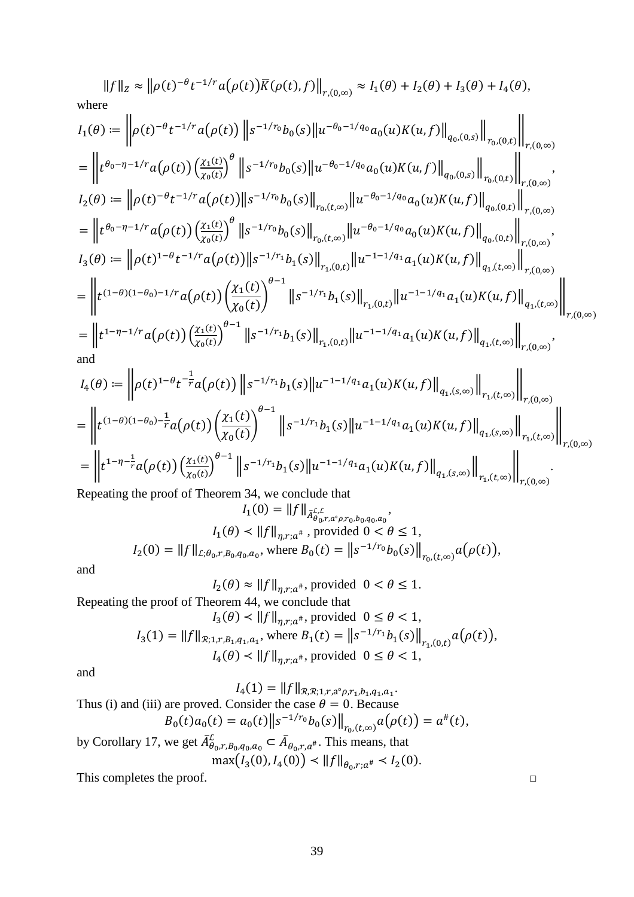$$\|f\|_Z \approx \left\|\rho(t)^{-\theta} t^{-1/r} a(\rho(t)) \bar{K}(\rho(t), f)\right\|_{r,(0,\infty)} \approx I_1(\theta) + I_2(\theta) + I_3(\theta) + I_4(\theta),$$

where

$$I_1(\theta) := \left\|\rho(t)^{-\theta} t^{-1/r} a(\rho(t)) \left\|s^{-1/r_0} b_0(s) \left\|u^{-\theta_0-1/q_0} a_0(u) K(u,f)\right\|_{q_0,(0,s)}\right\|_{r_0,(0,t)}\right\|_{r,(0,\infty)}$$

$$= \left\|t^{\theta_0-\eta-1/r} a(\rho(t)) \left(\frac{\chi_1(t)}{\chi_0(t)}\right)^{\theta} \left\|s^{-1/r_0} b_0(s) \left\|u^{-\theta_0-1/q_0} a_0(u) K(u,f)\right\|_{q_0,(0,s)}\right\|_{r_0,(0,t)}\right\|_{r,(0,\infty)},$$

$$I_2(\theta) := \left\|\rho(t)^{-\theta} t^{-1/r} a(\rho(t)) \left\|s^{-1/r_0} b_0(s)\right\|_{r_0,(t,\infty)} \left\|u^{-\theta_0-1/q_0} a_0(u) K(u,f)\right\|_{q_0,(0,t)}\right\|_{r,(0,\infty)}$$

$$= \left\|t^{\theta_0-\eta-1/r} a(\rho(t)) \left(\frac{\chi_1(t)}{\chi_0(t)}\right)^{\theta} \left\|s^{-1/r_0} b_0(s)\right\|_{r_0,(t,\infty)} \left\|u^{-\theta_0-1/q_0} a_0(u) K(u,f)\right\|_{q_0,(0,t)}\right\|_{r,(0,\infty)},$$

$$I_3(\theta) := \left\|\rho(t)^{1-\theta} t^{-1/r} a(\rho(t)) \left\|s^{-1/r_1} b_1(s)\right\|_{r_1,(0,t)} \left\|u^{-1-1/q_1} a_1(u) K(u,f)\right\|_{q_1,(t,\infty)}\right\|_{r,(0,\infty)}$$

$$= \left\|t^{(1-\theta)(1-\theta_0)-1/r} a(\rho(t)) \left(\frac{\chi_1(t)}{\chi_0(t)}\right)^{\theta-1} \left\|s^{-1/r_1} b_1(s)\right\|_{r_1,(0,t)} \left\|u^{-1-1/q_1} a_1(u) K(u,f)\right\|_{q_1,(t,\infty)}\right\|_{r,(0,\infty)}$$

$$= \left\|t^{1-\eta-1/r} a(\rho(t)) \left(\frac{\chi_1(t)}{\chi_0(t)}\right)^{\theta-1} \left\|s^{-1/r_1} b_1(s)\right\|_{r_1,(0,t)} \left\|u^{-1-1/q_1} a_1(u) K(u,f)\right\|_{q_1,(t,\infty)}\right\|_{r,(0,\infty)},$$

and

$$I_4(\theta) := \left\|\rho(t)^{1-\theta} t^{-\frac{1}{r}} a(\rho(t)) \left\|s^{-1/r_1} b_1(s) \left\|u^{-1-1/q_1} a_1(u) K(u,f)\right\|_{q_1,(s,\infty)}\right\|_{r_1,(t,\infty)}\right\|_{r,(0,\infty)}$$

$$= \left\|t^{(1-\theta)(1-\theta_0)-\frac{1}{r}} a(\rho(t)) \left(\frac{\chi_1(t)}{\chi_0(t)}\right)^{\theta-1} \left\|s^{-1/r_1} b_1(s) \left\|u^{-1-1/q_1} a_1(u) K(u,f)\right\|_{q_1,(s,\infty)}\right\|_{r_1,(t,\infty)}\right\|_{r,(0,\infty)}$$

$$= \left\|t^{1-\eta-\frac{1}{r}} a(\rho(t)) \left(\frac{\chi_1(t)}{\chi_0(t)}\right)^{\theta-1} \left\|s^{-1/r_1} b_1(s) \left\|u^{-1-1/q_1} a_1(u) K(u,f)\right\|_{q_1,(s,\infty)}\right\|_{r_1,(t,\infty)}\right\|_{r,(0,\infty)}.$$

Repeating the proof of Theorem 34, we conclude that

$$I_1(0) = \|f\|_{\bar{A}^{\mathcal{L},\mathcal{L}}_{\theta_0,r,a\circ\rho,r_0,b_0,q_0,a_0}},$$

$$I_1(\theta) \prec \|f\|_{\eta,r;a^{\#}}, \text{ provided } 0 < \theta \leq 1,$$

$$I_2(0) = \|f\|_{\mathcal{L};\theta_0,r,B_0,q_0,a_0}, \text{ where } B_0(t) = \left\|s^{-1/r_0} b_0(s)\right\|_{r_0,(t,\infty)} a(\rho(t)),$$

and

$$I_2(\theta) \approx \|f\|_{\eta,r;a^{\#}}, \text{ provided } \ 0 < \theta \leq 1.$$

Repeating the proof of Theorem 44, we conclude that

$$I_3(\theta) \prec \|f\|_{\eta,r;a^{\#}}, \text{ provided } \ 0 \leq \theta < 1,$$

$$I_3(1) = \|f\|_{\mathcal{R};1,r,B_1,q_1,a_1}, \text{ where } B_1(t) = \left\|s^{-1/r_1} b_1(s)\right\|_{r_1,(0,t)} a(\rho(t)),$$

$$I_4(\theta) \prec \|f\|_{\eta,r;a^{\#}}, \text{ provided } \ 0 \leq \theta < 1,$$

and

$$I_4(1) = \|f\|_{\mathcal{R},\mathcal{R};1,r,a\circ\rho,r_1,b_1,q_1,a_1}.$$

Thus (i) and (iii) are proved. Consider the case $\theta = 0$. Because

$$B_0(t) a_0(t) = a_0(t) \left\|s^{-1/r_0} b_0(s)\right\|_{r_0,(t,\infty)} a(\rho(t)) = a^{\#}(t),$$

by Corollary 17, we get $\bar{A}^{\mathcal{L}}_{\theta_0,r,B_0,q_0,a_0} \subset \bar{A}_{\theta_0,r,a^{\#}}$. This means, that

$$\max(I_3(0), I_4(0)) \prec \|f\|_{\theta_0,r;a^{\#}} \prec I_2(0).$$

This completes the proof. □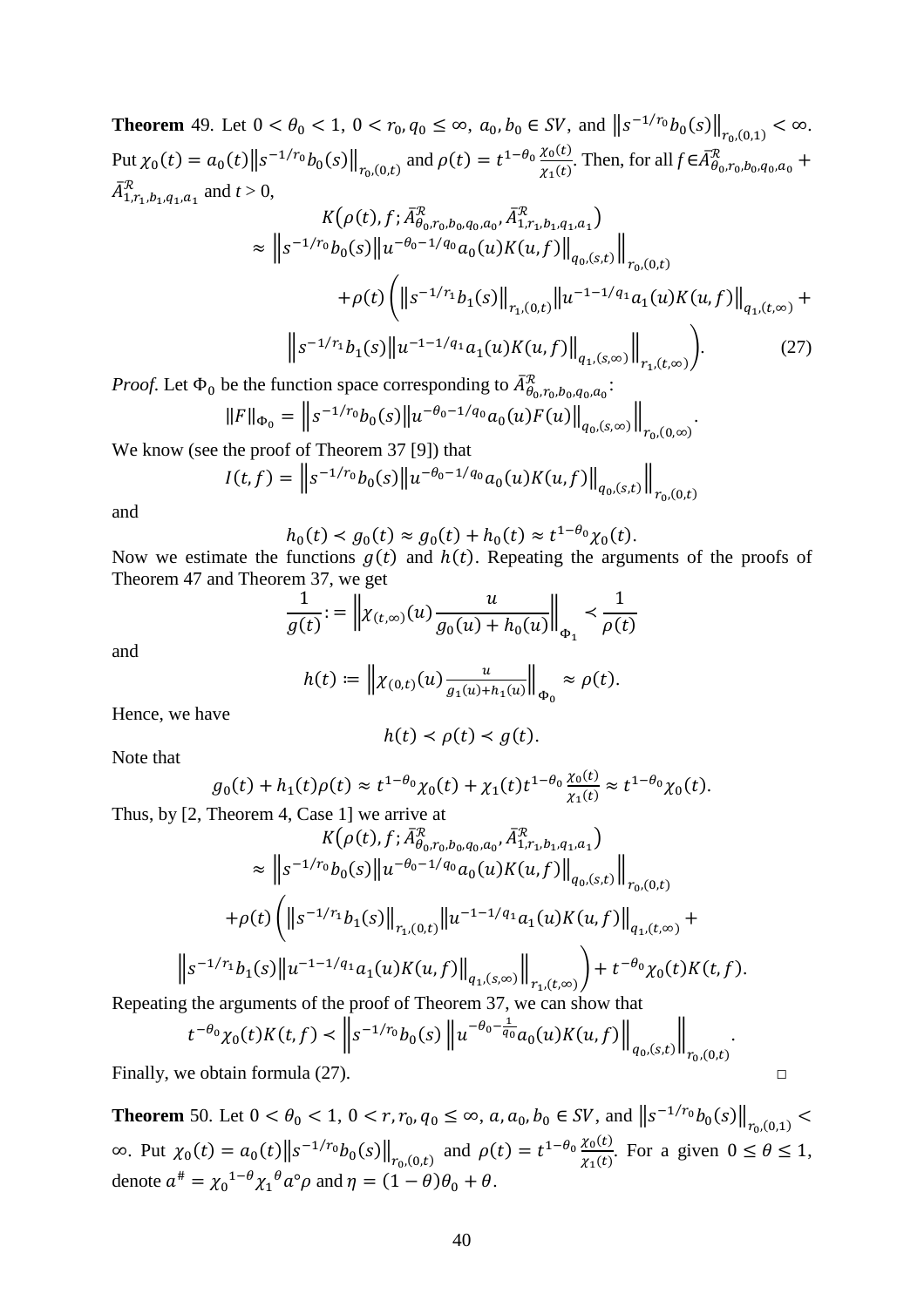**Theorem** 49. Let $0 < \theta_0 < 1$, $0 < r_0, q_0 \le \infty$, $a_0, b_0 \in SV$, and $\left\|s^{-1/r_0} b_0(s)\right\|_{r_0,(0,1)} < \infty$. Put $\chi_0(t) = a_0(t)\left\|s^{-1/r_0} b_0(s)\right\|_{r_0,(0,t)}$ and $\rho(t) = t^{1-\theta_0}\frac{\chi_0(t)}{\chi_1(t)}$. Then, for all $f \in \bar{A}^{\mathcal{R}}_{\theta_0,r_0,b_0,q_0,a_0} + \bar{A}^{\mathcal{R}}_{1,r_1,b_1,q_1,a_1}$ and $t > 0$,

$$K\left(\rho(t), f; \bar{A}^{\mathcal{R}}_{\theta_0,r_0,b_0,q_0,a_0}, \bar{A}^{\mathcal{R}}_{1,r_1,b_1,q_1,a_1}\right)$$
$$\approx \left\|s^{-1/r_0} b_0(s)\left\|u^{-\theta_0-1/q_0} a_0(u) K(u,f)\right\|_{q_0,(s,t)}\right\|_{r_0,(0,t)}$$
$$+\rho(t)\left(\left\|s^{-1/r_1} b_1(s)\right\|_{r_1,(0,t)}\left\|u^{-1-1/q_1} a_1(u) K(u,f)\right\|_{q_1,(t,\infty)} + \right.$$
$$\left.\left\|s^{-1/r_1} b_1(s)\left\|u^{-1-1/q_1} a_1(u) K(u,f)\right\|_{q_1,(s,\infty)}\right\|_{r_1,(t,\infty)}\right). \qquad (27)$$

*Proof*. Let $\Phi_0$ be the function space corresponding to $\bar{A}^{\mathcal{R}}_{\theta_0,r_0,b_0,q_0,a_0}$:

$$\|F\|_{\Phi_0} = \left\|s^{-1/r_0} b_0(s)\left\|u^{-\theta_0-1/q_0} a_0(u) F(u)\right\|_{q_0,(s,\infty)}\right\|_{r_0,(0,\infty)}.$$

We know (see the proof of Theorem 37 [9]) that

$$I(t,f) = \left\|s^{-1/r_0} b_0(s)\left\|u^{-\theta_0-1/q_0} a_0(u) K(u,f)\right\|_{q_0,(s,t)}\right\|_{r_0,(0,t)}$$

and

$$h_0(t) \prec g_0(t) \approx g_0(t) + h_0(t) \approx t^{1-\theta_0}\chi_0(t).$$

Now we estimate the functions $g(t)$ and $h(t)$. Repeating the arguments of the proofs of Theorem 47 and Theorem 37, we get

$$\frac{1}{g(t)} := \left\|\chi_{(t,\infty)}(u)\frac{u}{g_0(u) + h_0(u)}\right\|_{\Phi_1} \prec \frac{1}{\rho(t)}$$

and

$$h(t) := \left\|\chi_{(0,t)}(u)\frac{u}{g_1(u) + h_1(u)}\right\|_{\Phi_0} \approx \rho(t).$$

Hence, we have

$$h(t) \prec \rho(t) \prec g(t).$$

Note that

$$g_0(t) + h_1(t)\rho(t) \approx t^{1-\theta_0}\chi_0(t) + \chi_1(t) t^{1-\theta_0}\frac{\chi_0(t)}{\chi_1(t)} \approx t^{1-\theta_0}\chi_0(t).$$

Thus, by [2, Theorem 4, Case 1] we arrive at

$$K\left(\rho(t), f; \bar{A}^{\mathcal{R}}_{\theta_0,r_0,b_0,q_0,a_0}, \bar{A}^{\mathcal{R}}_{1,r_1,b_1,q_1,a_1}\right)$$
$$\approx \left\|s^{-1/r_0} b_0(s)\left\|u^{-\theta_0-1/q_0} a_0(u) K(u,f)\right\|_{q_0,(s,t)}\right\|_{r_0,(0,t)}$$
$$+\rho(t)\left(\left\|s^{-1/r_1} b_1(s)\right\|_{r_1,(0,t)}\left\|u^{-1-1/q_1} a_1(u) K(u,f)\right\|_{q_1,(t,\infty)} + \right.$$
$$\left.\left\|s^{-1/r_1} b_1(s)\left\|u^{-1-1/q_1} a_1(u) K(u,f)\right\|_{q_1,(s,\infty)}\right\|_{r_1,(t,\infty)}\right) + t^{-\theta_0}\chi_0(t) K(t,f).$$

Repeating the arguments of the proof of Theorem 37, we can show that

$$t^{-\theta_0}\chi_0(t) K(t,f) \prec \left\|s^{-1/r_0} b_0(s)\left\|u^{-\theta_0-\frac{1}{q_0}} a_0(u) K(u,f)\right\|_{q_0,(s,t)}\right\|_{r_0,(0,t)}.$$

Finally, we obtain formula (27). □

**Theorem** 50. Let $0 < \theta_0 < 1$, $0 < r, r_0, q_0 \le \infty$, $a, a_0, b_0 \in SV$, and $\left\|s^{-1/r_0} b_0(s)\right\|_{r_0,(0,1)} < \infty$. Put $\chi_0(t) = a_0(t)\left\|s^{-1/r_0} b_0(s)\right\|_{r_0,(0,t)}$ and $\rho(t) = t^{1-\theta_0}\frac{\chi_0(t)}{\chi_1(t)}$. For a given $0 \le \theta \le 1$, denote $a^{\#} = {\chi_0}^{1-\theta}{\chi_1}^{\theta} a \circ \rho$ and $\eta = (1-\theta)\theta_0 + \theta$.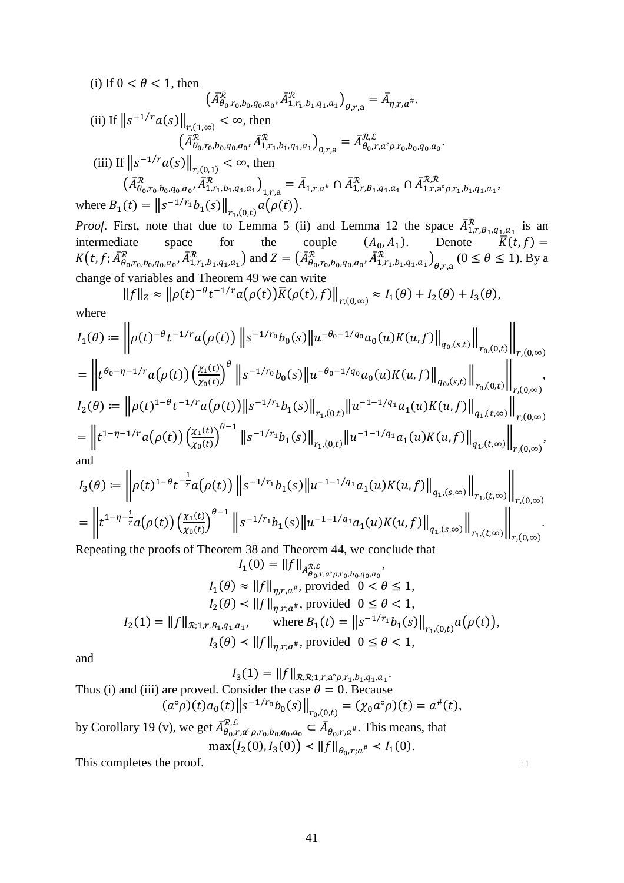(i) If $0 < \theta < 1$, then

$$\left(\bar{A}^{\mathcal{R}}_{\theta_0,r_0,b_0,q_0,a_0}, \bar{A}^{\mathcal{R}}_{1,r_1,b_1,q_1,a_1}\right)_{\theta,r,\mathrm{a}} = \bar{A}_{\eta,r,a^\#}.$$

(ii) If $\left\|s^{-1/r}a(s)\right\|_{r,(1,\infty)} < \infty$, then

$$\left(\bar{A}^{\mathcal{R}}_{\theta_0,r_0,b_0,q_0,a_0}, \bar{A}^{\mathcal{R}}_{1,r_1,b_1,q_1,a_1}\right)_{0,r,\mathrm{a}} = \bar{A}^{\mathcal{R},\mathcal{L}}_{\theta_0,r,a^\circ\rho,r_0,b_0,q_0,a_0}.$$

(iii) If $\left\|s^{-1/r}a(s)\right\|_{r,(0,1)} < \infty$, then

$$\left(\bar{A}^{\mathcal{R}}_{\theta_0,r_0,b_0,q_0,a_0}, \bar{A}^{\mathcal{R}}_{1,r_1,b_1,q_1,a_1}\right)_{1,r,\mathrm{a}} = \bar{A}_{1,r,a^\#} \cap \bar{A}^{\mathcal{R}}_{1,r,B_1,q_1,a_1} \cap \bar{A}^{\mathcal{R},\mathcal{R}}_{1,r,\mathrm{a}^\circ\rho,r_1,b_1,q_1,a_1},$$

where $B_1(t) = \left\|s^{-1/r_1}b_1(s)\right\|_{r_1,(0,t)} a\big(\rho(t)\big)$.

*Proof.* First, note that due to Lemma 5 (ii) and Lemma 12 the space $\bar{A}^{\mathcal{R}}_{1,r,B_1,q_1,a_1}$ is an intermediate space for the couple $(A_0, A_1)$. Denote $\bar{K}(t,f) = K\big(t,f;\bar{A}^{\mathcal{R}}_{\theta_0,r_0,b_0,q_0,a_0}, \bar{A}^{\mathcal{R}}_{1,r_1,b_1,q_1,a_1}\big)$ and $Z = \left(\bar{A}^{\mathcal{R}}_{\theta_0,r_0,b_0,q_0,a_0}, \bar{A}^{\mathcal{R}}_{1,r_1,b_1,q_1,a_1}\right)_{\theta,r,\mathrm{a}}$ $(0 \le \theta \le 1)$. By a change of variables and Theorem 49 we can write

$$\|f\|_Z \approx \left\|\rho(t)^{-\theta} t^{-1/r} a\big(\rho(t)\big)\bar{K}(\rho(t),f)\right\|_{r,(0,\infty)} \approx I_1(\theta) + I_2(\theta) + I_3(\theta),$$

where

$$I_1(\theta) := \left\|\rho(t)^{-\theta} t^{-1/r} a\big(\rho(t)\big) \left\|s^{-1/r_0} b_0(s) \left\|u^{-\theta_0-1/q_0} a_0(u) K(u,f)\right\|_{q_0,(s,t)}\right\|_{r_0,(0,t)}\right\|_{r,(0,\infty)}$$
$$= \left\|t^{\theta_0-\eta-1/r} a\big(\rho(t)\big)\left(\frac{\chi_1(t)}{\chi_0(t)}\right)^{\theta} \left\|s^{-1/r_0} b_0(s) \left\|u^{-\theta_0-1/q_0} a_0(u) K(u,f)\right\|_{q_0,(s,t)}\right\|_{r_0,(0,t)}\right\|_{r,(0,\infty)},$$

$$I_2(\theta) := \left\|\rho(t)^{1-\theta} t^{-1/r} a\big(\rho(t)\big) \left\|s^{-1/r_1} b_1(s)\right\|_{r_1,(0,t)} \left\|u^{-1-1/q_1} a_1(u) K(u,f)\right\|_{q_1,(t,\infty)}\right\|_{r,(0,\infty)}$$
$$= \left\|t^{1-\eta-1/r} a\big(\rho(t)\big)\left(\frac{\chi_1(t)}{\chi_0(t)}\right)^{\theta-1} \left\|s^{-1/r_1} b_1(s)\right\|_{r_1,(0,t)} \left\|u^{-1-1/q_1} a_1(u) K(u,f)\right\|_{q_1,(t,\infty)}\right\|_{r,(0,\infty)},$$

and

$$I_3(\theta) := \left\|\rho(t)^{1-\theta} t^{-\frac{1}{r}} a\big(\rho(t)\big) \left\|s^{-1/r_1} b_1(s) \left\|u^{-1-1/q_1} a_1(u) K(u,f)\right\|_{q_1,(s,\infty)}\right\|_{r_1,(t,\infty)}\right\|_{r,(0,\infty)}$$
$$= \left\|t^{1-\eta-\frac{1}{r}} a\big(\rho(t)\big)\left(\frac{\chi_1(t)}{\chi_0(t)}\right)^{\theta-1} \left\|s^{-1/r_1} b_1(s) \left\|u^{-1-1/q_1} a_1(u) K(u,f)\right\|_{q_1,(s,\infty)}\right\|_{r_1,(t,\infty)}\right\|_{r,(0,\infty)}.$$

Repeating the proofs of Theorem 38 and Theorem 44, we conclude that

$$I_1(0) = \|f\|_{\bar{A}^{\mathcal{R},\mathcal{L}}_{\theta_0,r,a^\circ\rho,r_0,b_0,q_0,a_0}},$$
$$I_1(\theta) \approx \|f\|_{\eta,r,a^\#}, \text{ provided } \ 0 < \theta \le 1,$$
$$I_2(\theta) \prec \|f\|_{\eta,r;a^\#}, \text{ provided } \ 0 \le \theta < 1,$$
$$I_2(1) = \|f\|_{\mathcal{R};1,r,B_1,q_1,a_1}, \qquad \text{where } B_1(t) = \left\|s^{-1/r_1}b_1(s)\right\|_{r_1,(0,t)} a\big(\rho(t)\big),$$
$$I_3(\theta) \prec \|f\|_{\eta,r;a^\#}, \text{ provided } \ 0 \le \theta < 1,$$

and

$$I_3(1) = \|f\|_{\mathcal{R},\mathcal{R};1,r,\mathrm{a}^\circ\rho,r_1,b_1,q_1,a_1}.$$

Thus (i) and (iii) are proved. Consider the case $\theta = 0$. Because

$$(a^\circ\rho)(t) a_0(t) \left\|s^{-1/r_0} b_0(s)\right\|_{r_0,(0,t)} = (\chi_0 a^\circ\rho)(t) = a^\#(t),$$

by Corollary 19 (v), we get $\bar{A}^{\mathcal{R},\mathcal{L}}_{\theta_0,r,a^\circ\rho,r_0,b_0,q_0,a_0} \subset \bar{A}_{\theta_0,r,a^\#}$. This means, that

$$\max\big(I_2(0), I_3(0)\big) \prec \|f\|_{\theta_0,r;a^\#} \prec I_1(0).$$

This completes the proof. □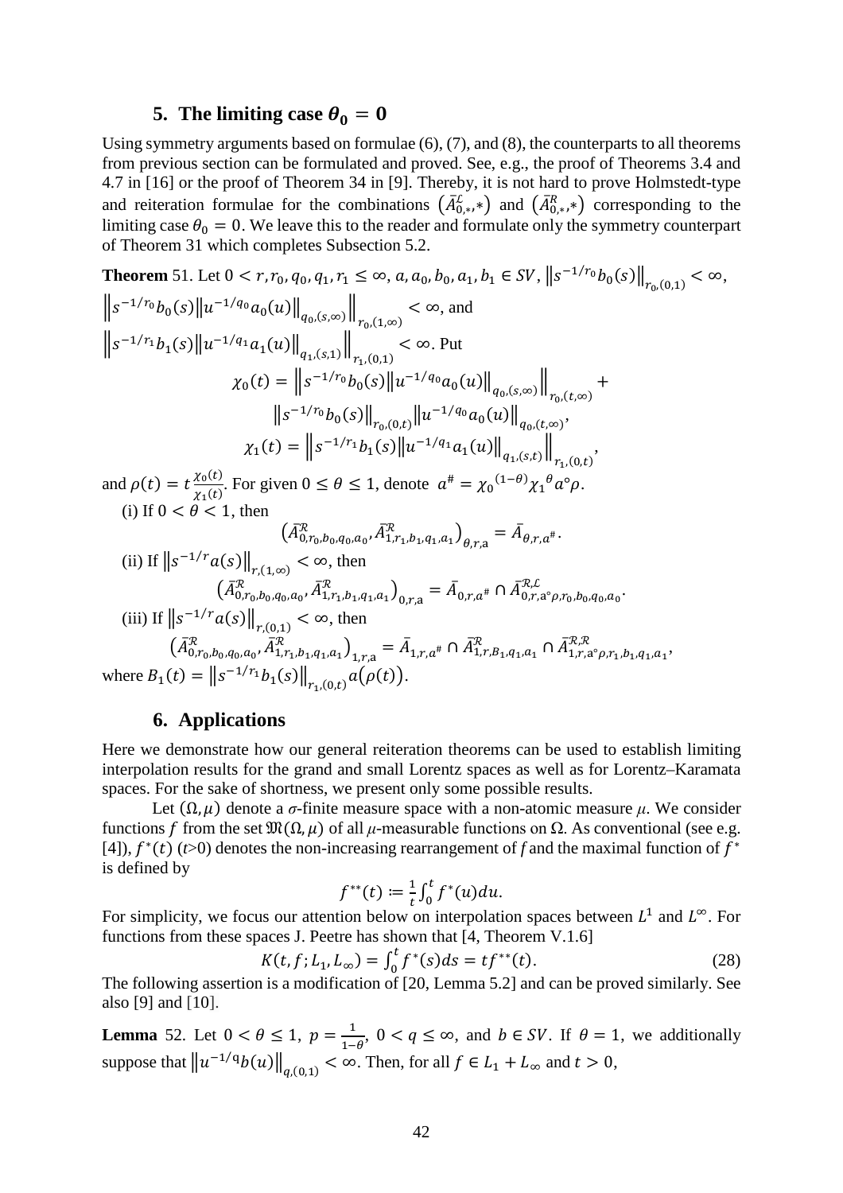## 5. The limiting case $\theta_0 = 0$

Using symmetry arguments based on formulae (6), (7), and (8), the counterparts to all theorems from previous section can be formulated and proved. See, e.g., the proof of Theorems 3.4 and 4.7 in [16] or the proof of Theorem 34 in [9]. Thereby, it is not hard to prove Holmstedt-type and reiteration formulae for the combinations $\left(\bar{A}^{\mathcal{L}}_{0,*},*\right)$ and $\left(\bar{A}^{\mathcal{R}}_{0,*},*\right)$ corresponding to the limiting case $\theta_0 = 0$. We leave this to the reader and formulate only the symmetry counterpart of Theorem 31 which completes Subsection 5.2.

**Theorem** 51. Let $0 < r, r_0, q_0, q_1, r_1 \le \infty$, $a, a_0, b_0, a_1, b_1 \in SV$, $\left\|s^{-1/r_0} b_0(s)\right\|_{r_0,(0,1)} < \infty$, $\left\| s^{-1/r_0} b_0(s) \left\|u^{-1/q_0} a_0(u)\right\|_{q_0,(s,\infty)} \right\|_{r_0,(1,\infty)} < \infty$, and $\left\| s^{-1/r_1} b_1(s) \left\|u^{-1/q_1} a_1(u)\right\|_{q_1,(s,1)} \right\|_{r_1,(0,1)} < \infty$. Put

$$\chi_0(t) = \left\| s^{-1/r_0} b_0(s) \left\|u^{-1/q_0} a_0(u)\right\|_{q_0,(s,\infty)} \right\|_{r_0,(t,\infty)} + \left\|s^{-1/r_0} b_0(s)\right\|_{r_0,(0,t)} \left\|u^{-1/q_0} a_0(u)\right\|_{q_0,(t,\infty)},$$

$$\chi_1(t) = \left\| s^{-1/r_1} b_1(s) \left\|u^{-1/q_1} a_1(u)\right\|_{q_1,(s,t)} \right\|_{r_1,(0,t)},$$

and $\rho(t) = t\frac{\chi_0(t)}{\chi_1(t)}$. For given $0 \le \theta \le 1$, denote $a^{\#} = {\chi_0}^{(1-\theta)} {\chi_1}^{\theta} a \circ \rho$.

(i) If $0 < \theta < 1$, then

$$\left(\bar{A}^{\mathcal{R}}_{0,r_0,b_0,q_0,a_0}, \bar{A}^{\mathcal{R}}_{1,r_1,b_1,q_1,a_1}\right)_{\theta,r,\mathrm{a}} = \bar{A}_{\theta,r,a^{\#}}.$$

(ii) If $\left\|s^{-1/r} a(s)\right\|_{r,(1,\infty)} < \infty$, then

$$\left(\bar{A}^{\mathcal{R}}_{0,r_0,b_0,q_0,a_0}, \bar{A}^{\mathcal{R}}_{1,r_1,b_1,q_1,a_1}\right)_{0,r,\mathrm{a}} = \bar{A}_{0,r,a^{\#}} \cap \bar{A}^{\mathcal{R},\mathcal{L}}_{0,r,\mathrm{a}\circ\rho,r_0,b_0,q_0,a_0}.$$

(iii) If $\left\|s^{-1/r} a(s)\right\|_{r,(0,1)} < \infty$, then

$$\left(\bar{A}^{\mathcal{R}}_{0,r_0,b_0,q_0,a_0}, \bar{A}^{\mathcal{R}}_{1,r_1,b_1,q_1,a_1}\right)_{1,r,\mathrm{a}} = \bar{A}_{1,r,a^{\#}} \cap \bar{A}^{\mathcal{R}}_{1,r,B_1,q_1,a_1} \cap \bar{A}^{\mathcal{R},\mathcal{R}}_{1,r,\mathrm{a}\circ\rho,r_1,b_1,q_1,a_1},$$

where $B_1(t) = \left\|s^{-1/r_1} b_1(s)\right\|_{r_1,(0,t)} a(\rho(t))$.

## 6. Applications

Here we demonstrate how our general reiteration theorems can be used to establish limiting interpolation results for the grand and small Lorentz spaces as well as for Lorentz–Karamata spaces. For the sake of shortness, we present only some possible results.

Let $(\Omega, \mu)$ denote a $\sigma$-finite measure space with a non-atomic measure $\mu$. We consider functions $f$ from the set $\mathfrak{M}(\Omega, \mu)$ of all $\mu$-measurable functions on $\Omega$. As conventional (see e.g. [4]), $f^*(t)$ ($t$>0) denotes the non-increasing rearrangement of $f$ and the maximal function of $f^*$ is defined by

$$f^{**}(t) := \frac{1}{t}\int_0^t f^*(u)du.$$

For simplicity, we focus our attention below on interpolation spaces between $L^1$ and $L^\infty$. For functions from these spaces J. Peetre has shown that [4, Theorem V.1.6]

$$K(t, f; L_1, L_\infty) = \int_0^t f^*(s)ds = tf^{**}(t). \tag{28}$$

The following assertion is a modification of [20, Lemma 5.2] and can be proved similarly. See also [9] and [10].

**Lemma** 52. Let $0 < \theta \le 1$, $p = \frac{1}{1-\theta}$, $0 < q \le \infty$, and $b \in SV$. If $\theta = 1$, we additionally suppose that $\left\|u^{-1/q} b(u)\right\|_{q,(0,1)} < \infty$. Then, for all $f \in L_1 + L_\infty$ and $t > 0$,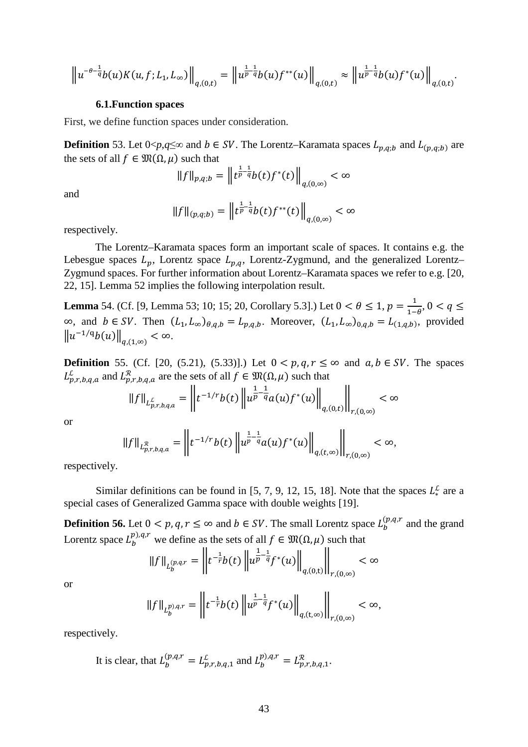$$\left\| u^{-\theta-\frac{1}{q}} b(u) K(u,f;L_1,L_\infty) \right\|_{q,(0,t)} = \left\| u^{\frac{1}{p}-\frac{1}{q}} b(u) f^{**}(u) \right\|_{q,(0,t)} \approx \left\| u^{\frac{1}{p}-\frac{1}{q}} b(u) f^{*}(u) \right\|_{q,(0,t)}.$$

### 6.1.Function spaces

First, we define function spaces under consideration.

**Definition** 53. Let $0<p,q\leq\infty$ and $b \in SV$. The Lorentz–Karamata spaces $L_{p,q;b}$ and $L_{(p,q;b)}$ are the sets of all $f \in \mathfrak{M}(\Omega,\mu)$ such that

$$\|f\|_{p,q;b} = \left\| t^{\frac{1}{p}-\frac{1}{q}} b(t) f^{*}(t) \right\|_{q,(0,\infty)} < \infty$$

and

$$\|f\|_{(p,q;b)} = \left\| t^{\frac{1}{p}-\frac{1}{q}} b(t) f^{**}(t) \right\|_{q,(0,\infty)} < \infty$$

respectively.

The Lorentz–Karamata spaces form an important scale of spaces. It contains e.g. the Lebesgue spaces $L_p$, Lorentz space $L_{p,q}$, Lorentz-Zygmund, and the generalized Lorentz–Zygmund spaces. For further information about Lorentz–Karamata spaces we refer to e.g. [20, 22, 15]. Lemma 52 implies the following interpolation result.

**Lemma** 54. (Cf. [9, Lemma 53; 10; 15; 20, Corollary 5.3].) Let $0 < \theta \leq 1$, $p = \frac{1}{1-\theta}$, $0 < q \leq \infty$, and $b \in SV$. Then $(L_1, L_\infty)_{\theta,q,b} = L_{p,q,b}$. Moreover, $(L_1, L_\infty)_{0,q,b} = L_{(1,q,b)}$, provided $\|u^{-1/q} b(u)\|_{q,(1,\infty)} < \infty$.

**Definition** 55. (Cf. [20, (5.21), (5.33)].) Let $0 < p,q,r \leq \infty$ and $a,b \in SV$. The spaces $L^{\mathcal{L}}_{p,r,b,q,a}$ and $L^{\mathcal{R}}_{p,r,b,q,a}$ are the sets of all $f \in \mathfrak{M}(\Omega,\mu)$ such that

$$\|f\|_{L^{\mathcal{L}}_{p,r,b,q,a}} = \left\| t^{-1/r} b(t) \left\| u^{\frac{1}{p}-\frac{1}{q}} a(u) f^{*}(u) \right\|_{q,(0,t)} \right\|_{r,(0,\infty)} < \infty$$

or

$$\|f\|_{L^{\mathcal{R}}_{p,r,b,q,a}} = \left\| t^{-1/r} b(t) \left\| u^{\frac{1}{p}-\frac{1}{q}} a(u) f^{*}(u) \right\|_{q,(t,\infty)} \right\|_{r,(0,\infty)} < \infty,$$

respectively.

Similar definitions can be found in [5, 7, 9, 12, 15, 18]. Note that the spaces $L^{\mathcal{L}}_{*}$ are a special cases of Generalized Gamma space with double weights [19].

**Definition 56.** Let $0 < p,q,r \leq \infty$ and $b \in SV$. The small Lorentz space $L_b^{(p,q,r}$ and the grand Lorentz space $L_b^{p),q,r}$ we define as the sets of all $f \in \mathfrak{M}(\Omega,\mu)$ such that

$$\|f\|_{L_b^{(p,q,r}} = \left\| t^{-\frac{1}{r}} b(t) \left\| u^{\frac{1}{p}-\frac{1}{q}} f^{*}(u) \right\|_{q,(0,t)} \right\|_{r,(0,\infty)} < \infty$$

or

$$\|f\|_{L_b^{p),q,r}} = \left\| t^{-\frac{1}{r}} b(t) \left\| u^{\frac{1}{p}-\frac{1}{q}} f^{*}(u) \right\|_{q,(t,\infty)} \right\|_{r,(0,\infty)} < \infty,$$

respectively.

It is clear, that $L_b^{(p,q,r} = L^{\mathcal{L}}_{p,r,b,q,1}$ and $L_b^{p),q,r} = L^{\mathcal{R}}_{p,r,b,q,1}$.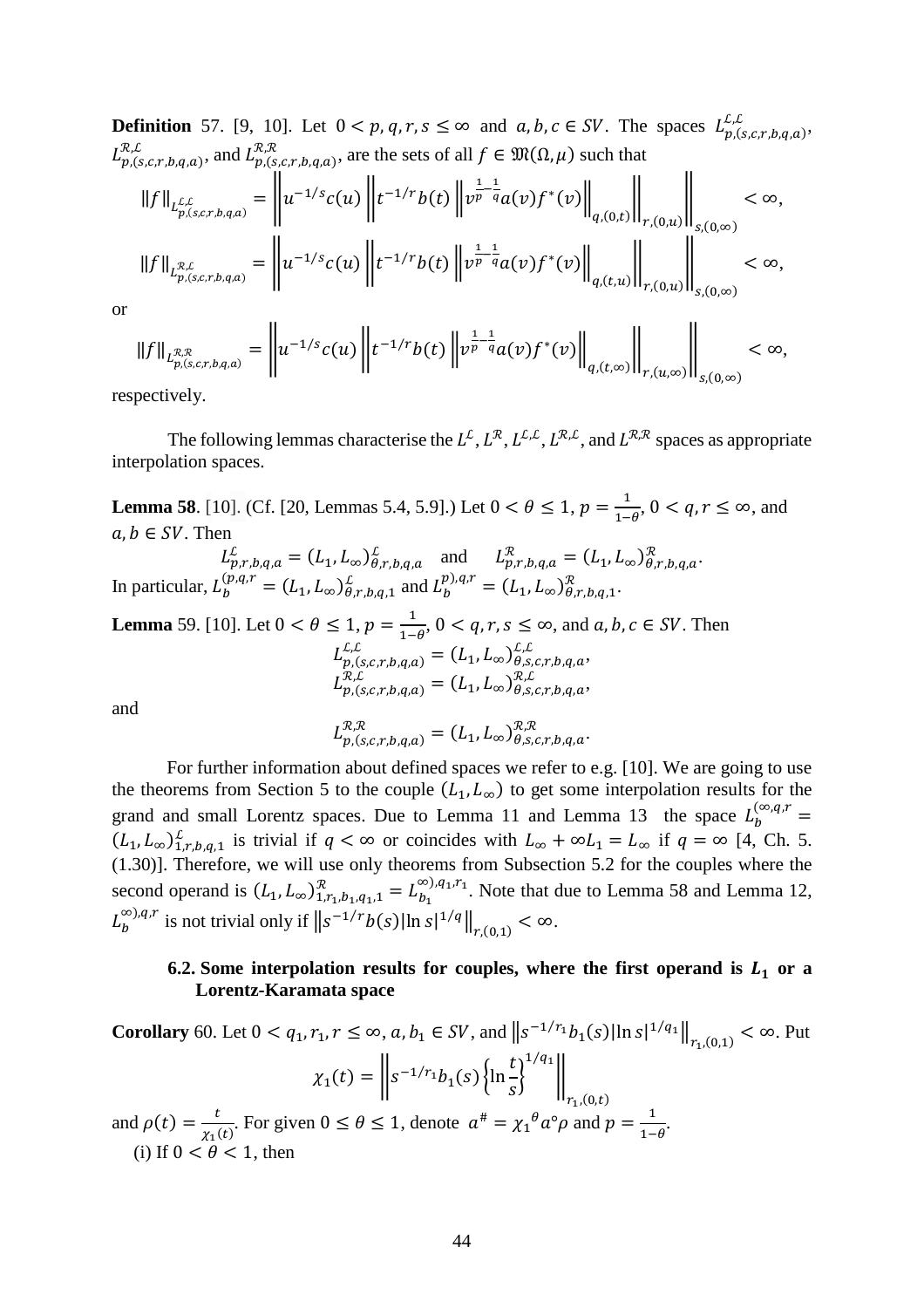**Definition** 57. [9, 10]. Let $0 < p, q, r, s \le \infty$ and $a, b, c \in SV$. The spaces $L^{\mathcal{L},\mathcal{L}}_{p,(s,c,r,b,q,a)}$, $L^{\mathcal{R},\mathcal{L}}_{p,(s,c,r,b,q,a)}$, and $L^{\mathcal{R},\mathcal{R}}_{p,(s,c,r,b,q,a)}$, are the sets of all $f \in \mathfrak{M}(\Omega, \mu)$ such that

$$\|f\|_{L^{\mathcal{L},\mathcal{L}}_{p,(s,c,r,b,q,a)}} = \left\| u^{-1/s} c(u) \left\| t^{-1/r} b(t) \left\| v^{\frac{1}{p}-\frac{1}{q}} a(v) f^*(v) \right\|_{q,(0,t)} \right\|_{r,(0,u)} \right\|_{s,(0,\infty)} < \infty,$$

$$\|f\|_{L^{\mathcal{R},\mathcal{L}}_{p,(s,c,r,b,q,a)}} = \left\| u^{-1/s} c(u) \left\| t^{-1/r} b(t) \left\| v^{\frac{1}{p}-\frac{1}{q}} a(v) f^*(v) \right\|_{q,(t,u)} \right\|_{r,(0,u)} \right\|_{s,(0,\infty)} < \infty,$$

or

$$\|f\|_{L^{\mathcal{R},\mathcal{R}}_{p,(s,c,r,b,q,a)}} = \left\| u^{-1/s} c(u) \left\| t^{-1/r} b(t) \left\| v^{\frac{1}{p}-\frac{1}{q}} a(v) f^*(v) \right\|_{q,(t,\infty)} \right\|_{r,(u,\infty)} \right\|_{s,(0,\infty)} < \infty,$$

respectively.

The following lemmas characterise the $L^{\mathcal{L}}$, $L^{\mathcal{R}}$, $L^{\mathcal{L},\mathcal{L}}$, $L^{\mathcal{R},\mathcal{L}}$, and $L^{\mathcal{R},\mathcal{R}}$ spaces as appropriate interpolation spaces.

**Lemma 58**. [10]. (Cf. [20, Lemmas 5.4, 5.9].) Let $0 < \theta \le 1$, $p = \frac{1}{1-\theta}$, $0 < q, r \le \infty$, and $a, b \in SV$. Then

$$L^{\mathcal{L}}_{p,r,b,q,a} = (L_1, L_\infty)^{\mathcal{L}}_{\theta,r,b,q,a} \quad \text{and} \quad L^{\mathcal{R}}_{p,r,b,q,a} = (L_1, L_\infty)^{\mathcal{R}}_{\theta,r,b,q,a}.$$

In particular, $L^{(p,q,r}_{b} = (L_1, L_\infty)^{\mathcal{L}}_{\theta,r,b,q,1}$ and $L^{p),q,r}_{b} = (L_1, L_\infty)^{\mathcal{R}}_{\theta,r,b,q,1}$.

**Lemma** 59. [10]. Let $0 < \theta \le 1$, $p = \frac{1}{1-\theta}$, $0 < q, r, s \le \infty$, and $a, b, c \in SV$. Then

$$L^{\mathcal{L},\mathcal{L}}_{p,(s,c,r,b,q,a)} = (L_1, L_\infty)^{\mathcal{L},\mathcal{L}}_{\theta,s,c,r,b,q,a},$$
$$L^{\mathcal{R},\mathcal{L}}_{p,(s,c,r,b,q,a)} = (L_1, L_\infty)^{\mathcal{R},\mathcal{L}}_{\theta,s,c,r,b,q,a},$$

and

$$L^{\mathcal{R},\mathcal{R}}_{p,(s,c,r,b,q,a)} = (L_1, L_\infty)^{\mathcal{R},\mathcal{R}}_{\theta,s,c,r,b,q,a}.$$

For further information about defined spaces we refer to e.g. [10]. We are going to use the theorems from Section 5 to the couple $(L_1, L_\infty)$ to get some interpolation results for the grand and small Lorentz spaces. Due to Lemma 11 and Lemma 13 the space $L^{(\infty,q,r}_{b} = (L_1, L_\infty)^{\mathcal{L}}_{1,r,b,q,1}$ is trivial if $q < \infty$ or coincides with $L_\infty + \infty L_1 = L_\infty$ if $q = \infty$ [4, Ch. 5. (1.30)]. Therefore, we will use only theorems from Subsection 5.2 for the couples where the second operand is $(L_1, L_\infty)^{\mathcal{R}}_{1,r_1,b_1,q_1,1} = L^{\infty),q_1,r_1}_{b_1}$. Note that due to Lemma 58 and Lemma 12, $L^{\infty),q,r}_{b}$ is not trivial only if $\left\| s^{-1/r} b(s) |\ln s|^{1/q} \right\|_{r,(0,1)} < \infty$.

### 6.2. Some interpolation results for couples, where the first operand is $L_1$ or a Lorentz-Karamata space

**Corollary** 60. Let $0 < q_1, r_1, r \le \infty$, $a, b_1 \in SV$, and $\left\| s^{-1/r_1} b_1(s) |\ln s|^{1/q_1} \right\|_{r_1,(0,1)} < \infty$. Put

$$\chi_1(t) = \left\| s^{-1/r_1} b_1(s) \left\{ \ln \frac{t}{s} \right\}^{1/q_1} \right\|_{r_1,(0,t)}$$

and $\rho(t) = \frac{t}{\chi_1(t)}$. For given $0 \le \theta \le 1$, denote $a^\# = {\chi_1}^\theta a \circ \rho$ and $p = \frac{1}{1-\theta}$.

(i) If $0 < \theta < 1$, then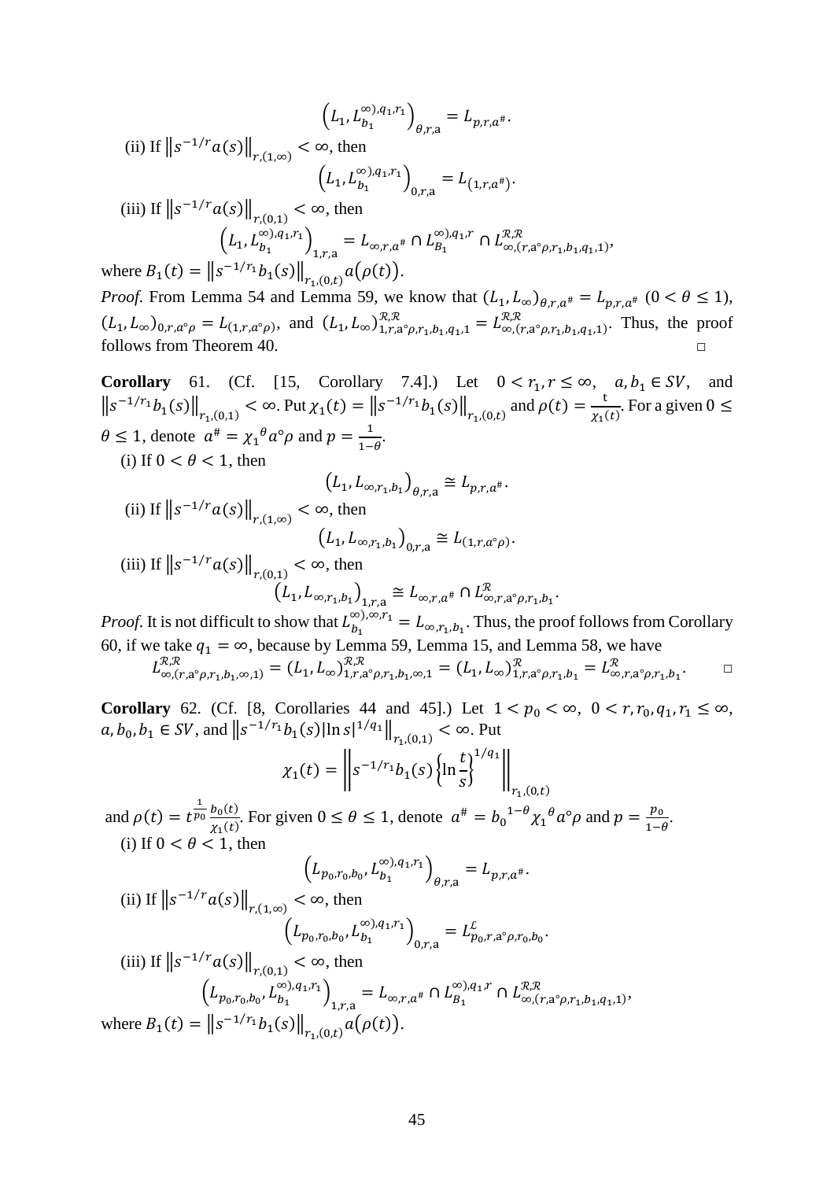$$\left(L_1, L_{b_1}^{\infty),q_1,r_1}\right)_{\theta,r,\mathrm{a}} = L_{p,r,a^\#}.$$

(ii) If $\left\|s^{-1/r}a(s)\right\|_{r,(1,\infty)} < \infty$, then

$$\left(L_1, L_{b_1}^{\infty),q_1,r_1}\right)_{0,r,\mathrm{a}} = L_{(1,r,a^\#)}.$$

(iii) If $\left\|s^{-1/r}a(s)\right\|_{r,(0,1)} < \infty$, then

$$\left(L_1, L_{b_1}^{\infty),q_1,r_1}\right)_{1,r,\mathrm{a}} = L_{\infty,r,a^\#} \cap L_{B_1}^{\infty),q_1,r} \cap L_{\infty,(r,\mathrm{a}\circ\rho,r_1,b_1,q_1,1)}^{\mathcal{R},\mathcal{R}},$$

where $B_1(t) = \left\|s^{-1/r_1}b_1(s)\right\|_{r_1,(0,t)} a(\rho(t))$.

*Proof.* From Lemma 54 and Lemma 59, we know that $(L_1, L_\infty)_{\theta,r,a^\#} = L_{p,r,a^\#}$ $(0 < \theta \leq 1)$, $(L_1, L_\infty)_{0,r,a\circ\rho} = L_{(1,r,a\circ\rho)}$, and $(L_1, L_\infty)_{1,r,\mathrm{a}\circ\rho,r_1,b_1,q_1,1}^{\mathcal{R},\mathcal{R}} = L_{\infty,(r,\mathrm{a}\circ\rho,r_1,b_1,q_1,1)}^{\mathcal{R},\mathcal{R}}$. Thus, the proof follows from Theorem 40. □

**Corollary** 61. (Cf. [15, Corollary 7.4].) Let $0 < r_1, r \leq \infty$, $a, b_1 \in SV$, and $\left\|s^{-1/r_1}b_1(s)\right\|_{r_1,(0,1)} < \infty$. Put $\chi_1(t) = \left\|s^{-1/r_1}b_1(s)\right\|_{r_1,(0,t)}$ and $\rho(t) = \frac{\mathrm{t}}{\chi_1(t)}$. For a given $0 \leq \theta \leq 1$, denote $a^\# = {\chi_1}^\theta a\circ\rho$ and $p = \frac{1}{1-\theta}$.

(i) If $0 < \theta < 1$, then

$$\left(L_1, L_{\infty,r_1,b_1}\right)_{\theta,r,\mathrm{a}} \cong L_{p,r,a^\#}.$$

(ii) If $\left\|s^{-1/r}a(s)\right\|_{r,(1,\infty)} < \infty$, then

$$\left(L_1, L_{\infty,r_1,b_1}\right)_{0,r,\mathrm{a}} \cong L_{(1,r,a\circ\rho)}.$$

(iii) If $\left\|s^{-1/r}a(s)\right\|_{r,(0,1)} < \infty$, then

$$\left(L_1, L_{\infty,r_1,b_1}\right)_{1,r,\mathrm{a}} \cong L_{\infty,r,a^\#} \cap L_{\infty,r,\mathrm{a}\circ\rho,r_1,b_1}^{\mathcal{R}}.$$

*Proof.* It is not difficult to show that $L_{b_1}^{\infty),\infty,r_1} = L_{\infty,r_1,b_1}$. Thus, the proof follows from Corollary 60, if we take $q_1 = \infty$, because by Lemma 59, Lemma 15, and Lemma 58, we have

$$L_{\infty,(r,\mathrm{a}\circ\rho,r_1,b_1,\infty,1)}^{\mathcal{R},\mathcal{R}} = (L_1, L_\infty)_{1,r,\mathrm{a}\circ\rho,r_1,b_1,\infty,1}^{\mathcal{R},\mathcal{R}} = (L_1, L_\infty)_{1,r,\mathrm{a}\circ\rho,r_1,b_1}^{\mathcal{R}} = L_{\infty,r,\mathrm{a}\circ\rho,r_1,b_1}^{\mathcal{R}}. \qquad \square$$

**Corollary** 62. (Cf. [8, Corollaries 44 and 45].) Let $1 < p_0 < \infty$, $0 < r, r_0, q_1, r_1 \leq \infty$, $a, b_0, b_1 \in SV$, and $\left\|s^{-1/r_1}b_1(s)|\ln s|^{1/q_1}\right\|_{r_1,(0,1)} < \infty$. Put

$$\chi_1(t) = \left\|s^{-1/r_1}b_1(s)\left\{\ln\frac{t}{s}\right\}^{1/q_1}\right\|_{r_1,(0,t)}$$

and $\rho(t) = t^{\frac{1}{p_0}}\frac{b_0(t)}{\chi_1(t)}$. For given $0 \leq \theta \leq 1$, denote $a^\# = {b_0}^{1-\theta}{\chi_1}^\theta a\circ\rho$ and $p = \frac{p_0}{1-\theta}$.

(i) If $0 < \theta < 1$, then

$$\left(L_{p_0,r_0,b_0}, L_{b_1}^{\infty),q_1,r_1}\right)_{\theta,r,\mathrm{a}} = L_{p,r,a^\#}.$$

(ii) If $\left\|s^{-1/r}a(s)\right\|_{r,(1,\infty)} < \infty$, then

$$\left(L_{p_0,r_0,b_0}, L_{b_1}^{\infty),q_1,r_1}\right)_{0,r,\mathrm{a}} = L_{p_0,r,\mathrm{a}\circ\rho,r_0,b_0}^{\mathcal{L}}.$$

(iii) If $\left\|s^{-1/r}a(s)\right\|_{r,(0,1)} < \infty$, then

$$\left(L_{p_0,r_0,b_0}, L_{b_1}^{\infty),q_1,r_1}\right)_{1,r,\mathrm{a}} = L_{\infty,r,a^\#} \cap L_{B_1}^{\infty),q_1,r} \cap L_{\infty,(r,\mathrm{a}\circ\rho,r_1,b_1,q_1,1)}^{\mathcal{R},\mathcal{R}},$$

where $B_1(t) = \left\|s^{-1/r_1}b_1(s)\right\|_{r_1,(0,t)} a(\rho(t))$.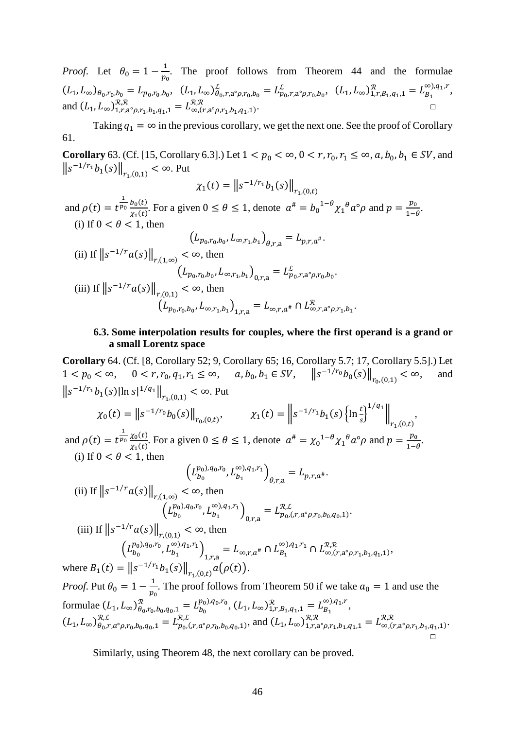*Proof.* Let $\theta_0 = 1 - \frac{1}{p_0}$. The proof follows from Theorem 44 and the formulae $(L_1, L_\infty)_{\theta_0, r_0, b_0} = L_{p_0, r_0, b_0}$, $(L_1, L_\infty)^{\mathcal{L}}_{\theta_0, r, \mathrm{a}\circ\rho, r_0, b_0} = L^{\mathcal{L}}_{p_0, r, \mathrm{a}\circ\rho, r_0, b_0}$, $(L_1, L_\infty)^{\mathcal{R}}_{1, r, B_1, q_1, 1} = L^{\infty), q_1, r}_{B_1}$, and $(L_1, L_\infty)^{\mathcal{R},\mathcal{R}}_{1, r, \mathrm{a}\circ\rho, r_1, b_1, q_1, 1} = L^{\mathcal{R},\mathcal{R}}_{\infty, (r, \mathrm{a}\circ\rho, r_1, b_1, q_1, 1)}$. □

Taking $q_1 = \infty$ in the previous corollary, we get the next one. See the proof of Corollary 61.

**Corollary** 63. (Cf. [15, Corollary 6.3].) Let $1 < p_0 < \infty$, $0 < r, r_0, r_1 \leq \infty$, $a, b_0, b_1 \in SV$, and $\left\| s^{-1/r_1} b_1(s) \right\|_{r_1, (0,1)} < \infty$. Put

$$\chi_1(t) = \left\| s^{-1/r_1} b_1(s) \right\|_{r_1, (0,t)}$$

and $\rho(t) = t^{\frac{1}{p_0}} \frac{b_0(t)}{\chi_1(t)}$. For a given $0 \leq \theta \leq 1$, denote $a^{\#} = {b_0}^{1-\theta} {\chi_1}^{\theta} a \circ \rho$ and $p = \frac{p_0}{1-\theta}$.

(i) If $0 < \theta < 1$, then

$$\left( L_{p_0, r_0, b_0}, L_{\infty, r_1, b_1} \right)_{\theta, r, \mathrm{a}} = L_{p, r, a^{\#}}.$$

(ii) If $\left\| s^{-1/r} a(s) \right\|_{r, (1,\infty)} < \infty$, then

$$\left( L_{p_0, r_0, b_0}, L_{\infty, r_1, b_1} \right)_{0, r, \mathrm{a}} = L^{\mathcal{L}}_{p_0, r, \mathrm{a}\circ\rho, r_0, b_0}.$$

(iii) If $\left\| s^{-1/r} a(s) \right\|_{r, (0,1)} < \infty$, then

$$\left( L_{p_0, r_0, b_0}, L_{\infty, r_1, b_1} \right)_{1, r, \mathrm{a}} = L_{\infty, r, a^{\#}} \cap L^{\mathcal{R}}_{\infty, r, \mathrm{a}\circ\rho, r_1, b_1}.$$

### 6.3. Some interpolation results for couples, where the first operand is a grand or a small Lorentz space

**Corollary** 64. (Cf. [8, Corollary 52; 9, Corollary 65; 16, Corollary 5.7; 17, Corollary 5.5].) Let $1 < p_0 < \infty$, $0 < r, r_0, q_1, r_1 \leq \infty$, $a, b_0, b_1 \in SV$, $\left\| s^{-1/r_0} b_0(s) \right\|_{r_0, (0,1)} < \infty$, and $\left\| s^{-1/r_1} b_1(s) |\ln s|^{1/q_1} \right\|_{r_1, (0,1)} < \infty$. Put

$$\chi_0(t) = \left\| s^{-1/r_0} b_0(s) \right\|_{r_0, (0,t)}, \qquad \chi_1(t) = \left\| s^{-1/r_1} b_1(s) \left\{ \ln \frac{t}{s} \right\}^{1/q_1} \right\|_{r_1, (0,t)},$$

and $\rho(t) = t^{\frac{1}{p_0}} \frac{\chi_0(t)}{\chi_1(t)}$. For a given $0 \leq \theta \leq 1$, denote $a^{\#} = {\chi_0}^{1-\theta} {\chi_1}^{\theta} a \circ \rho$ and $p = \frac{p_0}{1-\theta}$.

(i) If $0 < \theta < 1$, then

$$\left( L^{p_0), q_0, r_0}_{b_0}, L^{\infty), q_1, r_1}_{b_1} \right)_{\theta, r, \mathrm{a}} = L_{p, r, a^{\#}}.$$

(ii) If $\left\| s^{-1/r} a(s) \right\|_{r, (1,\infty)} < \infty$, then

$$\left( L^{p_0), q_0, r_0}_{b_0}, L^{\infty), q_1, r_1}_{b_1} \right)_{0, r, \mathrm{a}} = L^{\mathcal{R},\mathcal{L}}_{p_0, (r, a\circ\rho, r_0, b_0, q_0, 1)}.$$

(iii) If $\left\| s^{-1/r} a(s) \right\|_{r, (0,1)} < \infty$, then

$$\left( L^{p_0), q_0, r_0}_{b_0}, L^{\infty), q_1, r_1}_{b_1} \right)_{1, r, \mathrm{a}} = L_{\infty, r, a^{\#}} \cap L^{\infty), q_1, r}_{B_1} \cap L^{\mathcal{R},\mathcal{R}}_{\infty, (r, \mathrm{a}\circ\rho, r_1, b_1, q_1, 1)},$$

where $B_1(t) = \left\| s^{-1/r_1} b_1(s) \right\|_{r_1, (0,t)} a(\rho(t))$.

*Proof.* Put $\theta_0 = 1 - \frac{1}{p_0}$. The proof follows from Theorem 50 if we take $a_0 = 1$ and use the formulae $(L_1, L_\infty)^{\mathcal{R}}_{\theta_0, r_0, b_0, q_0, 1} = L^{p_0), q_0, r_0}_{b_0}$, $(L_1, L_\infty)^{\mathcal{R}}_{1, r, B_1, q_1, 1} = L^{\infty), q_1, r}_{B_1}$, $(L_1, L_\infty)^{\mathcal{R},\mathcal{L}}_{\theta_0, r, a\circ\rho, r_0, b_0, q_0, 1} = L^{\mathcal{R},\mathcal{L}}_{p_0, (r, a\circ\rho, r_0, b_0, q_0, 1)}$, and $(L_1, L_\infty)^{\mathcal{R},\mathcal{R}}_{1, r, \mathrm{a}\circ\rho, r_1, b_1, q_1, 1} = L^{\mathcal{R},\mathcal{R}}_{\infty, (r, \mathrm{a}\circ\rho, r_1, b_1, q_1, 1)}$. □

Similarly, using Theorem 48, the next corollary can be proved.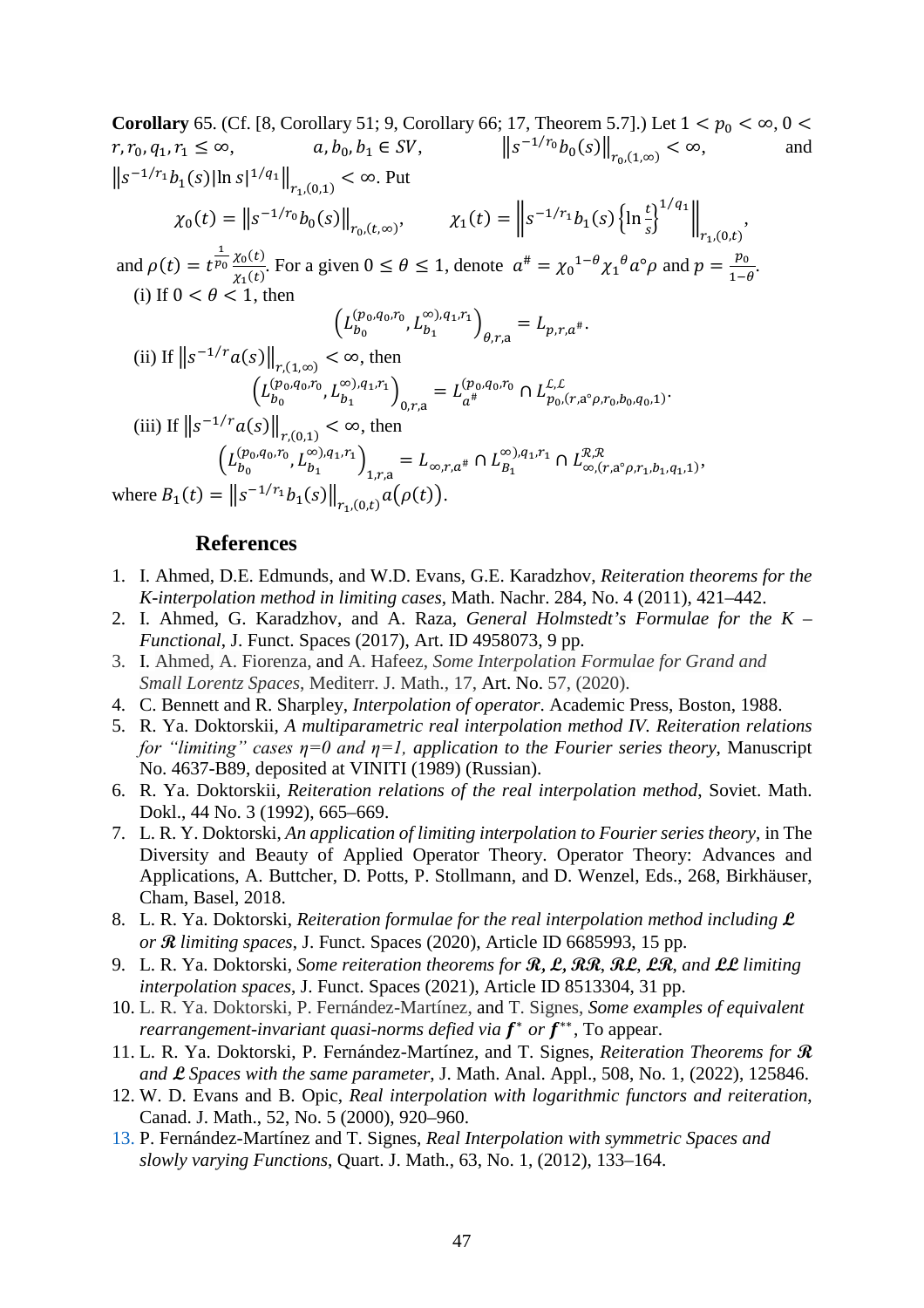**Corollary** 65. (Cf. [8, Corollary 51; 9, Corollary 66; 17, Theorem 5.7].) Let $1 < p_0 < \infty$, $0 < r, r_0, q_1, r_1 \le \infty$, $a, b_0, b_1 \in SV$, $\|s^{-1/r_0} b_0(s)\|_{r_0,(1,\infty)} < \infty$, and $\|s^{-1/r_1} b_1(s) |\ln s|^{1/q_1}\|_{r_1,(0,1)} < \infty$. Put

$$\chi_0(t) = \|s^{-1/r_0} b_0(s)\|_{r_0,(t,\infty)}, \qquad \chi_1(t) = \left\| s^{-1/r_1} b_1(s) \left\{ \ln \frac{t}{s} \right\}^{1/q_1} \right\|_{r_1,(0,t)},$$

and $\rho(t) = t^{\frac{1}{p_0}} \frac{\chi_0(t)}{\chi_1(t)}$. For a given $0 \le \theta \le 1$, denote $a^{\#} = \chi_0{}^{1-\theta} \chi_1{}^{\theta} a \circ \rho$ and $p = \frac{p_0}{1-\theta}$.

(i) If $0 < \theta < 1$, then

$$\left( L_{b_0}^{(p_0,q_0,r_0}, L_{b_1}^{\infty),q_1,r_1} \right)_{\theta,r,\mathrm{a}} = L_{p,r,a^{\#}}.$$

(ii) If $\|s^{-1/r} a(s)\|_{r,(1,\infty)} < \infty$, then

$$\left( L_{b_0}^{(p_0,q_0,r_0}, L_{b_1}^{\infty),q_1,r_1} \right)_{0,r,\mathrm{a}} = L_{a^{\#}}^{(p_0,q_0,r_0} \cap L_{p_0,(r,\mathrm{a}\circ\rho,r_0,b_0,q_0,1)}^{\mathcal{L},\mathcal{L}}.$$

(iii) If $\|s^{-1/r} a(s)\|_{r,(0,1)} < \infty$, then

$$\left( L_{b_0}^{(p_0,q_0,r_0}, L_{b_1}^{\infty),q_1,r_1} \right)_{1,r,\mathrm{a}} = L_{\infty,r,a^{\#}} \cap L_{B_1}^{\infty),q_1,r_1} \cap L_{\infty,(r,\mathrm{a}\circ\rho,r_1,b_1,q_1,1)}^{\mathcal{R},\mathcal{R}},$$

where $B_1(t) = \|s^{-1/r_1} b_1(s)\|_{r_1,(0,t)} a(\rho(t))$.

## References

1. I. Ahmed, D.E. Edmunds, and W.D. Evans, G.E. Karadzhov, *Reiteration theorems for the K-interpolation method in limiting cases*, Math. Nachr. 284, No. 4 (2011), 421–442.
2. I. Ahmed, G. Karadzhov, and A. Raza, *General Holmstedt's Formulae for the K – Functional*, J. Funct. Spaces (2017), Art. ID 4958073, 9 pp.
3. I. Ahmed, A. Fiorenza, and A. Hafeez, *Some Interpolation Formulae for Grand and Small Lorentz Spaces*, Mediterr. J. Math., 17, Art. No. 57, (2020).
4. C. Bennett and R. Sharpley, *Interpolation of operator*. Academic Press, Boston, 1988.
5. R. Ya. Doktorskii, *A multiparametric real interpolation method IV. Reiteration relations for "limiting" cases η=0 and η=1, application to the Fourier series theory*, Manuscript No. 4637-B89, deposited at VINITI (1989) (Russian).
6. R. Ya. Doktorskii, *Reiteration relations of the real interpolation method*, Soviet. Math. Dokl., 44 No. 3 (1992), 665–669.
7. L. R. Y. Doktorski, *An application of limiting interpolation to Fourier series theory*, in The Diversity and Beauty of Applied Operator Theory. Operator Theory: Advances and Applications, A. Buttcher, D. Potts, P. Stollmann, and D. Wenzel, Eds., 268, Birkhäuser, Cham, Basel, 2018.
8. L. R. Ya. Doktorski, *Reiteration formulae for the real interpolation method including 𝓛 or 𝓡 limiting spaces*, J. Funct. Spaces (2020), Article ID 6685993, 15 pp.
9. L. R. Ya. Doktorski, *Some reiteration theorems for 𝓡, 𝓛, 𝓡𝓡, 𝓡𝓛, 𝓛𝓡, and 𝓛𝓛 limiting interpolation spaces*, J. Funct. Spaces (2021), Article ID 8513304, 31 pp.
10. L. R. Ya. Doktorski, P. Fernández-Martínez, and T. Signes, *Some examples of equivalent rearrangement-invariant quasi-norms defied via $f^*$ or $f^{**}$*, To appear.
11. L. R. Ya. Doktorski, P. Fernández-Martínez, and T. Signes, *Reiteration Theorems for 𝓡 and 𝓛 Spaces with the same parameter*, J. Math. Anal. Appl., 508, No. 1, (2022), 125846.
12. W. D. Evans and B. Opic, *Real interpolation with logarithmic functors and reiteration*, Canad. J. Math., 52, No. 5 (2000), 920–960.
13. P. Fernández-Martínez and T. Signes, *Real Interpolation with symmetric Spaces and slowly varying Functions*, Quart. J. Math., 63, No. 1, (2012), 133–164.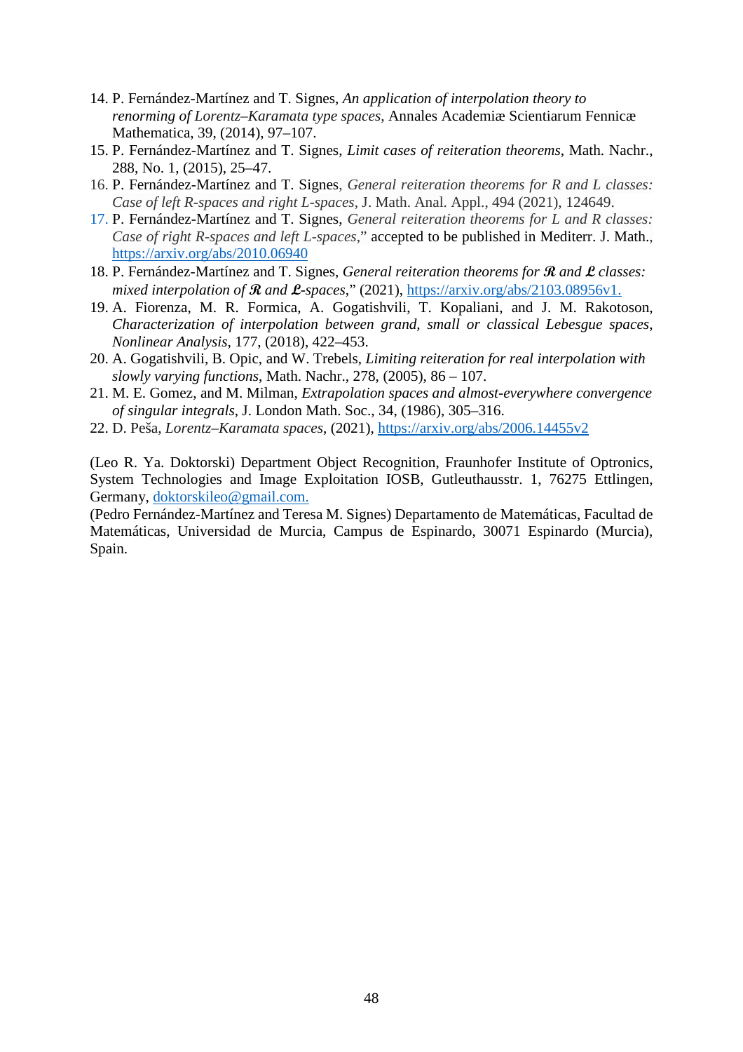14. P. Fernández-Martínez and T. Signes, *An application of interpolation theory to renorming of Lorentz–Karamata type spaces*, Annales Academiæ Scientiarum Fennicæ Mathematica, 39, (2014), 97–107.
15. P. Fernández-Martínez and T. Signes, *Limit cases of reiteration theorems*, Math. Nachr., 288, No. 1, (2015), 25–47.
16. P. Fernández-Martínez and T. Signes, *General reiteration theorems for R and L classes: Case of left R-spaces and right L-spaces*, J. Math. Anal. Appl., 494 (2021), 124649.
17. P. Fernández-Martínez and T. Signes, *General reiteration theorems for L and R classes: Case of right R-spaces and left L-spaces*," accepted to be published in Mediterr. J. Math., https://arxiv.org/abs/2010.06940
18. P. Fernández-Martínez and T. Signes, *General reiteration theorems for $\mathcal{R}$ and $\mathcal{L}$ classes: mixed interpolation of $\mathcal{R}$ and $\mathcal{L}$-spaces*," (2021), https://arxiv.org/abs/2103.08956v1.
19. A. Fiorenza, M. R. Formica, A. Gogatishvili, T. Kopaliani, and J. M. Rakotoson, *Characterization of interpolation between grand, small or classical Lebesgue spaces*, *Nonlinear Analysis*, 177, (2018), 422–453.
20. A. Gogatishvili, B. Opic, and W. Trebels, *Limiting reiteration for real interpolation with slowly varying functions*, Math. Nachr., 278, (2005), 86 – 107.
21. M. E. Gomez, and M. Milman, *Extrapolation spaces and almost-everywhere convergence of singular integrals*, J. London Math. Soc., 34, (1986), 305–316.
22. D. Peša, *Lorentz–Karamata spaces*, (2021), https://arxiv.org/abs/2006.14455v2

(Leo R. Ya. Doktorski) Department Object Recognition, Fraunhofer Institute of Optronics, System Technologies and Image Exploitation IOSB, Gutleuthausstr. 1, 76275 Ettlingen, Germany, doktorskileo@gmail.com.

(Pedro Fernández-Martínez and Teresa M. Signes) Departamento de Matemáticas, Facultad de Matemáticas, Universidad de Murcia, Campus de Espinardo, 30071 Espinardo (Murcia), Spain.